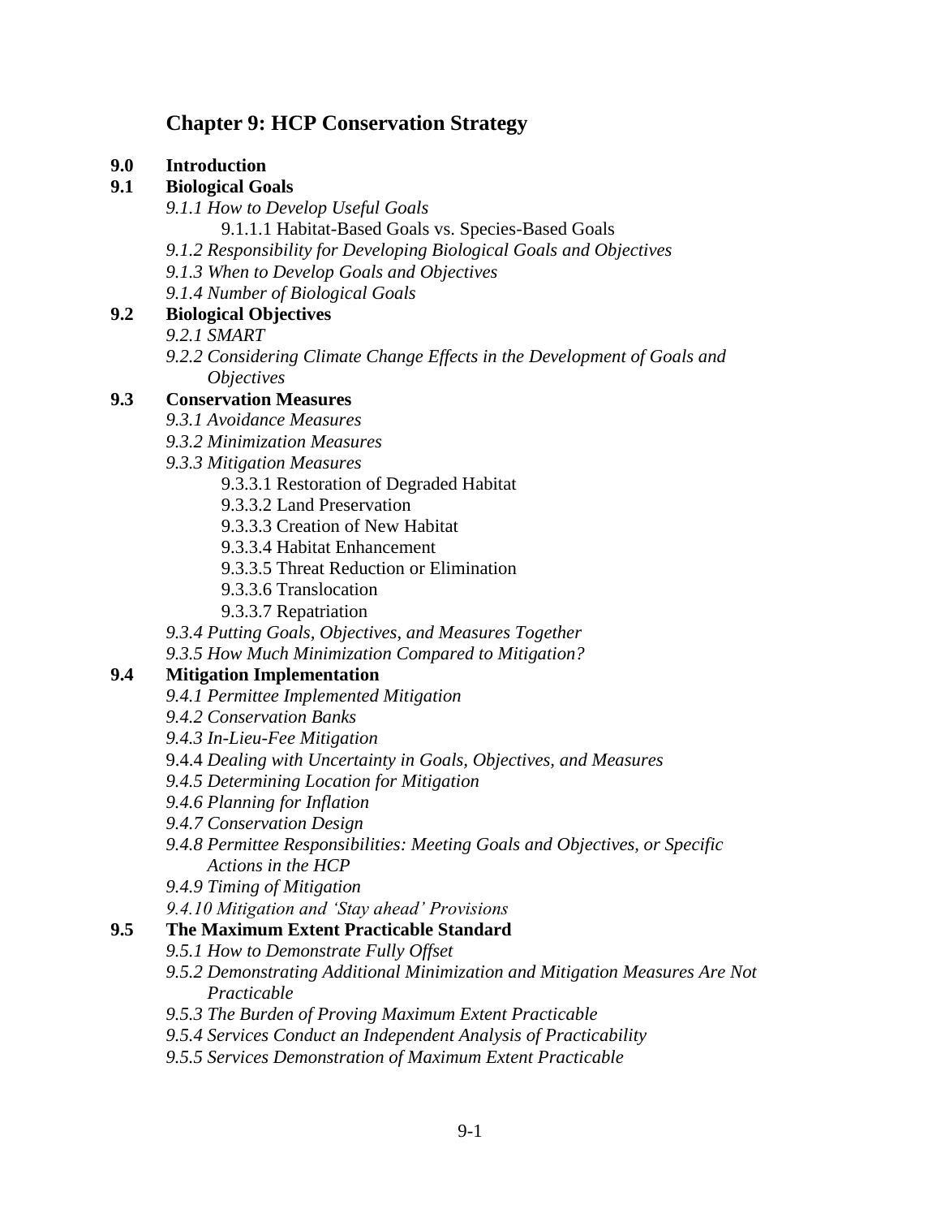# Chapter 9: HCP Conservation Strategy

**9.0 Introduction**

**9.1 Biological Goals**

- *9.1.1 How to Develop Useful Goals*
  - 9.1.1.1 Habitat-Based Goals vs. Species-Based Goals
- *9.1.2 Responsibility for Developing Biological Goals and Objectives*
- *9.1.3 When to Develop Goals and Objectives*
- *9.1.4 Number of Biological Goals*

**9.2 Biological Objectives**

- *9.2.1 SMART*
- *9.2.2 Considering Climate Change Effects in the Development of Goals and Objectives*

**9.3 Conservation Measures**

- *9.3.1 Avoidance Measures*
- *9.3.2 Minimization Measures*
- *9.3.3 Mitigation Measures*
  - 9.3.3.1 Restoration of Degraded Habitat
  - 9.3.3.2 Land Preservation
  - 9.3.3.3 Creation of New Habitat
  - 9.3.3.4 Habitat Enhancement
  - 9.3.3.5 Threat Reduction or Elimination
  - 9.3.3.6 Translocation
  - 9.3.3.7 Repatriation
- *9.3.4 Putting Goals, Objectives, and Measures Together*
- *9.3.5 How Much Minimization Compared to Mitigation?*

**9.4 Mitigation Implementation**

- *9.4.1 Permittee Implemented Mitigation*
- *9.4.2 Conservation Banks*
- *9.4.3 In-Lieu-Fee Mitigation*
- 9.4.4 *Dealing with Uncertainty in Goals, Objectives, and Measures*
- *9.4.5 Determining Location for Mitigation*
- *9.4.6 Planning for Inflation*
- *9.4.7 Conservation Design*
- *9.4.8 Permittee Responsibilities: Meeting Goals and Objectives, or Specific Actions in the HCP*
- *9.4.9 Timing of Mitigation*
- *9.4.10 Mitigation and 'Stay ahead' Provisions*

**9.5 The Maximum Extent Practicable Standard**

- *9.5.1 How to Demonstrate Fully Offset*
- *9.5.2 Demonstrating Additional Minimization and Mitigation Measures Are Not Practicable*
- *9.5.3 The Burden of Proving Maximum Extent Practicable*
- *9.5.4 Services Conduct an Independent Analysis of Practicability*
- *9.5.5 Services Demonstration of Maximum Extent Practicable*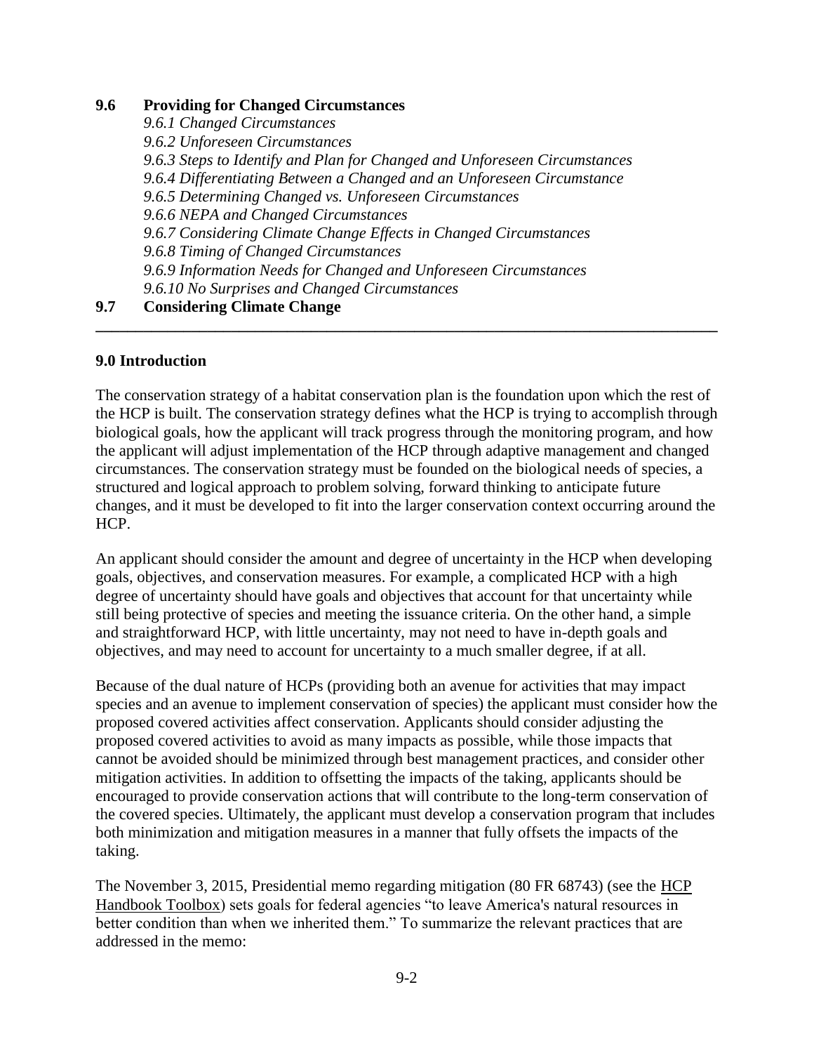**9.6 Providing for Changed Circumstances**

*9.6.1 Changed Circumstances*
*9.6.2 Unforeseen Circumstances*
*9.6.3 Steps to Identify and Plan for Changed and Unforeseen Circumstances*
*9.6.4 Differentiating Between a Changed and an Unforeseen Circumstance*
*9.6.5 Determining Changed vs. Unforeseen Circumstances*
*9.6.6 NEPA and Changed Circumstances*
*9.6.7 Considering Climate Change Effects in Changed Circumstances*
*9.6.8 Timing of Changed Circumstances*
*9.6.9 Information Needs for Changed and Unforeseen Circumstances*
*9.6.10 No Surprises and Changed Circumstances*

**9.7 Considering Climate Change**

---

## 9.0 Introduction

The conservation strategy of a habitat conservation plan is the foundation upon which the rest of the HCP is built. The conservation strategy defines what the HCP is trying to accomplish through biological goals, how the applicant will track progress through the monitoring program, and how the applicant will adjust implementation of the HCP through adaptive management and changed circumstances. The conservation strategy must be founded on the biological needs of species, a structured and logical approach to problem solving, forward thinking to anticipate future changes, and it must be developed to fit into the larger conservation context occurring around the HCP.

An applicant should consider the amount and degree of uncertainty in the HCP when developing goals, objectives, and conservation measures. For example, a complicated HCP with a high degree of uncertainty should have goals and objectives that account for that uncertainty while still being protective of species and meeting the issuance criteria. On the other hand, a simple and straightforward HCP, with little uncertainty, may not need to have in-depth goals and objectives, and may need to account for uncertainty to a much smaller degree, if at all.

Because of the dual nature of HCPs (providing both an avenue for activities that may impact species and an avenue to implement conservation of species) the applicant must consider how the proposed covered activities affect conservation. Applicants should consider adjusting the proposed covered activities to avoid as many impacts as possible, while those impacts that cannot be avoided should be minimized through best management practices, and consider other mitigation activities. In addition to offsetting the impacts of the taking, applicants should be encouraged to provide conservation actions that will contribute to the long-term conservation of the covered species. Ultimately, the applicant must develop a conservation program that includes both minimization and mitigation measures in a manner that fully offsets the impacts of the taking.

The November 3, 2015, Presidential memo regarding mitigation (80 FR 68743) (see the HCP Handbook Toolbox) sets goals for federal agencies "to leave America's natural resources in better condition than when we inherited them." To summarize the relevant practices that are addressed in the memo: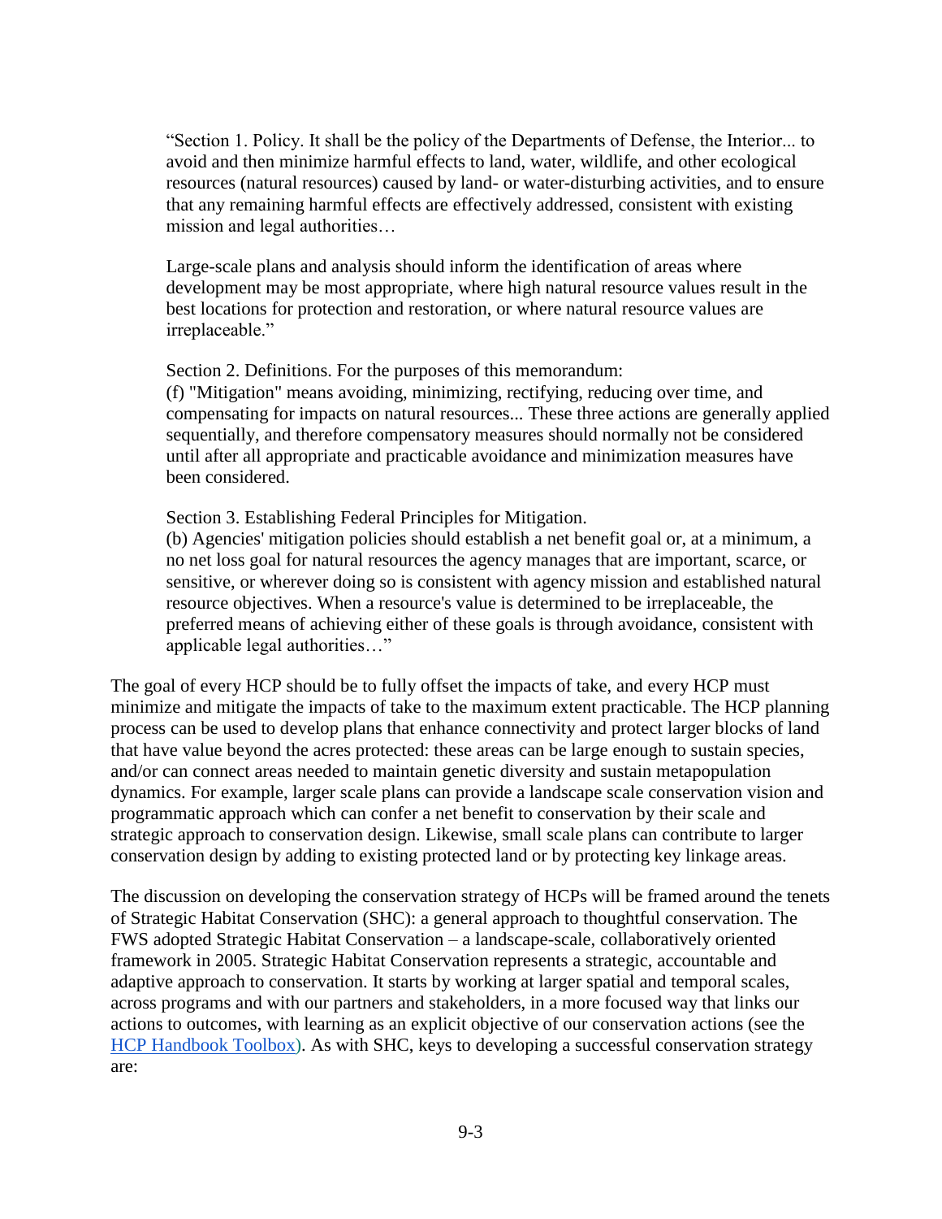> "Section 1. Policy. It shall be the policy of the Departments of Defense, the Interior... to avoid and then minimize harmful effects to land, water, wildlife, and other ecological resources (natural resources) caused by land- or water-disturbing activities, and to ensure that any remaining harmful effects are effectively addressed, consistent with existing mission and legal authorities…
>
> Large-scale plans and analysis should inform the identification of areas where development may be most appropriate, where high natural resource values result in the best locations for protection and restoration, or where natural resource values are irreplaceable."
>
> Section 2. Definitions. For the purposes of this memorandum:
> (f) "Mitigation" means avoiding, minimizing, rectifying, reducing over time, and compensating for impacts on natural resources... These three actions are generally applied sequentially, and therefore compensatory measures should normally not be considered until after all appropriate and practicable avoidance and minimization measures have been considered.
>
> Section 3. Establishing Federal Principles for Mitigation.
> (b) Agencies' mitigation policies should establish a net benefit goal or, at a minimum, a no net loss goal for natural resources the agency manages that are important, scarce, or sensitive, or wherever doing so is consistent with agency mission and established natural resource objectives. When a resource's value is determined to be irreplaceable, the preferred means of achieving either of these goals is through avoidance, consistent with applicable legal authorities…"

The goal of every HCP should be to fully offset the impacts of take, and every HCP must minimize and mitigate the impacts of take to the maximum extent practicable. The HCP planning process can be used to develop plans that enhance connectivity and protect larger blocks of land that have value beyond the acres protected: these areas can be large enough to sustain species, and/or can connect areas needed to maintain genetic diversity and sustain metapopulation dynamics. For example, larger scale plans can provide a landscape scale conservation vision and programmatic approach which can confer a net benefit to conservation by their scale and strategic approach to conservation design. Likewise, small scale plans can contribute to larger conservation design by adding to existing protected land or by protecting key linkage areas.

The discussion on developing the conservation strategy of HCPs will be framed around the tenets of Strategic Habitat Conservation (SHC): a general approach to thoughtful conservation. The FWS adopted Strategic Habitat Conservation – a landscape-scale, collaboratively oriented framework in 2005. Strategic Habitat Conservation represents a strategic, accountable and adaptive approach to conservation. It starts by working at larger spatial and temporal scales, across programs and with our partners and stakeholders, in a more focused way that links our actions to outcomes, with learning as an explicit objective of our conservation actions (see the HCP Handbook Toolbox). As with SHC, keys to developing a successful conservation strategy are: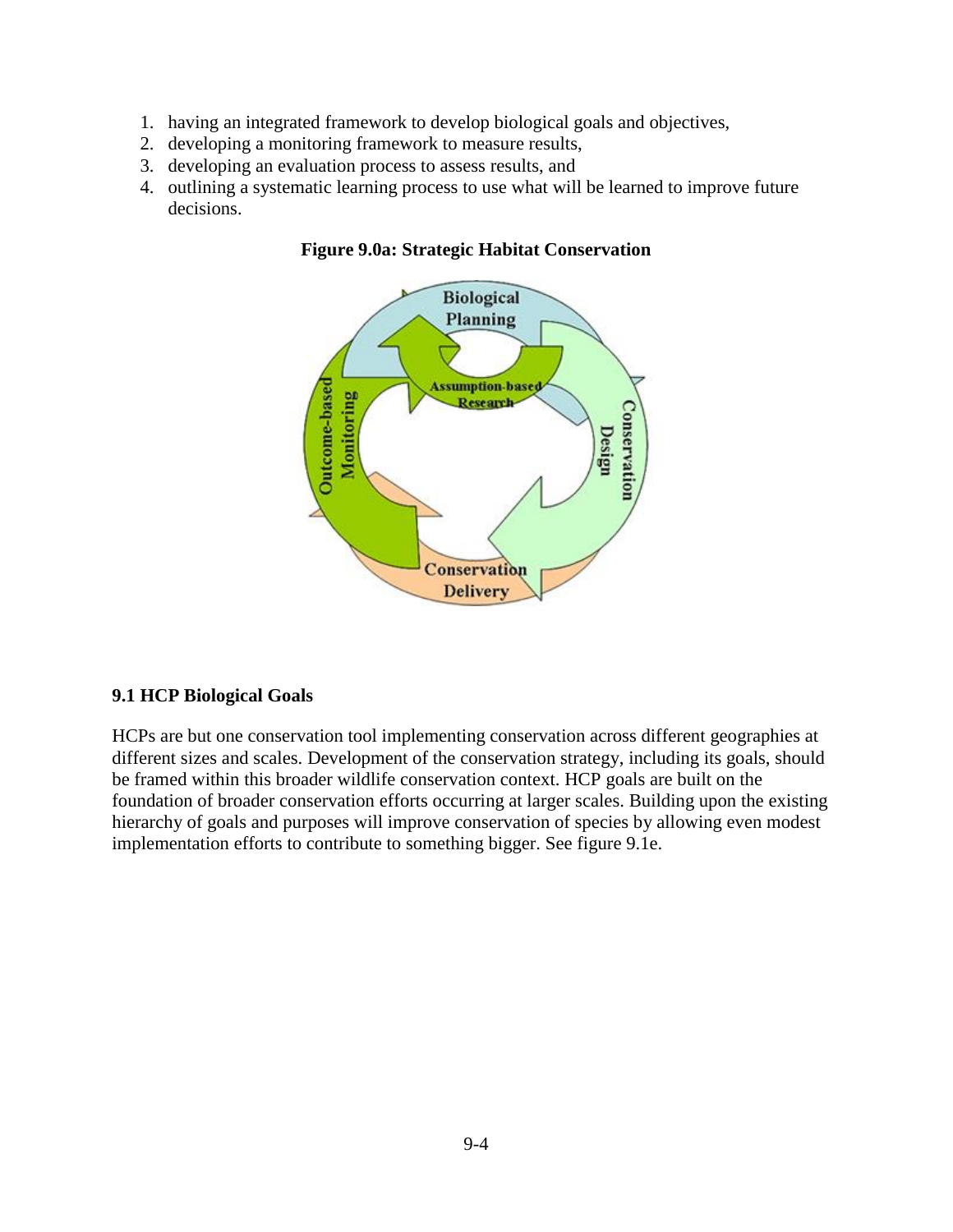1. having an integrated framework to develop biological goals and objectives,
2. developing a monitoring framework to measure results,
3. developing an evaluation process to assess results, and
4. outlining a systematic learning process to use what will be learned to improve future decisions.

**Figure 9.0a: Strategic Habitat Conservation**

## 9.1 HCP Biological Goals

HCPs are but one conservation tool implementing conservation across different geographies at different sizes and scales. Development of the conservation strategy, including its goals, should be framed within this broader wildlife conservation context. HCP goals are built on the foundation of broader conservation efforts occurring at larger scales. Building upon the existing hierarchy of goals and purposes will improve conservation of species by allowing even modest implementation efforts to contribute to something bigger. See figure 9.1e.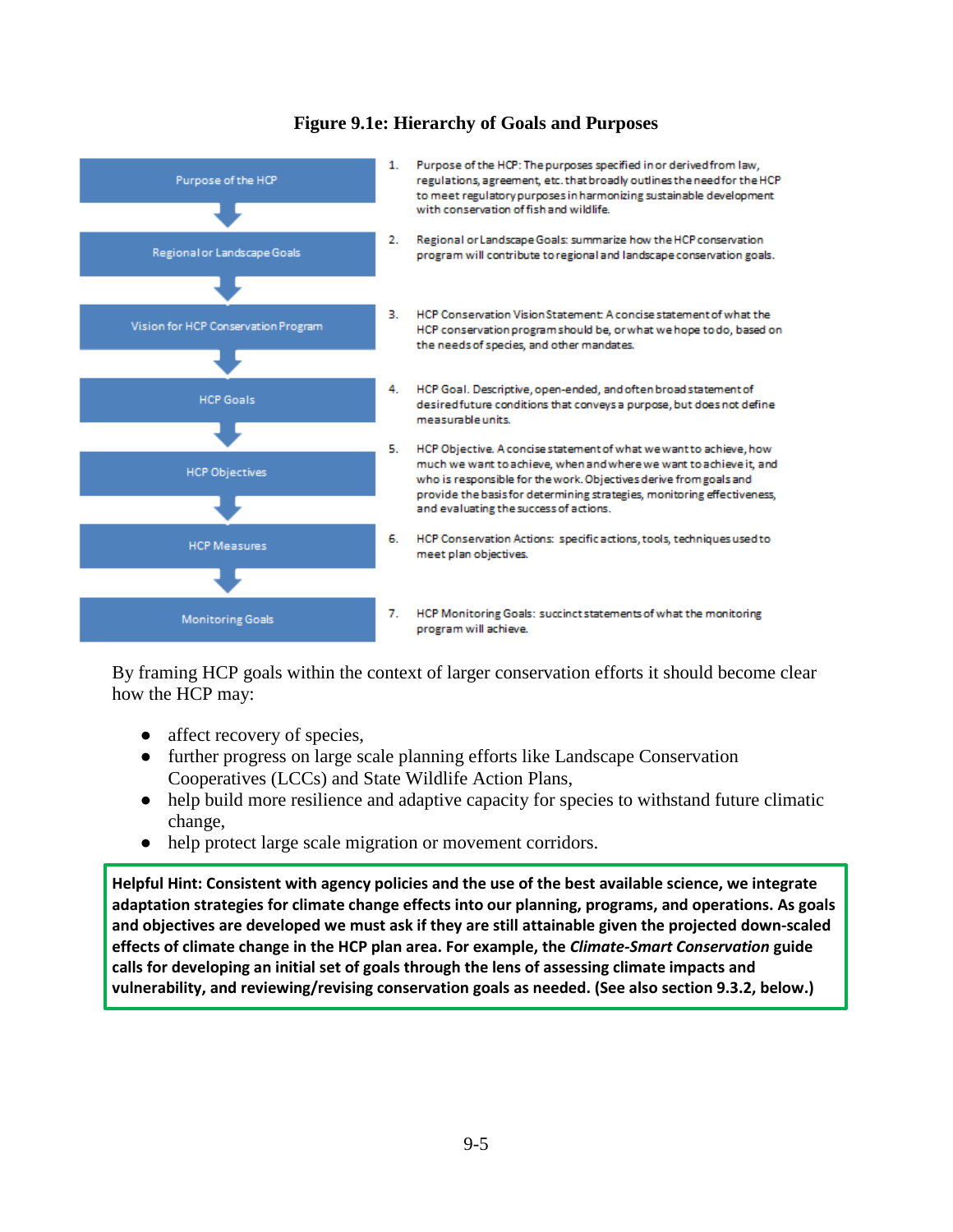**Figure 9.1e: Hierarchy of Goals and Purposes**

| Level | Description |
|---|---|
| Purpose of the HCP | 1. Purpose of the HCP: The purposes specified in or derived from law, regulations, agreement, etc. that broadly outlines the need for the HCP to meet regulatory purposes in harmonizing sustainable development with conservation of fish and wildlife. |
| Regional or Landscape Goals | 2. Regional or Landscape Goals: summarize how the HCP conservation program will contribute to regional and landscape conservation goals. |
| Vision for HCP Conservation Program | 3. HCP Conservation Vision Statement: A concise statement of what the HCP conservation program should be, or what we hope to do, based on the needs of species, and other mandates. |
| HCP Goals | 4. HCP Goal. Descriptive, open-ended, and often broad statement of desired future conditions that conveys a purpose, but does not define measurable units. |
| HCP Objectives | 5. HCP Objective. A concise statement of what we want to achieve, how much we want to achieve, when and where we want to achieve it, and who is responsible for the work. Objectives derive from goals and provide the basis for determining strategies, monitoring effectiveness, and evaluating the success of actions. |
| HCP Measures | 6. HCP Conservation Actions: specific actions, tools, techniques used to meet plan objectives. |
| Monitoring Goals | 7. HCP Monitoring Goals: succinct statements of what the monitoring program will achieve. |

By framing HCP goals within the context of larger conservation efforts it should become clear how the HCP may:

- affect recovery of species,
- further progress on large scale planning efforts like Landscape Conservation Cooperatives (LCCs) and State Wildlife Action Plans,
- help build more resilience and adaptive capacity for species to withstand future climatic change,
- help protect large scale migration or movement corridors.

**Helpful Hint: Consistent with agency policies and the use of the best available science, we integrate adaptation strategies for climate change effects into our planning, programs, and operations. As goals and objectives are developed we must ask if they are still attainable given the projected down-scaled effects of climate change in the HCP plan area. For example, the *Climate-Smart Conservation* guide calls for developing an initial set of goals through the lens of assessing climate impacts and vulnerability, and reviewing/revising conservation goals as needed. (See also section 9.3.2, below.)**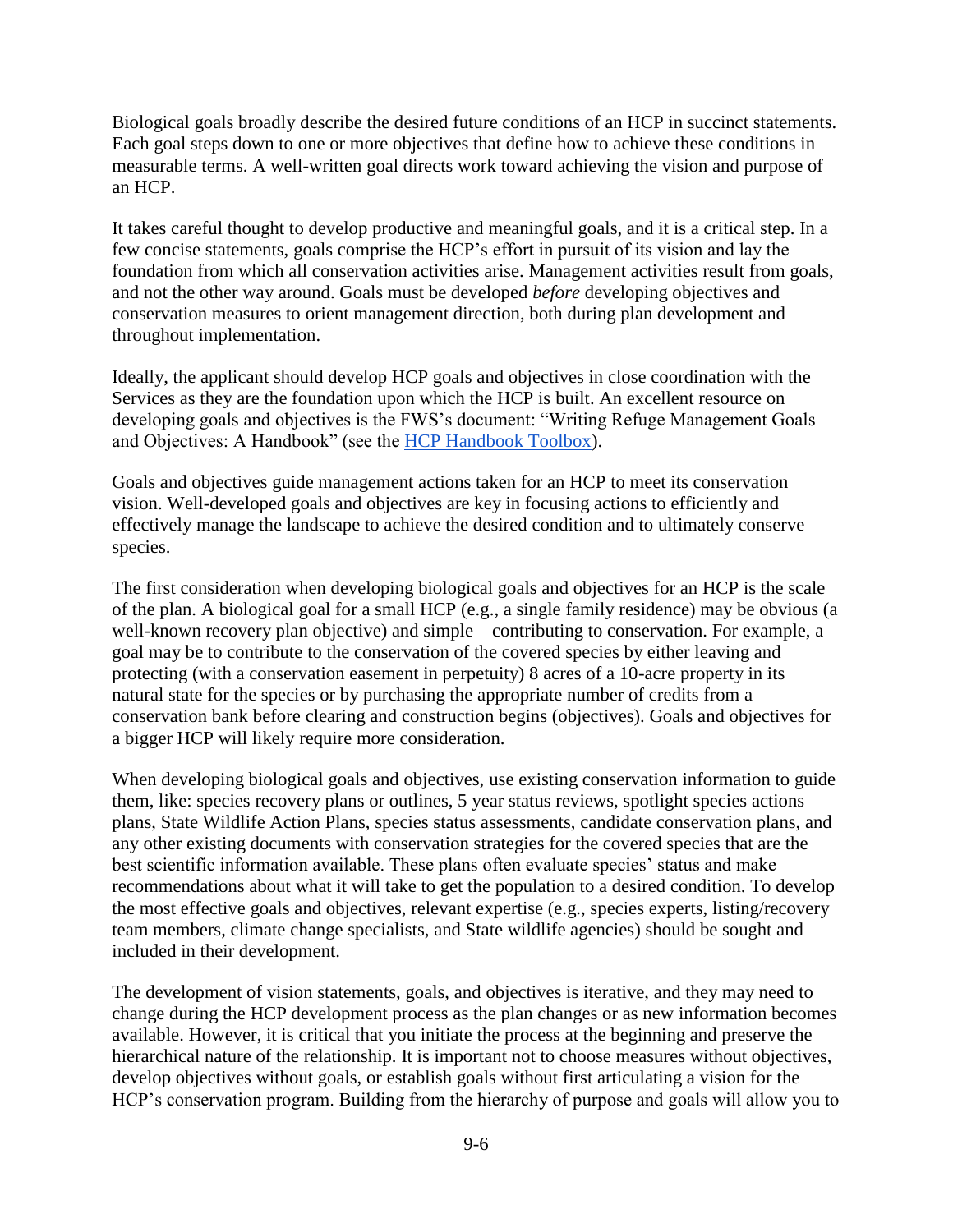Biological goals broadly describe the desired future conditions of an HCP in succinct statements. Each goal steps down to one or more objectives that define how to achieve these conditions in measurable terms. A well-written goal directs work toward achieving the vision and purpose of an HCP.

It takes careful thought to develop productive and meaningful goals, and it is a critical step. In a few concise statements, goals comprise the HCP's effort in pursuit of its vision and lay the foundation from which all conservation activities arise. Management activities result from goals, and not the other way around. Goals must be developed *before* developing objectives and conservation measures to orient management direction, both during plan development and throughout implementation.

Ideally, the applicant should develop HCP goals and objectives in close coordination with the Services as they are the foundation upon which the HCP is built. An excellent resource on developing goals and objectives is the FWS's document: "Writing Refuge Management Goals and Objectives: A Handbook" (see the [HCP Handbook Toolbox]()).

Goals and objectives guide management actions taken for an HCP to meet its conservation vision. Well-developed goals and objectives are key in focusing actions to efficiently and effectively manage the landscape to achieve the desired condition and to ultimately conserve species.

The first consideration when developing biological goals and objectives for an HCP is the scale of the plan. A biological goal for a small HCP (e.g., a single family residence) may be obvious (a well-known recovery plan objective) and simple – contributing to conservation. For example, a goal may be to contribute to the conservation of the covered species by either leaving and protecting (with a conservation easement in perpetuity) 8 acres of a 10-acre property in its natural state for the species or by purchasing the appropriate number of credits from a conservation bank before clearing and construction begins (objectives). Goals and objectives for a bigger HCP will likely require more consideration.

When developing biological goals and objectives, use existing conservation information to guide them, like: species recovery plans or outlines, 5 year status reviews, spotlight species actions plans, State Wildlife Action Plans, species status assessments, candidate conservation plans, and any other existing documents with conservation strategies for the covered species that are the best scientific information available. These plans often evaluate species' status and make recommendations about what it will take to get the population to a desired condition. To develop the most effective goals and objectives, relevant expertise (e.g., species experts, listing/recovery team members, climate change specialists, and State wildlife agencies) should be sought and included in their development.

The development of vision statements, goals, and objectives is iterative, and they may need to change during the HCP development process as the plan changes or as new information becomes available. However, it is critical that you initiate the process at the beginning and preserve the hierarchical nature of the relationship. It is important not to choose measures without objectives, develop objectives without goals, or establish goals without first articulating a vision for the HCP's conservation program. Building from the hierarchy of purpose and goals will allow you to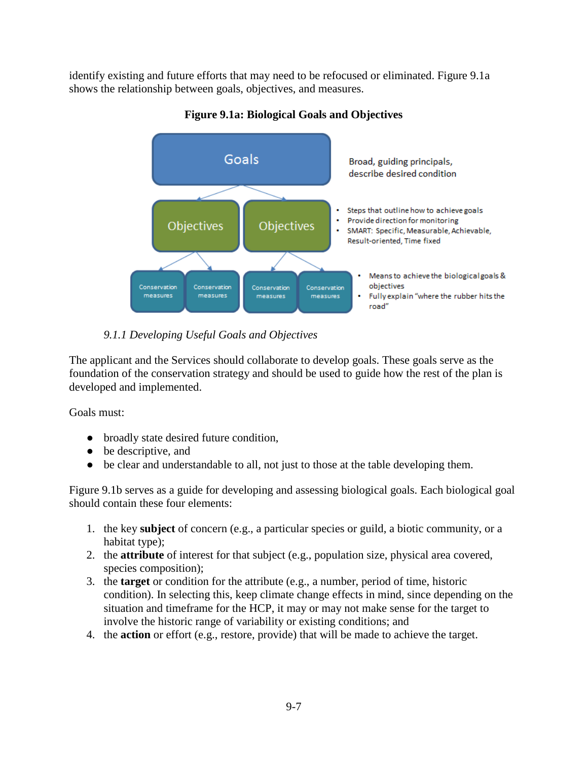identify existing and future efforts that may need to be refocused or eliminated. Figure 9.1a shows the relationship between goals, objectives, and measures.

**Figure 9.1a: Biological Goals and Objectives**

Goals — Broad, guiding principals, describe desired condition

Objectives — 
- Steps that outline how to achieve goals
- Provide direction for monitoring
- SMART: Specific, Measurable, Achievable, Result-oriented, Time fixed

Conservation measures — 
- Means to achieve the biological goals & objectives
- Fully explain "where the rubber hits the road"

### *9.1.1 Developing Useful Goals and Objectives*

The applicant and the Services should collaborate to develop goals. These goals serve as the foundation of the conservation strategy and should be used to guide how the rest of the plan is developed and implemented.

Goals must:

- broadly state desired future condition,
- be descriptive, and
- be clear and understandable to all, not just to those at the table developing them.

Figure 9.1b serves as a guide for developing and assessing biological goals. Each biological goal should contain these four elements:

1. the key **subject** of concern (e.g., a particular species or guild, a biotic community, or a habitat type);
2. the **attribute** of interest for that subject (e.g., population size, physical area covered, species composition);
3. the **target** or condition for the attribute (e.g., a number, period of time, historic condition). In selecting this, keep climate change effects in mind, since depending on the situation and timeframe for the HCP, it may or may not make sense for the target to involve the historic range of variability or existing conditions; and
4. the **action** or effort (e.g., restore, provide) that will be made to achieve the target.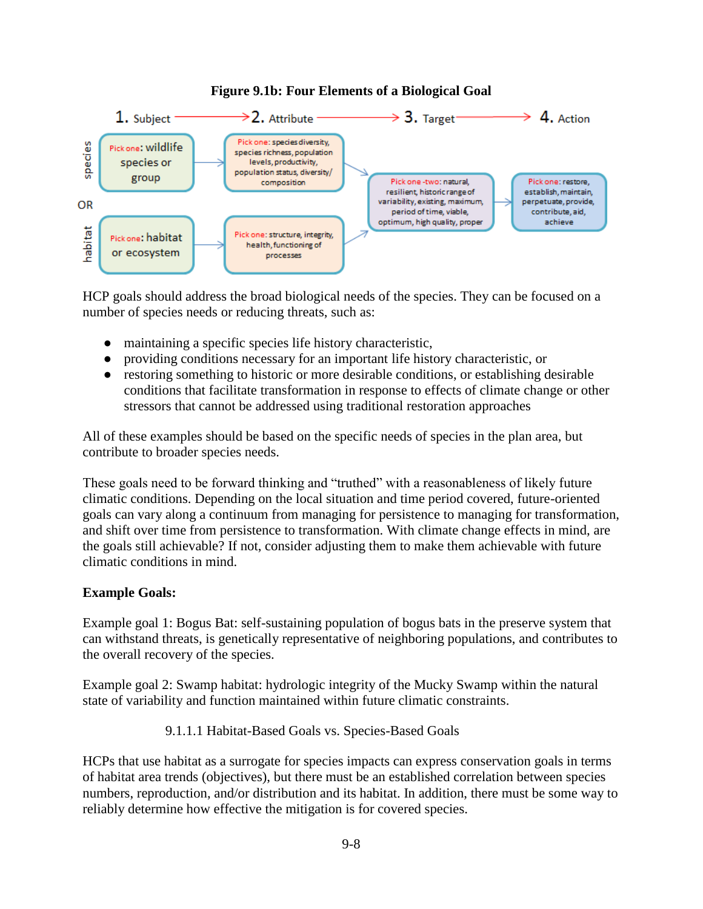**Figure 9.1b: Four Elements of a Biological Goal**

1. Subject → 2. Attribute → 3. Target → 4. Action

species: Pick one: wildlife species or group → Pick one: species diversity, species richness, population levels, productivity, population status, diversity/ composition

OR

habitat: Pick one: habitat or ecosystem → Pick one: structure, integrity, health, functioning of processes

→ Pick one -two: natural, resilient, historic range of variability, existing, maximum, period of time, viable, optimum, high quality, proper → Pick one: restore, establish, maintain, perpetuate, provide, contribute, aid, achieve

HCP goals should address the broad biological needs of the species. They can be focused on a number of species needs or reducing threats, such as:

- maintaining a specific species life history characteristic,
- providing conditions necessary for an important life history characteristic, or
- restoring something to historic or more desirable conditions, or establishing desirable conditions that facilitate transformation in response to effects of climate change or other stressors that cannot be addressed using traditional restoration approaches

All of these examples should be based on the specific needs of species in the plan area, but contribute to broader species needs.

These goals need to be forward thinking and "truthed" with a reasonableness of likely future climatic conditions. Depending on the local situation and time period covered, future-oriented goals can vary along a continuum from managing for persistence to managing for transformation, and shift over time from persistence to transformation. With climate change effects in mind, are the goals still achievable? If not, consider adjusting them to make them achievable with future climatic conditions in mind.

**Example Goals:**

Example goal 1: Bogus Bat: self-sustaining population of bogus bats in the preserve system that can withstand threats, is genetically representative of neighboring populations, and contributes to the overall recovery of the species.

Example goal 2: Swamp habitat: hydrologic integrity of the Mucky Swamp within the natural state of variability and function maintained within future climatic constraints.

#### 9.1.1.1 Habitat-Based Goals vs. Species-Based Goals

HCPs that use habitat as a surrogate for species impacts can express conservation goals in terms of habitat area trends (objectives), but there must be an established correlation between species numbers, reproduction, and/or distribution and its habitat. In addition, there must be some way to reliably determine how effective the mitigation is for covered species.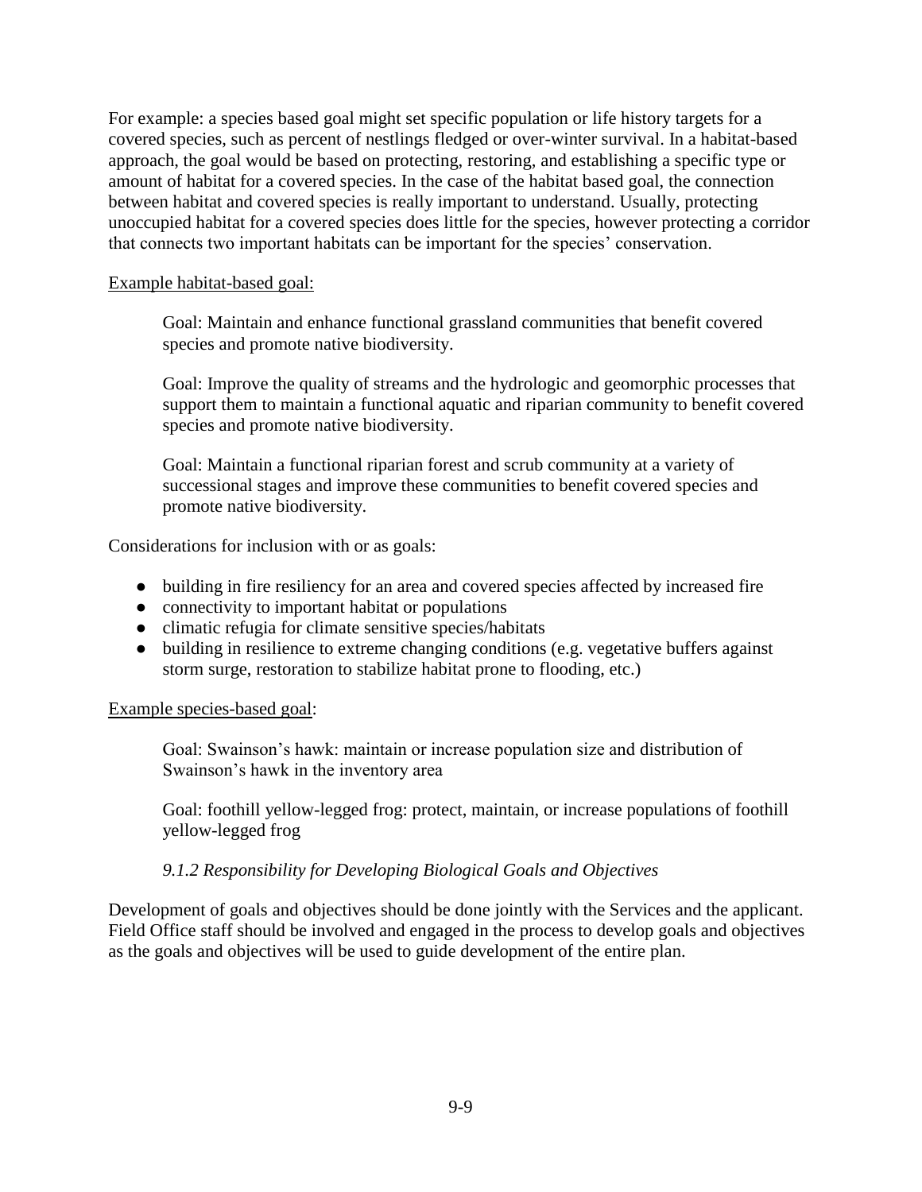For example: a species based goal might set specific population or life history targets for a covered species, such as percent of nestlings fledged or over-winter survival. In a habitat-based approach, the goal would be based on protecting, restoring, and establishing a specific type or amount of habitat for a covered species. In the case of the habitat based goal, the connection between habitat and covered species is really important to understand. Usually, protecting unoccupied habitat for a covered species does little for the species, however protecting a corridor that connects two important habitats can be important for the species' conservation.

<u>Example habitat-based goal:</u>

> Goal: Maintain and enhance functional grassland communities that benefit covered species and promote native biodiversity.
>
> Goal: Improve the quality of streams and the hydrologic and geomorphic processes that support them to maintain a functional aquatic and riparian community to benefit covered species and promote native biodiversity.
>
> Goal: Maintain a functional riparian forest and scrub community at a variety of successional stages and improve these communities to benefit covered species and promote native biodiversity.

Considerations for inclusion with or as goals:

- building in fire resiliency for an area and covered species affected by increased fire
- connectivity to important habitat or populations
- climatic refugia for climate sensitive species/habitats
- building in resilience to extreme changing conditions (e.g. vegetative buffers against storm surge, restoration to stabilize habitat prone to flooding, etc.)

<u>Example species-based goal</u>:

> Goal: Swainson's hawk: maintain or increase population size and distribution of Swainson's hawk in the inventory area
>
> Goal: foothill yellow-legged frog: protect, maintain, or increase populations of foothill yellow-legged frog

### *9.1.2 Responsibility for Developing Biological Goals and Objectives*

Development of goals and objectives should be done jointly with the Services and the applicant. Field Office staff should be involved and engaged in the process to develop goals and objectives as the goals and objectives will be used to guide development of the entire plan.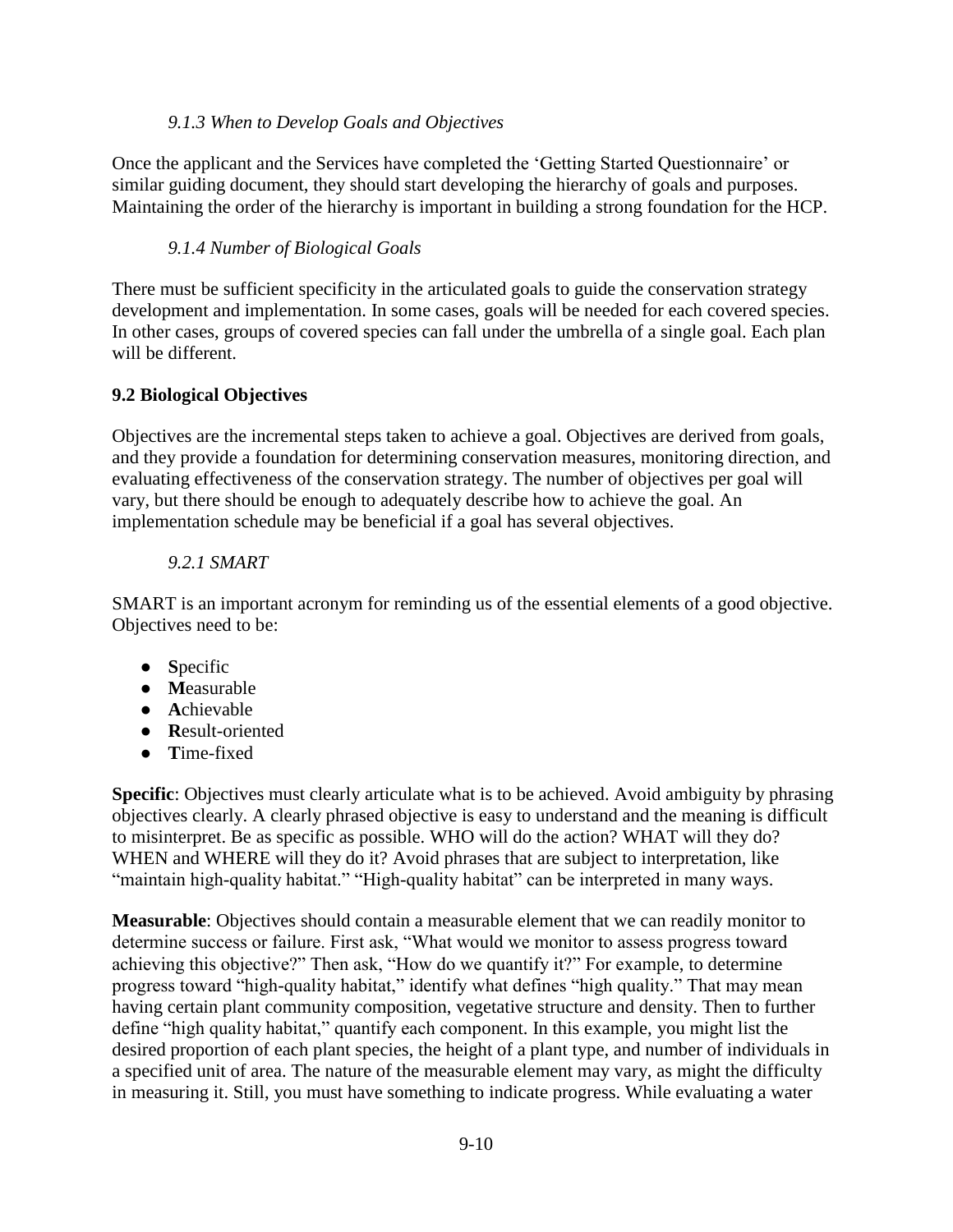#### *9.1.3 When to Develop Goals and Objectives*

Once the applicant and the Services have completed the 'Getting Started Questionnaire' or similar guiding document, they should start developing the hierarchy of goals and purposes. Maintaining the order of the hierarchy is important in building a strong foundation for the HCP.

#### *9.1.4 Number of Biological Goals*

There must be sufficient specificity in the articulated goals to guide the conservation strategy development and implementation. In some cases, goals will be needed for each covered species. In other cases, groups of covered species can fall under the umbrella of a single goal. Each plan will be different.

### 9.2 Biological Objectives

Objectives are the incremental steps taken to achieve a goal. Objectives are derived from goals, and they provide a foundation for determining conservation measures, monitoring direction, and evaluating effectiveness of the conservation strategy. The number of objectives per goal will vary, but there should be enough to adequately describe how to achieve the goal. An implementation schedule may be beneficial if a goal has several objectives.

#### *9.2.1 SMART*

SMART is an important acronym for reminding us of the essential elements of a good objective. Objectives need to be:

- **S**pecific
- **M**easurable
- **A**chievable
- **R**esult-oriented
- **T**ime-fixed

**Specific**: Objectives must clearly articulate what is to be achieved. Avoid ambiguity by phrasing objectives clearly. A clearly phrased objective is easy to understand and the meaning is difficult to misinterpret. Be as specific as possible. WHO will do the action? WHAT will they do? WHEN and WHERE will they do it? Avoid phrases that are subject to interpretation, like "maintain high-quality habitat." "High-quality habitat" can be interpreted in many ways.

**Measurable**: Objectives should contain a measurable element that we can readily monitor to determine success or failure. First ask, "What would we monitor to assess progress toward achieving this objective?" Then ask, "How do we quantify it?" For example, to determine progress toward "high-quality habitat," identify what defines "high quality." That may mean having certain plant community composition, vegetative structure and density. Then to further define "high quality habitat," quantify each component. In this example, you might list the desired proportion of each plant species, the height of a plant type, and number of individuals in a specified unit of area. The nature of the measurable element may vary, as might the difficulty in measuring it. Still, you must have something to indicate progress. While evaluating a water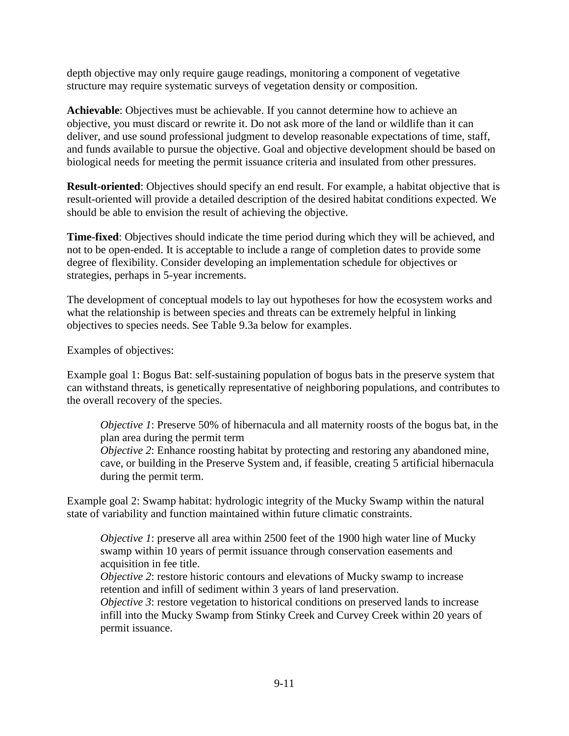depth objective may only require gauge readings, monitoring a component of vegetative structure may require systematic surveys of vegetation density or composition.

**Achievable**: Objectives must be achievable. If you cannot determine how to achieve an objective, you must discard or rewrite it. Do not ask more of the land or wildlife than it can deliver, and use sound professional judgment to develop reasonable expectations of time, staff, and funds available to pursue the objective. Goal and objective development should be based on biological needs for meeting the permit issuance criteria and insulated from other pressures.

**Result-oriented**: Objectives should specify an end result. For example, a habitat objective that is result-oriented will provide a detailed description of the desired habitat conditions expected. We should be able to envision the result of achieving the objective.

**Time-fixed**: Objectives should indicate the time period during which they will be achieved, and not to be open-ended. It is acceptable to include a range of completion dates to provide some degree of flexibility. Consider developing an implementation schedule for objectives or strategies, perhaps in 5-year increments.

The development of conceptual models to lay out hypotheses for how the ecosystem works and what the relationship is between species and threats can be extremely helpful in linking objectives to species needs. See Table 9.3a below for examples.

Examples of objectives:

Example goal 1: Bogus Bat: self-sustaining population of bogus bats in the preserve system that can withstand threats, is genetically representative of neighboring populations, and contributes to the overall recovery of the species.

> *Objective 1*: Preserve 50% of hibernacula and all maternity roosts of the bogus bat, in the plan area during the permit term
> *Objective 2*: Enhance roosting habitat by protecting and restoring any abandoned mine, cave, or building in the Preserve System and, if feasible, creating 5 artificial hibernacula during the permit term.

Example goal 2: Swamp habitat: hydrologic integrity of the Mucky Swamp within the natural state of variability and function maintained within future climatic constraints.

> *Objective 1*: preserve all area within 2500 feet of the 1900 high water line of Mucky swamp within 10 years of permit issuance through conservation easements and acquisition in fee title.
> *Objective 2*: restore historic contours and elevations of Mucky swamp to increase retention and infill of sediment within 3 years of land preservation.
> *Objective 3*: restore vegetation to historical conditions on preserved lands to increase infill into the Mucky Swamp from Stinky Creek and Curvey Creek within 20 years of permit issuance.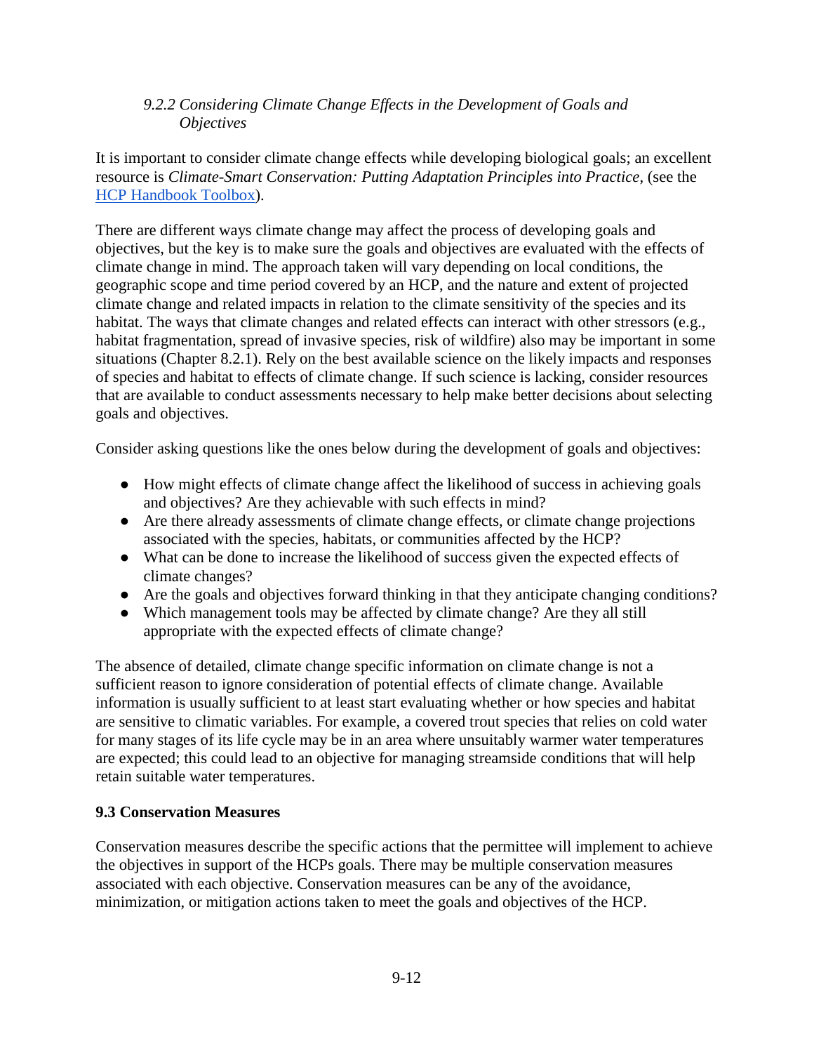### *9.2.2 Considering Climate Change Effects in the Development of Goals and Objectives*

It is important to consider climate change effects while developing biological goals; an excellent resource is *Climate-Smart Conservation: Putting Adaptation Principles into Practice*, (see the HCP Handbook Toolbox).

There are different ways climate change may affect the process of developing goals and objectives, but the key is to make sure the goals and objectives are evaluated with the effects of climate change in mind. The approach taken will vary depending on local conditions, the geographic scope and time period covered by an HCP, and the nature and extent of projected climate change and related impacts in relation to the climate sensitivity of the species and its habitat. The ways that climate changes and related effects can interact with other stressors (e.g., habitat fragmentation, spread of invasive species, risk of wildfire) also may be important in some situations (Chapter 8.2.1). Rely on the best available science on the likely impacts and responses of species and habitat to effects of climate change. If such science is lacking, consider resources that are available to conduct assessments necessary to help make better decisions about selecting goals and objectives.

Consider asking questions like the ones below during the development of goals and objectives:

- How might effects of climate change affect the likelihood of success in achieving goals and objectives? Are they achievable with such effects in mind?
- Are there already assessments of climate change effects, or climate change projections associated with the species, habitats, or communities affected by the HCP?
- What can be done to increase the likelihood of success given the expected effects of climate changes?
- Are the goals and objectives forward thinking in that they anticipate changing conditions?
- Which management tools may be affected by climate change? Are they all still appropriate with the expected effects of climate change?

The absence of detailed, climate change specific information on climate change is not a sufficient reason to ignore consideration of potential effects of climate change. Available information is usually sufficient to at least start evaluating whether or how species and habitat are sensitive to climatic variables. For example, a covered trout species that relies on cold water for many stages of its life cycle may be in an area where unsuitably warmer water temperatures are expected; this could lead to an objective for managing streamside conditions that will help retain suitable water temperatures.

## 9.3 Conservation Measures

Conservation measures describe the specific actions that the permittee will implement to achieve the objectives in support of the HCPs goals. There may be multiple conservation measures associated with each objective. Conservation measures can be any of the avoidance, minimization, or mitigation actions taken to meet the goals and objectives of the HCP.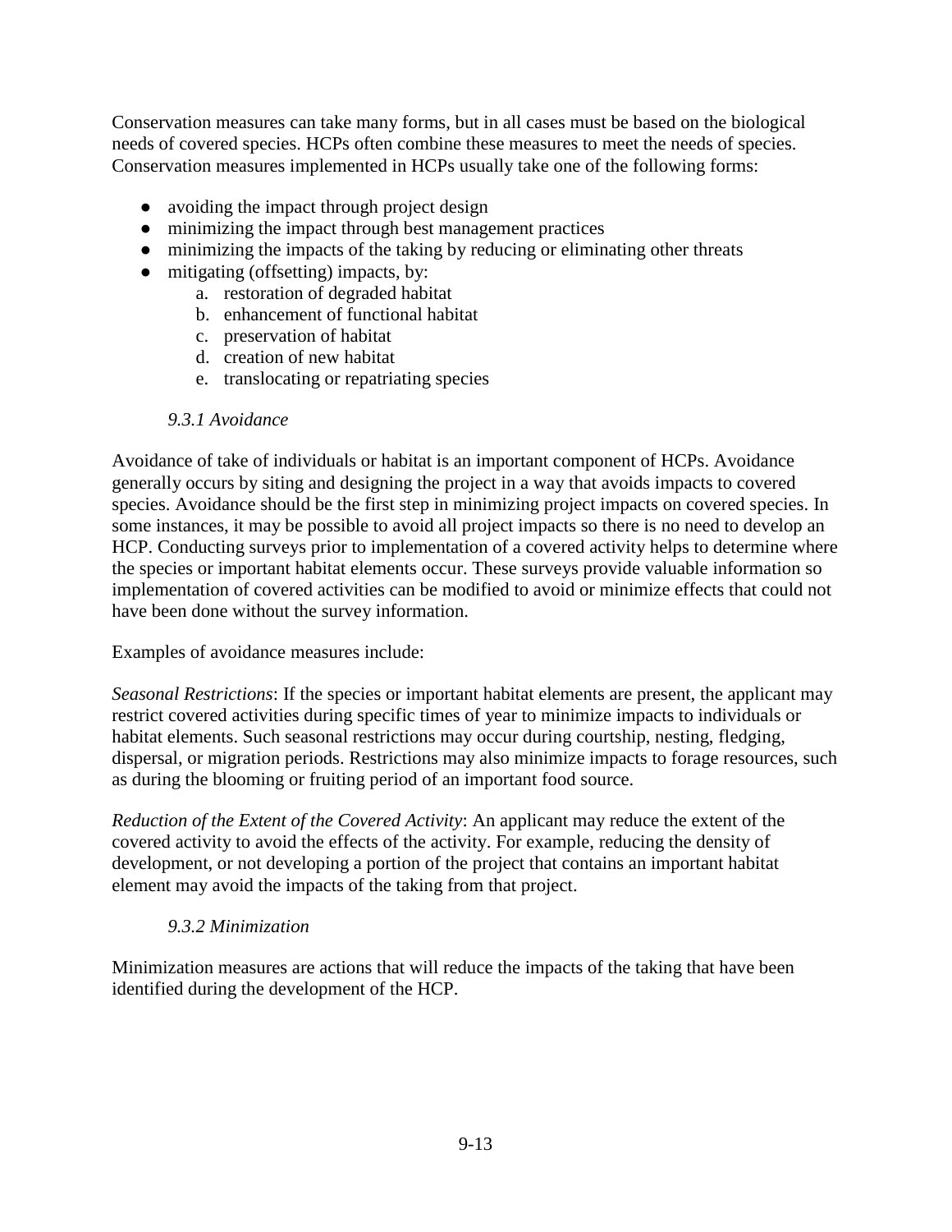Conservation measures can take many forms, but in all cases must be based on the biological needs of covered species. HCPs often combine these measures to meet the needs of species. Conservation measures implemented in HCPs usually take one of the following forms:

- avoiding the impact through project design
- minimizing the impact through best management practices
- minimizing the impacts of the taking by reducing or eliminating other threats
- mitigating (offsetting) impacts, by:
    a. restoration of degraded habitat
    b. enhancement of functional habitat
    c. preservation of habitat
    d. creation of new habitat
    e. translocating or repatriating species

### *9.3.1 Avoidance*

Avoidance of take of individuals or habitat is an important component of HCPs. Avoidance generally occurs by siting and designing the project in a way that avoids impacts to covered species. Avoidance should be the first step in minimizing project impacts on covered species. In some instances, it may be possible to avoid all project impacts so there is no need to develop an HCP. Conducting surveys prior to implementation of a covered activity helps to determine where the species or important habitat elements occur. These surveys provide valuable information so implementation of covered activities can be modified to avoid or minimize effects that could not have been done without the survey information.

Examples of avoidance measures include:

*Seasonal Restrictions*: If the species or important habitat elements are present, the applicant may restrict covered activities during specific times of year to minimize impacts to individuals or habitat elements. Such seasonal restrictions may occur during courtship, nesting, fledging, dispersal, or migration periods. Restrictions may also minimize impacts to forage resources, such as during the blooming or fruiting period of an important food source.

*Reduction of the Extent of the Covered Activity*: An applicant may reduce the extent of the covered activity to avoid the effects of the activity. For example, reducing the density of development, or not developing a portion of the project that contains an important habitat element may avoid the impacts of the taking from that project.

### *9.3.2 Minimization*

Minimization measures are actions that will reduce the impacts of the taking that have been identified during the development of the HCP.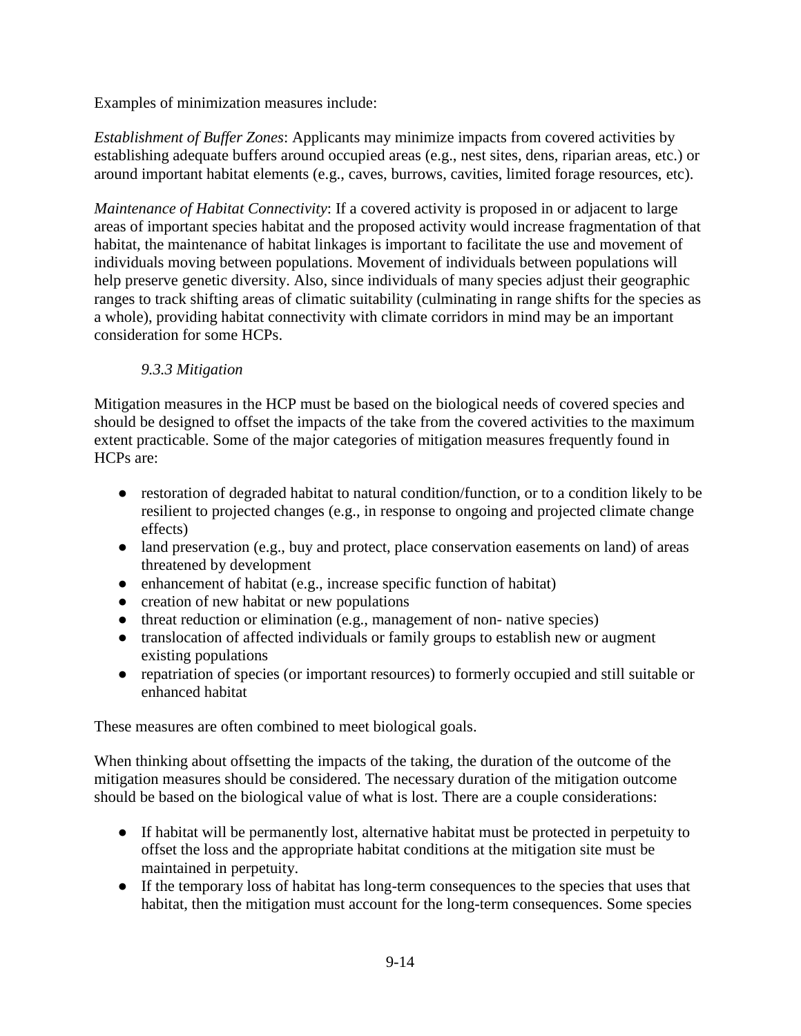Examples of minimization measures include:

*Establishment of Buffer Zones*: Applicants may minimize impacts from covered activities by establishing adequate buffers around occupied areas (e.g., nest sites, dens, riparian areas, etc.) or around important habitat elements (e.g., caves, burrows, cavities, limited forage resources, etc).

*Maintenance of Habitat Connectivity*: If a covered activity is proposed in or adjacent to large areas of important species habitat and the proposed activity would increase fragmentation of that habitat, the maintenance of habitat linkages is important to facilitate the use and movement of individuals moving between populations. Movement of individuals between populations will help preserve genetic diversity. Also, since individuals of many species adjust their geographic ranges to track shifting areas of climatic suitability (culminating in range shifts for the species as a whole), providing habitat connectivity with climate corridors in mind may be an important consideration for some HCPs.

### *9.3.3 Mitigation*

Mitigation measures in the HCP must be based on the biological needs of covered species and should be designed to offset the impacts of the take from the covered activities to the maximum extent practicable. Some of the major categories of mitigation measures frequently found in HCPs are:

- restoration of degraded habitat to natural condition/function, or to a condition likely to be resilient to projected changes (e.g., in response to ongoing and projected climate change effects)
- land preservation (e.g., buy and protect, place conservation easements on land) of areas threatened by development
- enhancement of habitat (e.g., increase specific function of habitat)
- creation of new habitat or new populations
- threat reduction or elimination (e.g., management of non- native species)
- translocation of affected individuals or family groups to establish new or augment existing populations
- repatriation of species (or important resources) to formerly occupied and still suitable or enhanced habitat

These measures are often combined to meet biological goals.

When thinking about offsetting the impacts of the taking, the duration of the outcome of the mitigation measures should be considered. The necessary duration of the mitigation outcome should be based on the biological value of what is lost. There are a couple considerations:

- If habitat will be permanently lost, alternative habitat must be protected in perpetuity to offset the loss and the appropriate habitat conditions at the mitigation site must be maintained in perpetuity.
- If the temporary loss of habitat has long-term consequences to the species that uses that habitat, then the mitigation must account for the long-term consequences. Some species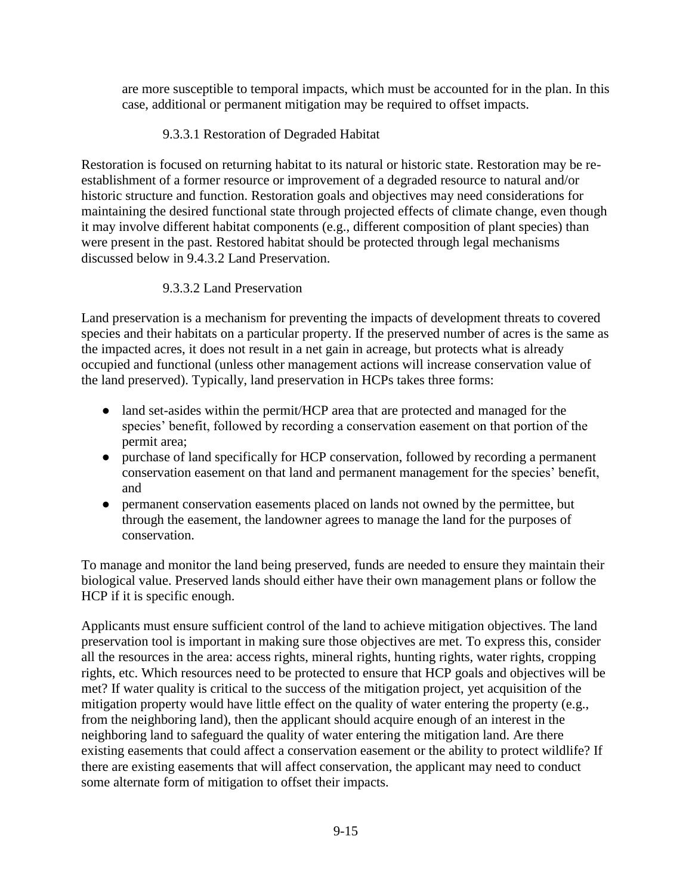are more susceptible to temporal impacts, which must be accounted for in the plan. In this case, additional or permanent mitigation may be required to offset impacts.

#### 9.3.3.1 Restoration of Degraded Habitat

Restoration is focused on returning habitat to its natural or historic state. Restoration may be re-establishment of a former resource or improvement of a degraded resource to natural and/or historic structure and function. Restoration goals and objectives may need considerations for maintaining the desired functional state through projected effects of climate change, even though it may involve different habitat components (e.g., different composition of plant species) than were present in the past. Restored habitat should be protected through legal mechanisms discussed below in 9.4.3.2 Land Preservation.

#### 9.3.3.2 Land Preservation

Land preservation is a mechanism for preventing the impacts of development threats to covered species and their habitats on a particular property. If the preserved number of acres is the same as the impacted acres, it does not result in a net gain in acreage, but protects what is already occupied and functional (unless other management actions will increase conservation value of the land preserved). Typically, land preservation in HCPs takes three forms:

- land set-asides within the permit/HCP area that are protected and managed for the species' benefit, followed by recording a conservation easement on that portion of the permit area;
- purchase of land specifically for HCP conservation, followed by recording a permanent conservation easement on that land and permanent management for the species' benefit, and
- permanent conservation easements placed on lands not owned by the permittee, but through the easement, the landowner agrees to manage the land for the purposes of conservation.

To manage and monitor the land being preserved, funds are needed to ensure they maintain their biological value. Preserved lands should either have their own management plans or follow the HCP if it is specific enough.

Applicants must ensure sufficient control of the land to achieve mitigation objectives. The land preservation tool is important in making sure those objectives are met. To express this, consider all the resources in the area: access rights, mineral rights, hunting rights, water rights, cropping rights, etc. Which resources need to be protected to ensure that HCP goals and objectives will be met? If water quality is critical to the success of the mitigation project, yet acquisition of the mitigation property would have little effect on the quality of water entering the property (e.g., from the neighboring land), then the applicant should acquire enough of an interest in the neighboring land to safeguard the quality of water entering the mitigation land. Are there existing easements that could affect a conservation easement or the ability to protect wildlife? If there are existing easements that will affect conservation, the applicant may need to conduct some alternate form of mitigation to offset their impacts.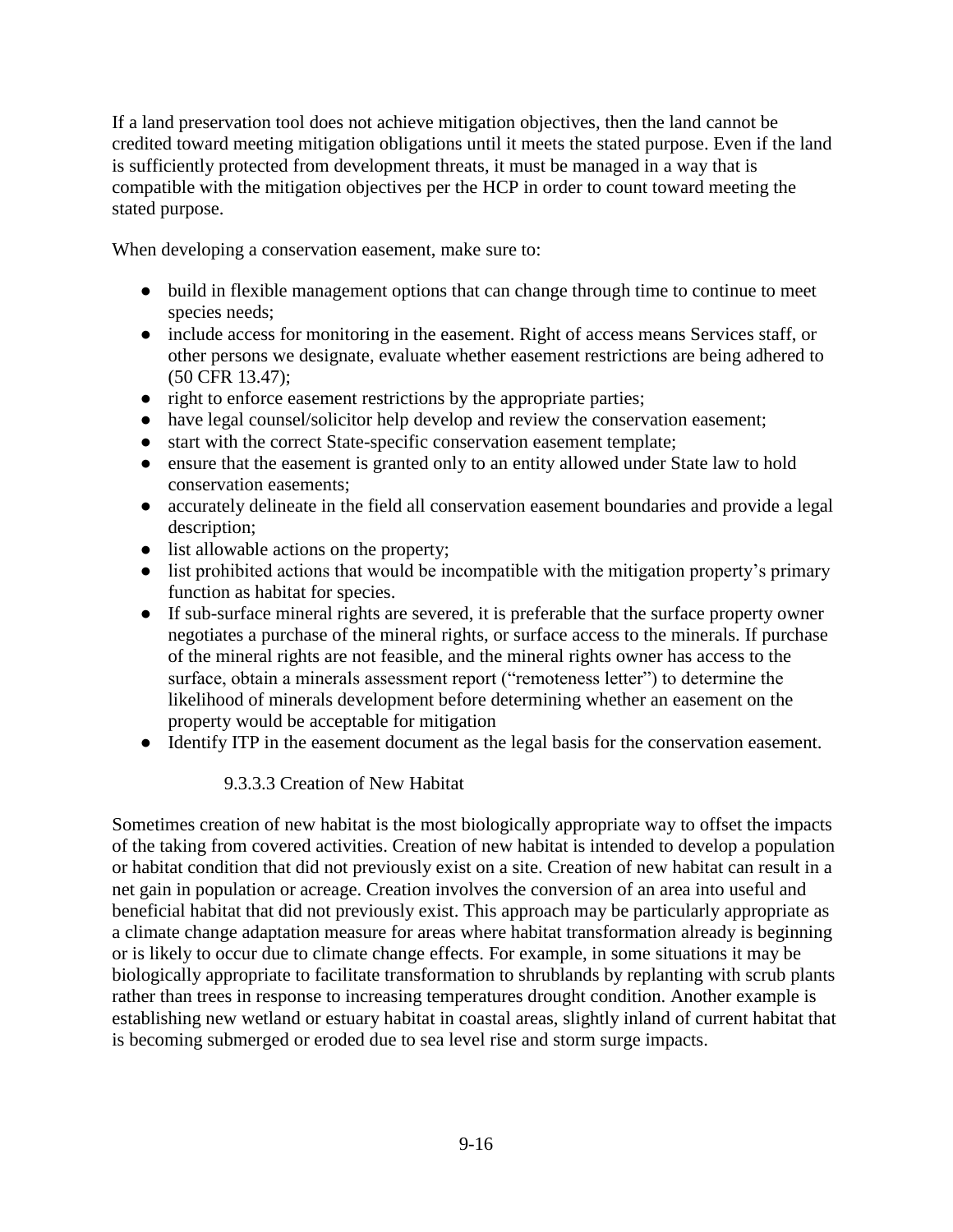If a land preservation tool does not achieve mitigation objectives, then the land cannot be credited toward meeting mitigation obligations until it meets the stated purpose. Even if the land is sufficiently protected from development threats, it must be managed in a way that is compatible with the mitigation objectives per the HCP in order to count toward meeting the stated purpose.

When developing a conservation easement, make sure to:

- build in flexible management options that can change through time to continue to meet species needs;
- include access for monitoring in the easement. Right of access means Services staff, or other persons we designate, evaluate whether easement restrictions are being adhered to (50 CFR 13.47);
- right to enforce easement restrictions by the appropriate parties;
- have legal counsel/solicitor help develop and review the conservation easement;
- start with the correct State-specific conservation easement template;
- ensure that the easement is granted only to an entity allowed under State law to hold conservation easements;
- accurately delineate in the field all conservation easement boundaries and provide a legal description;
- list allowable actions on the property;
- list prohibited actions that would be incompatible with the mitigation property's primary function as habitat for species.
- If sub-surface mineral rights are severed, it is preferable that the surface property owner negotiates a purchase of the mineral rights, or surface access to the minerals. If purchase of the mineral rights are not feasible, and the mineral rights owner has access to the surface, obtain a minerals assessment report ("remoteness letter") to determine the likelihood of minerals development before determining whether an easement on the property would be acceptable for mitigation
- Identify ITP in the easement document as the legal basis for the conservation easement.

#### 9.3.3.3 Creation of New Habitat

Sometimes creation of new habitat is the most biologically appropriate way to offset the impacts of the taking from covered activities. Creation of new habitat is intended to develop a population or habitat condition that did not previously exist on a site. Creation of new habitat can result in a net gain in population or acreage. Creation involves the conversion of an area into useful and beneficial habitat that did not previously exist. This approach may be particularly appropriate as a climate change adaptation measure for areas where habitat transformation already is beginning or is likely to occur due to climate change effects. For example, in some situations it may be biologically appropriate to facilitate transformation to shrublands by replanting with scrub plants rather than trees in response to increasing temperatures drought condition. Another example is establishing new wetland or estuary habitat in coastal areas, slightly inland of current habitat that is becoming submerged or eroded due to sea level rise and storm surge impacts.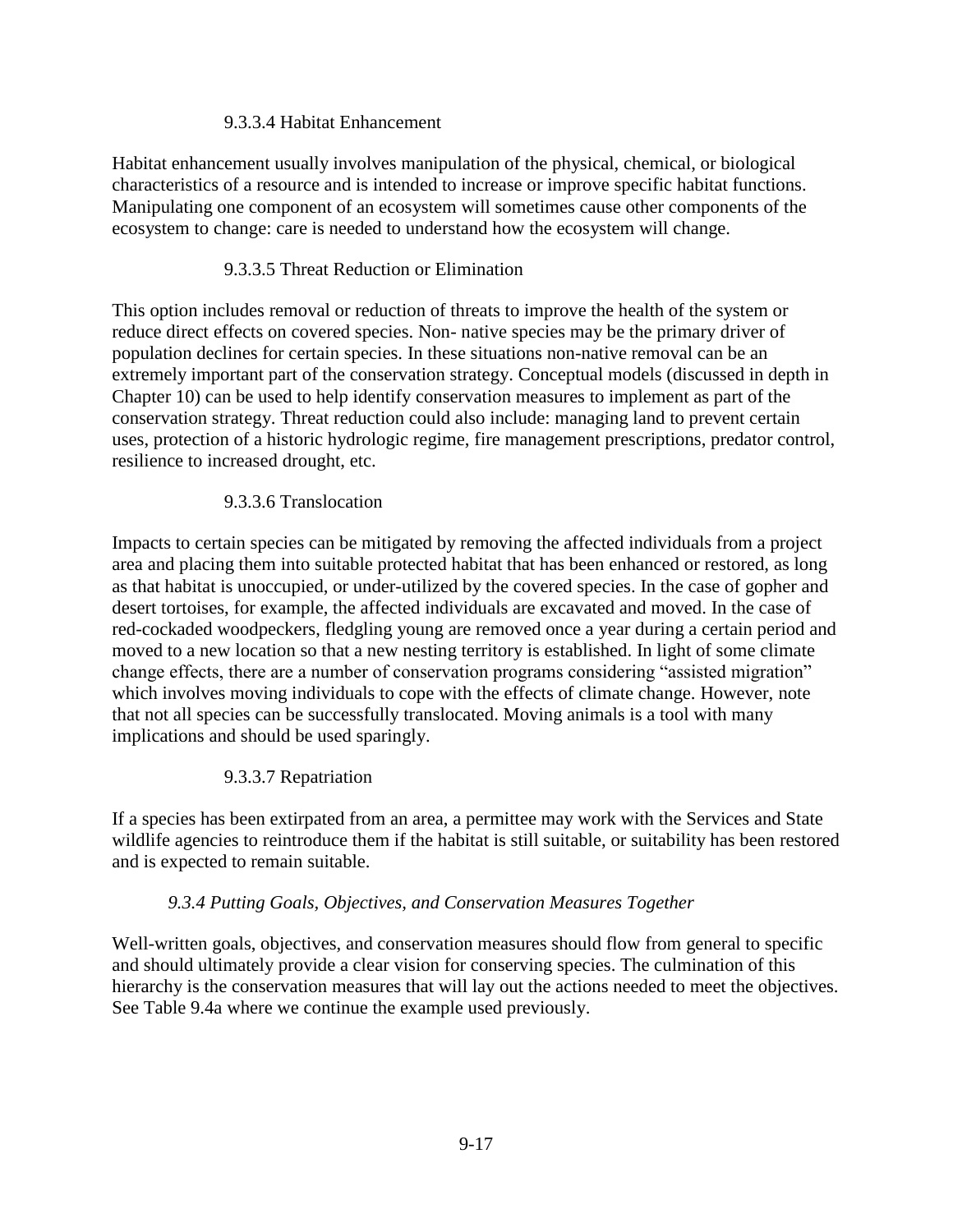#### 9.3.3.4 Habitat Enhancement

Habitat enhancement usually involves manipulation of the physical, chemical, or biological characteristics of a resource and is intended to increase or improve specific habitat functions. Manipulating one component of an ecosystem will sometimes cause other components of the ecosystem to change: care is needed to understand how the ecosystem will change.

#### 9.3.3.5 Threat Reduction or Elimination

This option includes removal or reduction of threats to improve the health of the system or reduce direct effects on covered species. Non- native species may be the primary driver of population declines for certain species. In these situations non-native removal can be an extremely important part of the conservation strategy. Conceptual models (discussed in depth in Chapter 10) can be used to help identify conservation measures to implement as part of the conservation strategy. Threat reduction could also include: managing land to prevent certain uses, protection of a historic hydrologic regime, fire management prescriptions, predator control, resilience to increased drought, etc.

#### 9.3.3.6 Translocation

Impacts to certain species can be mitigated by removing the affected individuals from a project area and placing them into suitable protected habitat that has been enhanced or restored, as long as that habitat is unoccupied, or under-utilized by the covered species. In the case of gopher and desert tortoises, for example, the affected individuals are excavated and moved. In the case of red-cockaded woodpeckers, fledgling young are removed once a year during a certain period and moved to a new location so that a new nesting territory is established. In light of some climate change effects, there are a number of conservation programs considering "assisted migration" which involves moving individuals to cope with the effects of climate change. However, note that not all species can be successfully translocated. Moving animals is a tool with many implications and should be used sparingly.

#### 9.3.3.7 Repatriation

If a species has been extirpated from an area, a permittee may work with the Services and State wildlife agencies to reintroduce them if the habitat is still suitable, or suitability has been restored and is expected to remain suitable.

### *9.3.4 Putting Goals, Objectives, and Conservation Measures Together*

Well-written goals, objectives, and conservation measures should flow from general to specific and should ultimately provide a clear vision for conserving species. The culmination of this hierarchy is the conservation measures that will lay out the actions needed to meet the objectives. See Table 9.4a where we continue the example used previously.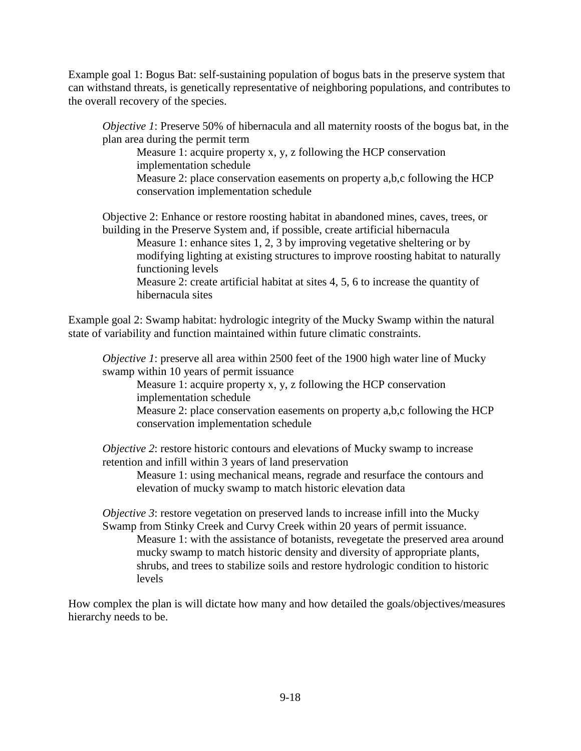Example goal 1: Bogus Bat: self-sustaining population of bogus bats in the preserve system that can withstand threats, is genetically representative of neighboring populations, and contributes to the overall recovery of the species.

> *Objective 1*: Preserve 50% of hibernacula and all maternity roosts of the bogus bat, in the plan area during the permit term
>
> > Measure 1: acquire property x, y, z following the HCP conservation implementation schedule
> >
> > Measure 2: place conservation easements on property a,b,c following the HCP conservation implementation schedule
>
> Objective 2: Enhance or restore roosting habitat in abandoned mines, caves, trees, or building in the Preserve System and, if possible, create artificial hibernacula
>
> > Measure 1: enhance sites 1, 2, 3 by improving vegetative sheltering or by modifying lighting at existing structures to improve roosting habitat to naturally functioning levels
> >
> > Measure 2: create artificial habitat at sites 4, 5, 6 to increase the quantity of hibernacula sites

Example goal 2: Swamp habitat: hydrologic integrity of the Mucky Swamp within the natural state of variability and function maintained within future climatic constraints.

> *Objective 1*: preserve all area within 2500 feet of the 1900 high water line of Mucky swamp within 10 years of permit issuance
>
> > Measure 1: acquire property x, y, z following the HCP conservation implementation schedule
> >
> > Measure 2: place conservation easements on property a,b,c following the HCP conservation implementation schedule
>
> *Objective 2*: restore historic contours and elevations of Mucky swamp to increase retention and infill within 3 years of land preservation
>
> > Measure 1: using mechanical means, regrade and resurface the contours and elevation of mucky swamp to match historic elevation data
>
> *Objective 3*: restore vegetation on preserved lands to increase infill into the Mucky Swamp from Stinky Creek and Curvy Creek within 20 years of permit issuance.
>
> > Measure 1: with the assistance of botanists, revegetate the preserved area around mucky swamp to match historic density and diversity of appropriate plants, shrubs, and trees to stabilize soils and restore hydrologic condition to historic levels

How complex the plan is will dictate how many and how detailed the goals/objectives/measures hierarchy needs to be.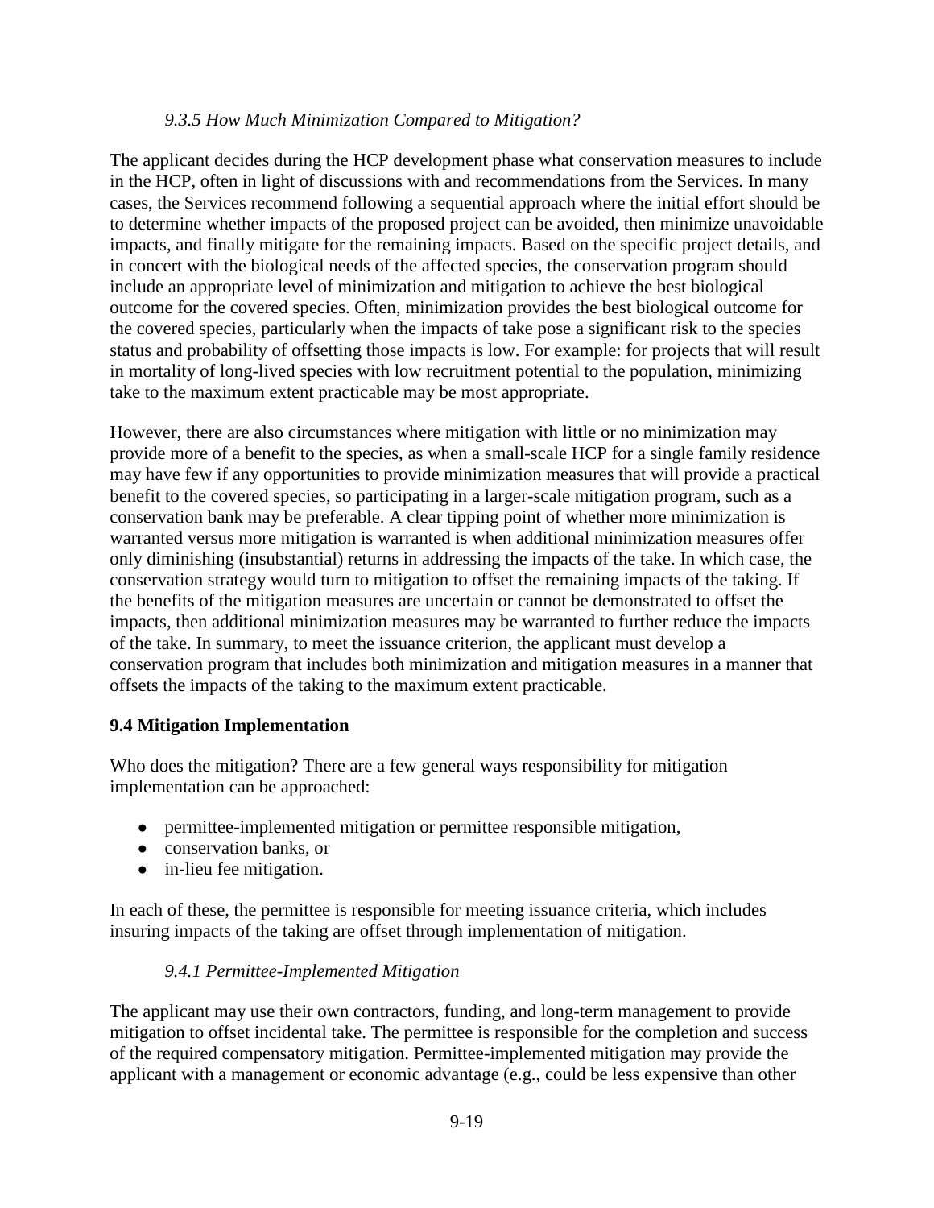### *9.3.5 How Much Minimization Compared to Mitigation?*

The applicant decides during the HCP development phase what conservation measures to include in the HCP, often in light of discussions with and recommendations from the Services. In many cases, the Services recommend following a sequential approach where the initial effort should be to determine whether impacts of the proposed project can be avoided, then minimize unavoidable impacts, and finally mitigate for the remaining impacts. Based on the specific project details, and in concert with the biological needs of the affected species, the conservation program should include an appropriate level of minimization and mitigation to achieve the best biological outcome for the covered species. Often, minimization provides the best biological outcome for the covered species, particularly when the impacts of take pose a significant risk to the species status and probability of offsetting those impacts is low. For example: for projects that will result in mortality of long-lived species with low recruitment potential to the population, minimizing take to the maximum extent practicable may be most appropriate.

However, there are also circumstances where mitigation with little or no minimization may provide more of a benefit to the species, as when a small-scale HCP for a single family residence may have few if any opportunities to provide minimization measures that will provide a practical benefit to the covered species, so participating in a larger-scale mitigation program, such as a conservation bank may be preferable. A clear tipping point of whether more minimization is warranted versus more mitigation is warranted is when additional minimization measures offer only diminishing (insubstantial) returns in addressing the impacts of the take. In which case, the conservation strategy would turn to mitigation to offset the remaining impacts of the taking. If the benefits of the mitigation measures are uncertain or cannot be demonstrated to offset the impacts, then additional minimization measures may be warranted to further reduce the impacts of the take. In summary, to meet the issuance criterion, the applicant must develop a conservation program that includes both minimization and mitigation measures in a manner that offsets the impacts of the taking to the maximum extent practicable.

## **9.4 Mitigation Implementation**

Who does the mitigation? There are a few general ways responsibility for mitigation implementation can be approached:

- permittee-implemented mitigation or permittee responsible mitigation,
- conservation banks, or
- in-lieu fee mitigation.

In each of these, the permittee is responsible for meeting issuance criteria, which includes insuring impacts of the taking are offset through implementation of mitigation.

### *9.4.1 Permittee-Implemented Mitigation*

The applicant may use their own contractors, funding, and long-term management to provide mitigation to offset incidental take. The permittee is responsible for the completion and success of the required compensatory mitigation. Permittee-implemented mitigation may provide the applicant with a management or economic advantage (e.g., could be less expensive than other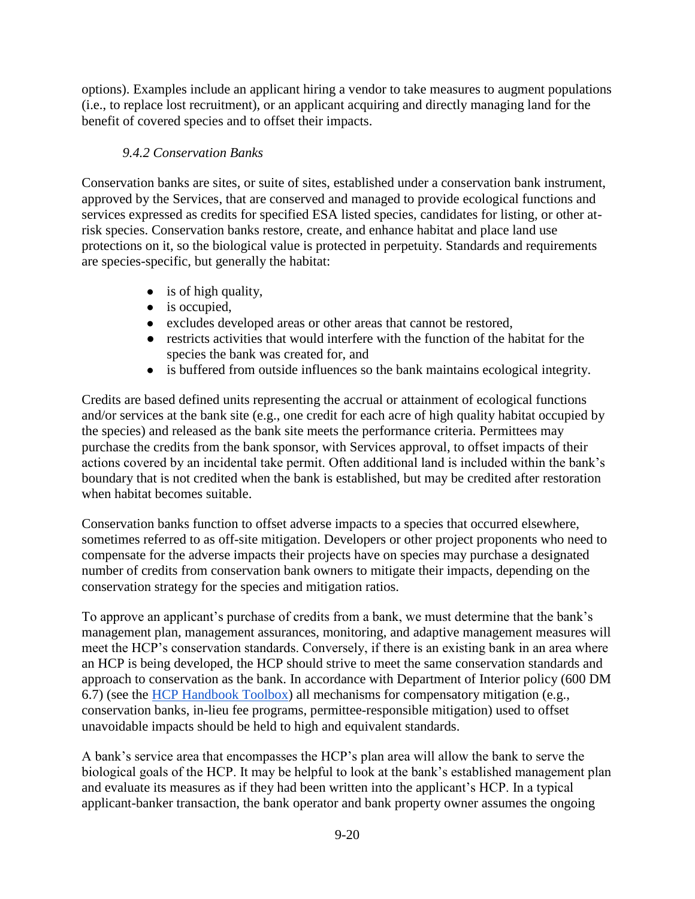options). Examples include an applicant hiring a vendor to take measures to augment populations (i.e., to replace lost recruitment), or an applicant acquiring and directly managing land for the benefit of covered species and to offset their impacts.

### *9.4.2 Conservation Banks*

Conservation banks are sites, or suite of sites, established under a conservation bank instrument, approved by the Services, that are conserved and managed to provide ecological functions and services expressed as credits for specified ESA listed species, candidates for listing, or other at-risk species. Conservation banks restore, create, and enhance habitat and place land use protections on it, so the biological value is protected in perpetuity. Standards and requirements are species-specific, but generally the habitat:

- is of high quality,
- is occupied,
- excludes developed areas or other areas that cannot be restored,
- restricts activities that would interfere with the function of the habitat for the species the bank was created for, and
- is buffered from outside influences so the bank maintains ecological integrity.

Credits are based defined units representing the accrual or attainment of ecological functions and/or services at the bank site (e.g., one credit for each acre of high quality habitat occupied by the species) and released as the bank site meets the performance criteria. Permittees may purchase the credits from the bank sponsor, with Services approval, to offset impacts of their actions covered by an incidental take permit. Often additional land is included within the bank's boundary that is not credited when the bank is established, but may be credited after restoration when habitat becomes suitable.

Conservation banks function to offset adverse impacts to a species that occurred elsewhere, sometimes referred to as off-site mitigation. Developers or other project proponents who need to compensate for the adverse impacts their projects have on species may purchase a designated number of credits from conservation bank owners to mitigate their impacts, depending on the conservation strategy for the species and mitigation ratios.

To approve an applicant's purchase of credits from a bank, we must determine that the bank's management plan, management assurances, monitoring, and adaptive management measures will meet the HCP's conservation standards. Conversely, if there is an existing bank in an area where an HCP is being developed, the HCP should strive to meet the same conservation standards and approach to conservation as the bank. In accordance with Department of Interior policy (600 DM 6.7) (see the [HCP Handbook Toolbox]) all mechanisms for compensatory mitigation (e.g., conservation banks, in-lieu fee programs, permittee-responsible mitigation) used to offset unavoidable impacts should be held to high and equivalent standards.

A bank's service area that encompasses the HCP's plan area will allow the bank to serve the biological goals of the HCP. It may be helpful to look at the bank's established management plan and evaluate its measures as if they had been written into the applicant's HCP. In a typical applicant-banker transaction, the bank operator and bank property owner assumes the ongoing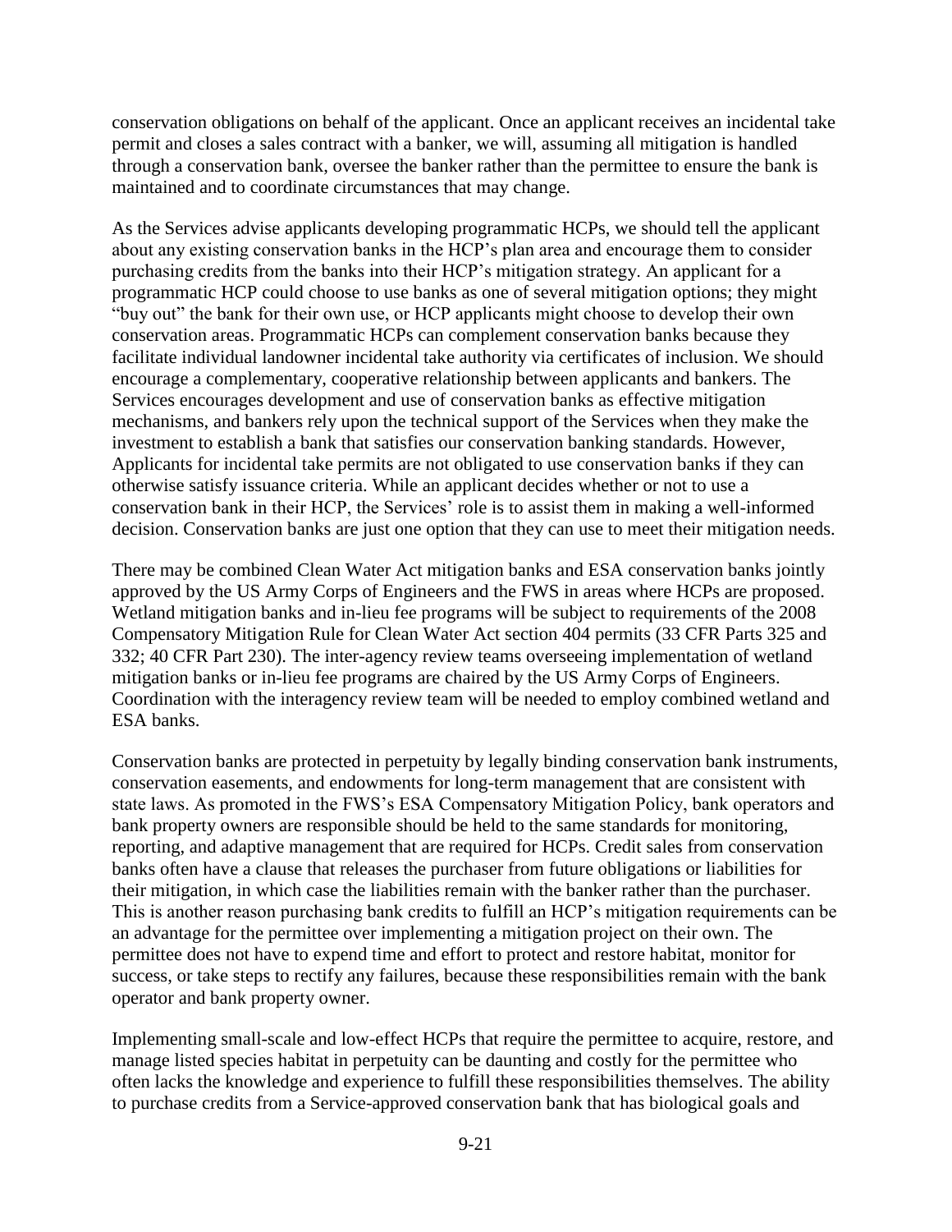conservation obligations on behalf of the applicant. Once an applicant receives an incidental take permit and closes a sales contract with a banker, we will, assuming all mitigation is handled through a conservation bank, oversee the banker rather than the permittee to ensure the bank is maintained and to coordinate circumstances that may change.

As the Services advise applicants developing programmatic HCPs, we should tell the applicant about any existing conservation banks in the HCP's plan area and encourage them to consider purchasing credits from the banks into their HCP's mitigation strategy. An applicant for a programmatic HCP could choose to use banks as one of several mitigation options; they might "buy out" the bank for their own use, or HCP applicants might choose to develop their own conservation areas. Programmatic HCPs can complement conservation banks because they facilitate individual landowner incidental take authority via certificates of inclusion. We should encourage a complementary, cooperative relationship between applicants and bankers. The Services encourages development and use of conservation banks as effective mitigation mechanisms, and bankers rely upon the technical support of the Services when they make the investment to establish a bank that satisfies our conservation banking standards. However, Applicants for incidental take permits are not obligated to use conservation banks if they can otherwise satisfy issuance criteria. While an applicant decides whether or not to use a conservation bank in their HCP, the Services' role is to assist them in making a well-informed decision. Conservation banks are just one option that they can use to meet their mitigation needs.

There may be combined Clean Water Act mitigation banks and ESA conservation banks jointly approved by the US Army Corps of Engineers and the FWS in areas where HCPs are proposed. Wetland mitigation banks and in-lieu fee programs will be subject to requirements of the 2008 Compensatory Mitigation Rule for Clean Water Act section 404 permits (33 CFR Parts 325 and 332; 40 CFR Part 230). The inter-agency review teams overseeing implementation of wetland mitigation banks or in-lieu fee programs are chaired by the US Army Corps of Engineers. Coordination with the interagency review team will be needed to employ combined wetland and ESA banks.

Conservation banks are protected in perpetuity by legally binding conservation bank instruments, conservation easements, and endowments for long-term management that are consistent with state laws. As promoted in the FWS's ESA Compensatory Mitigation Policy, bank operators and bank property owners are responsible should be held to the same standards for monitoring, reporting, and adaptive management that are required for HCPs. Credit sales from conservation banks often have a clause that releases the purchaser from future obligations or liabilities for their mitigation, in which case the liabilities remain with the banker rather than the purchaser. This is another reason purchasing bank credits to fulfill an HCP's mitigation requirements can be an advantage for the permittee over implementing a mitigation project on their own. The permittee does not have to expend time and effort to protect and restore habitat, monitor for success, or take steps to rectify any failures, because these responsibilities remain with the bank operator and bank property owner.

Implementing small-scale and low-effect HCPs that require the permittee to acquire, restore, and manage listed species habitat in perpetuity can be daunting and costly for the permittee who often lacks the knowledge and experience to fulfill these responsibilities themselves. The ability to purchase credits from a Service-approved conservation bank that has biological goals and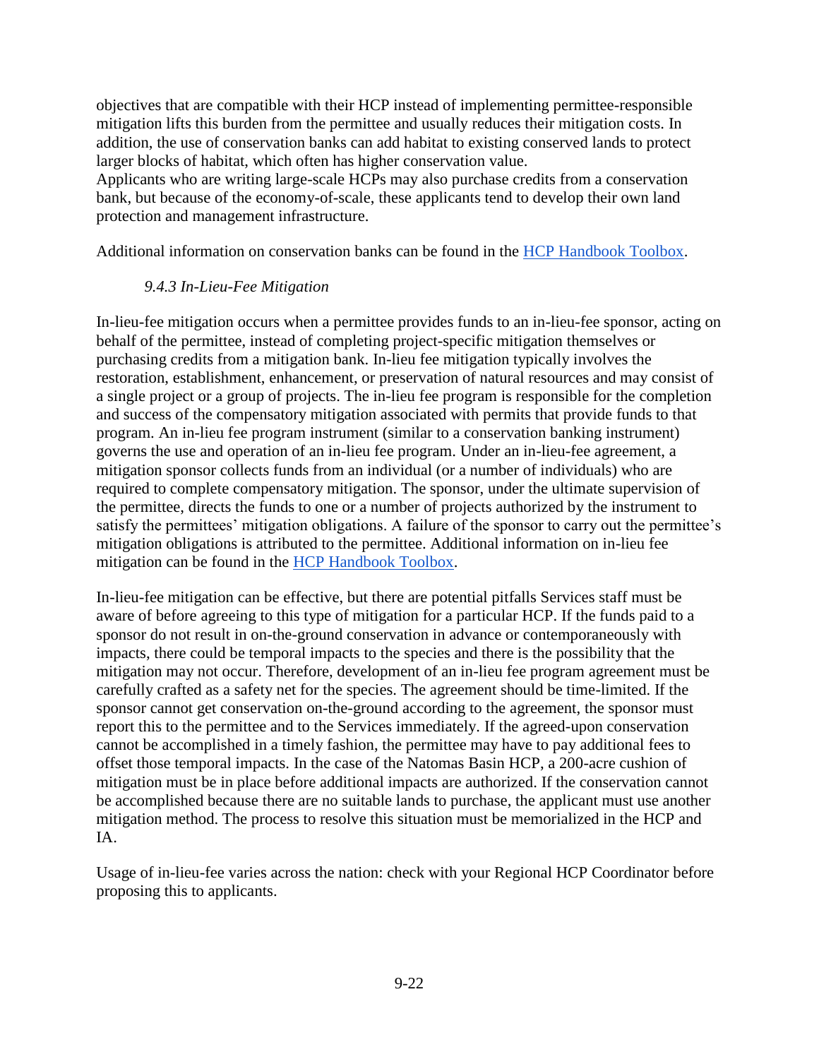objectives that are compatible with their HCP instead of implementing permittee-responsible mitigation lifts this burden from the permittee and usually reduces their mitigation costs. In addition, the use of conservation banks can add habitat to existing conserved lands to protect larger blocks of habitat, which often has higher conservation value.

Applicants who are writing large-scale HCPs may also purchase credits from a conservation bank, but because of the economy-of-scale, these applicants tend to develop their own land protection and management infrastructure.

Additional information on conservation banks can be found in the [HCP Handbook Toolbox](HCP Handbook Toolbox).

### *9.4.3 In-Lieu-Fee Mitigation*

In-lieu-fee mitigation occurs when a permittee provides funds to an in-lieu-fee sponsor, acting on behalf of the permittee, instead of completing project-specific mitigation themselves or purchasing credits from a mitigation bank. In-lieu fee mitigation typically involves the restoration, establishment, enhancement, or preservation of natural resources and may consist of a single project or a group of projects. The in-lieu fee program is responsible for the completion and success of the compensatory mitigation associated with permits that provide funds to that program. An in-lieu fee program instrument (similar to a conservation banking instrument) governs the use and operation of an in-lieu fee program. Under an in-lieu-fee agreement, a mitigation sponsor collects funds from an individual (or a number of individuals) who are required to complete compensatory mitigation. The sponsor, under the ultimate supervision of the permittee, directs the funds to one or a number of projects authorized by the instrument to satisfy the permittees' mitigation obligations. A failure of the sponsor to carry out the permittee's mitigation obligations is attributed to the permittee. Additional information on in-lieu fee mitigation can be found in the [HCP Handbook Toolbox](HCP Handbook Toolbox).

In-lieu-fee mitigation can be effective, but there are potential pitfalls Services staff must be aware of before agreeing to this type of mitigation for a particular HCP. If the funds paid to a sponsor do not result in on-the-ground conservation in advance or contemporaneously with impacts, there could be temporal impacts to the species and there is the possibility that the mitigation may not occur. Therefore, development of an in-lieu fee program agreement must be carefully crafted as a safety net for the species. The agreement should be time-limited. If the sponsor cannot get conservation on-the-ground according to the agreement, the sponsor must report this to the permittee and to the Services immediately. If the agreed-upon conservation cannot be accomplished in a timely fashion, the permittee may have to pay additional fees to offset those temporal impacts. In the case of the Natomas Basin HCP, a 200-acre cushion of mitigation must be in place before additional impacts are authorized. If the conservation cannot be accomplished because there are no suitable lands to purchase, the applicant must use another mitigation method. The process to resolve this situation must be memorialized in the HCP and IA.

Usage of in-lieu-fee varies across the nation: check with your Regional HCP Coordinator before proposing this to applicants.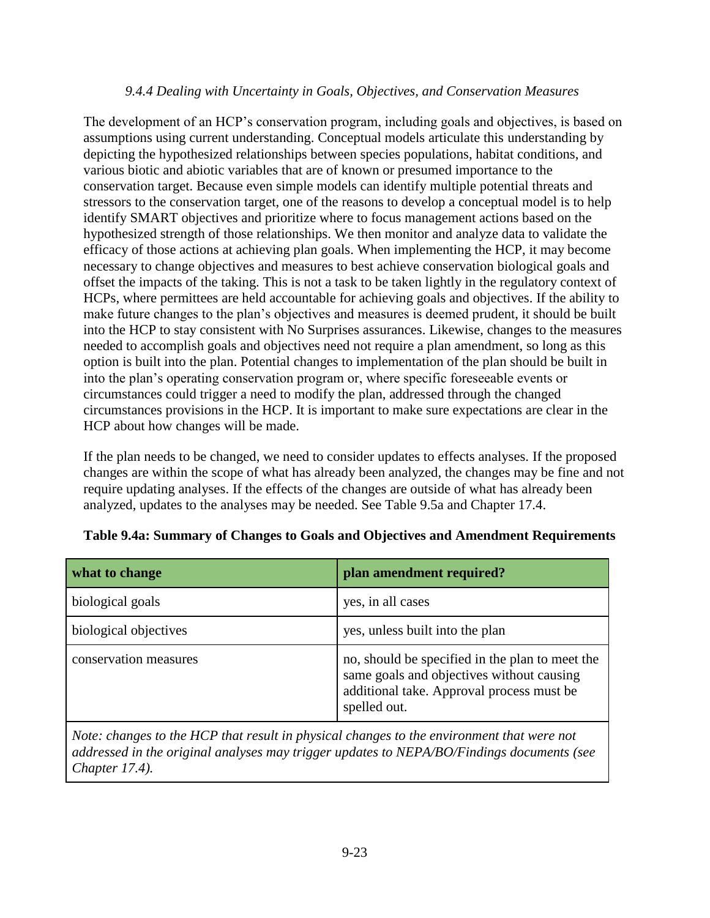#### *9.4.4 Dealing with Uncertainty in Goals, Objectives, and Conservation Measures*

The development of an HCP's conservation program, including goals and objectives, is based on assumptions using current understanding. Conceptual models articulate this understanding by depicting the hypothesized relationships between species populations, habitat conditions, and various biotic and abiotic variables that are of known or presumed importance to the conservation target. Because even simple models can identify multiple potential threats and stressors to the conservation target, one of the reasons to develop a conceptual model is to help identify SMART objectives and prioritize where to focus management actions based on the hypothesized strength of those relationships. We then monitor and analyze data to validate the efficacy of those actions at achieving plan goals. When implementing the HCP, it may become necessary to change objectives and measures to best achieve conservation biological goals and offset the impacts of the taking. This is not a task to be taken lightly in the regulatory context of HCPs, where permittees are held accountable for achieving goals and objectives. If the ability to make future changes to the plan's objectives and measures is deemed prudent, it should be built into the HCP to stay consistent with No Surprises assurances. Likewise, changes to the measures needed to accomplish goals and objectives need not require a plan amendment, so long as this option is built into the plan. Potential changes to implementation of the plan should be built in into the plan's operating conservation program or, where specific foreseeable events or circumstances could trigger a need to modify the plan, addressed through the changed circumstances provisions in the HCP. It is important to make sure expectations are clear in the HCP about how changes will be made.

If the plan needs to be changed, we need to consider updates to effects analyses. If the proposed changes are within the scope of what has already been analyzed, the changes may be fine and not require updating analyses. If the effects of the changes are outside of what has already been analyzed, updates to the analyses may be needed. See Table 9.5a and Chapter 17.4.

**Table 9.4a: Summary of Changes to Goals and Objectives and Amendment Requirements**

| what to change | plan amendment required? |
| --- | --- |
| biological goals | yes, in all cases |
| biological objectives | yes, unless built into the plan |
| conservation measures | no, should be specified in the plan to meet the same goals and objectives without causing additional take. Approval process must be spelled out. |

*Note: changes to the HCP that result in physical changes to the environment that were not addressed in the original analyses may trigger updates to NEPA/BO/Findings documents (see Chapter 17.4).*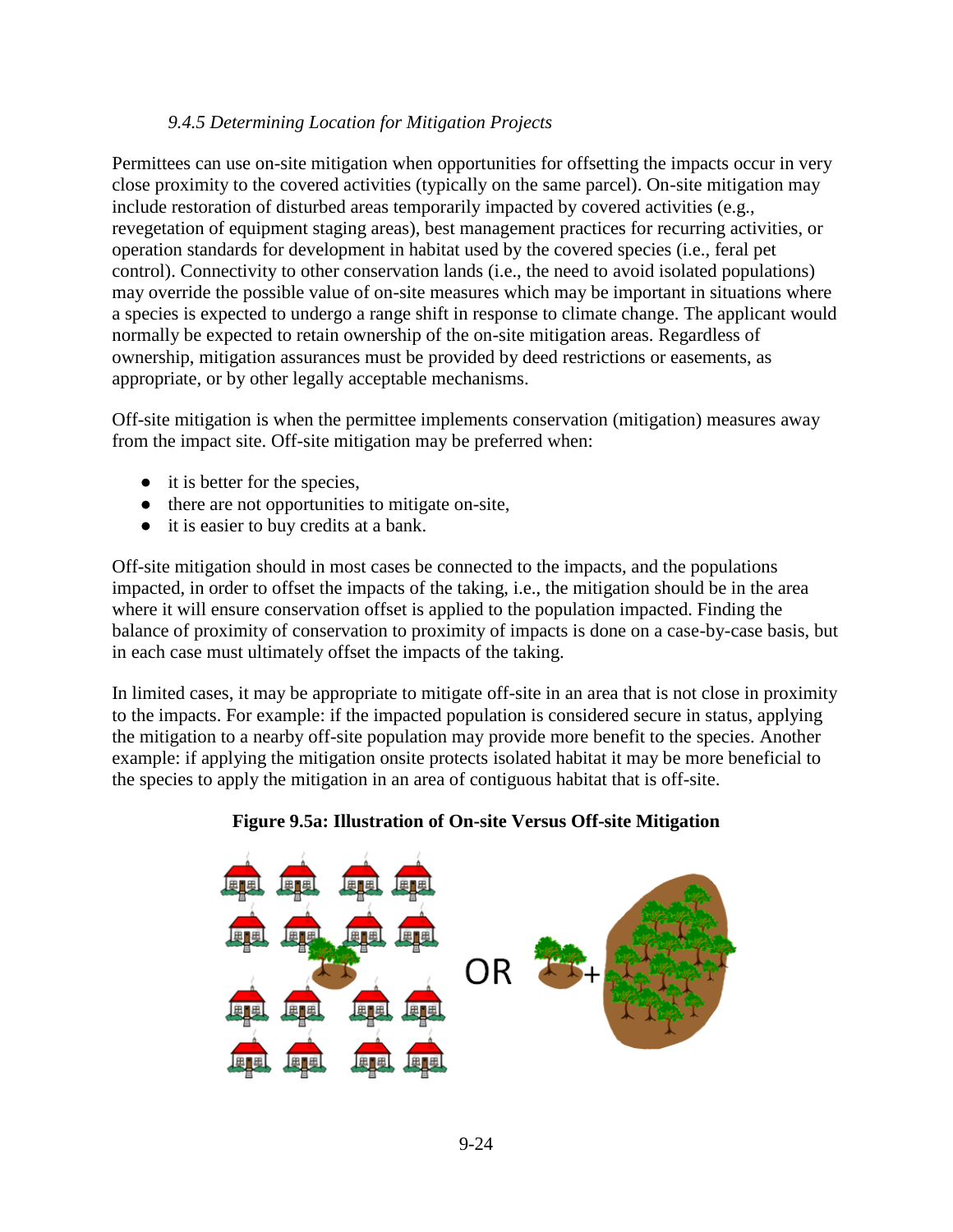*9.4.5 Determining Location for Mitigation Projects*

Permittees can use on-site mitigation when opportunities for offsetting the impacts occur in very close proximity to the covered activities (typically on the same parcel). On-site mitigation may include restoration of disturbed areas temporarily impacted by covered activities (e.g., revegetation of equipment staging areas), best management practices for recurring activities, or operation standards for development in habitat used by the covered species (i.e., feral pet control). Connectivity to other conservation lands (i.e., the need to avoid isolated populations) may override the possible value of on-site measures which may be important in situations where a species is expected to undergo a range shift in response to climate change. The applicant would normally be expected to retain ownership of the on-site mitigation areas. Regardless of ownership, mitigation assurances must be provided by deed restrictions or easements, as appropriate, or by other legally acceptable mechanisms.

Off-site mitigation is when the permittee implements conservation (mitigation) measures away from the impact site. Off-site mitigation may be preferred when:

- it is better for the species,
- there are not opportunities to mitigate on-site,
- it is easier to buy credits at a bank.

Off-site mitigation should in most cases be connected to the impacts, and the populations impacted, in order to offset the impacts of the taking, i.e., the mitigation should be in the area where it will ensure conservation offset is applied to the population impacted. Finding the balance of proximity of conservation to proximity of impacts is done on a case-by-case basis, but in each case must ultimately offset the impacts of the taking.

In limited cases, it may be appropriate to mitigate off-site in an area that is not close in proximity to the impacts. For example: if the impacted population is considered secure in status, applying the mitigation to a nearby off-site population may provide more benefit to the species. Another example: if applying the mitigation onsite protects isolated habitat it may be more beneficial to the species to apply the mitigation in an area of contiguous habitat that is off-site.

**Figure 9.5a: Illustration of On-site Versus Off-site Mitigation**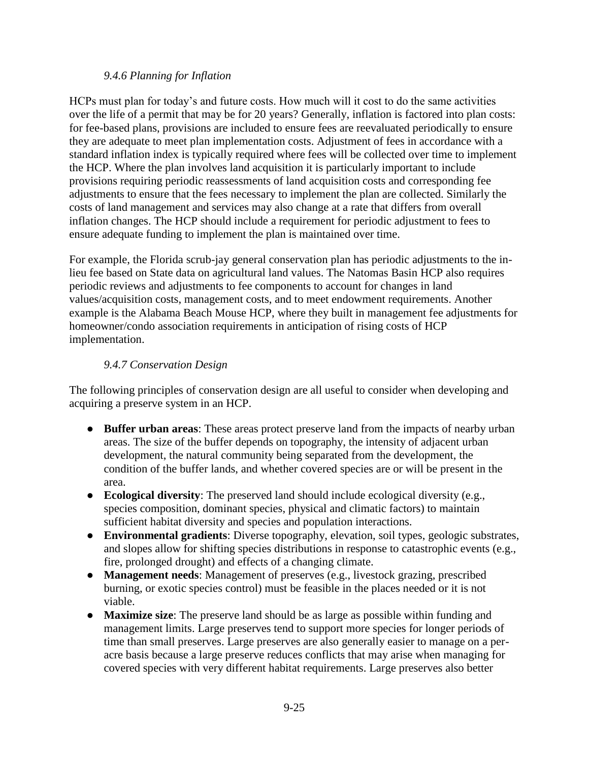### *9.4.6 Planning for Inflation*

HCPs must plan for today's and future costs. How much will it cost to do the same activities over the life of a permit that may be for 20 years? Generally, inflation is factored into plan costs: for fee-based plans, provisions are included to ensure fees are reevaluated periodically to ensure they are adequate to meet plan implementation costs. Adjustment of fees in accordance with a standard inflation index is typically required where fees will be collected over time to implement the HCP. Where the plan involves land acquisition it is particularly important to include provisions requiring periodic reassessments of land acquisition costs and corresponding fee adjustments to ensure that the fees necessary to implement the plan are collected. Similarly the costs of land management and services may also change at a rate that differs from overall inflation changes. The HCP should include a requirement for periodic adjustment to fees to ensure adequate funding to implement the plan is maintained over time.

For example, the Florida scrub-jay general conservation plan has periodic adjustments to the in-lieu fee based on State data on agricultural land values. The Natomas Basin HCP also requires periodic reviews and adjustments to fee components to account for changes in land values/acquisition costs, management costs, and to meet endowment requirements. Another example is the Alabama Beach Mouse HCP, where they built in management fee adjustments for homeowner/condo association requirements in anticipation of rising costs of HCP implementation.

### *9.4.7 Conservation Design*

The following principles of conservation design are all useful to consider when developing and acquiring a preserve system in an HCP.

- **Buffer urban areas**: These areas protect preserve land from the impacts of nearby urban areas. The size of the buffer depends on topography, the intensity of adjacent urban development, the natural community being separated from the development, the condition of the buffer lands, and whether covered species are or will be present in the area.
- **Ecological diversity**: The preserved land should include ecological diversity (e.g., species composition, dominant species, physical and climatic factors) to maintain sufficient habitat diversity and species and population interactions.
- **Environmental gradients**: Diverse topography, elevation, soil types, geologic substrates, and slopes allow for shifting species distributions in response to catastrophic events (e.g., fire, prolonged drought) and effects of a changing climate.
- **Management needs**: Management of preserves (e.g., livestock grazing, prescribed burning, or exotic species control) must be feasible in the places needed or it is not viable.
- **Maximize size**: The preserve land should be as large as possible within funding and management limits. Large preserves tend to support more species for longer periods of time than small preserves. Large preserves are also generally easier to manage on a per-acre basis because a large preserve reduces conflicts that may arise when managing for covered species with very different habitat requirements. Large preserves also better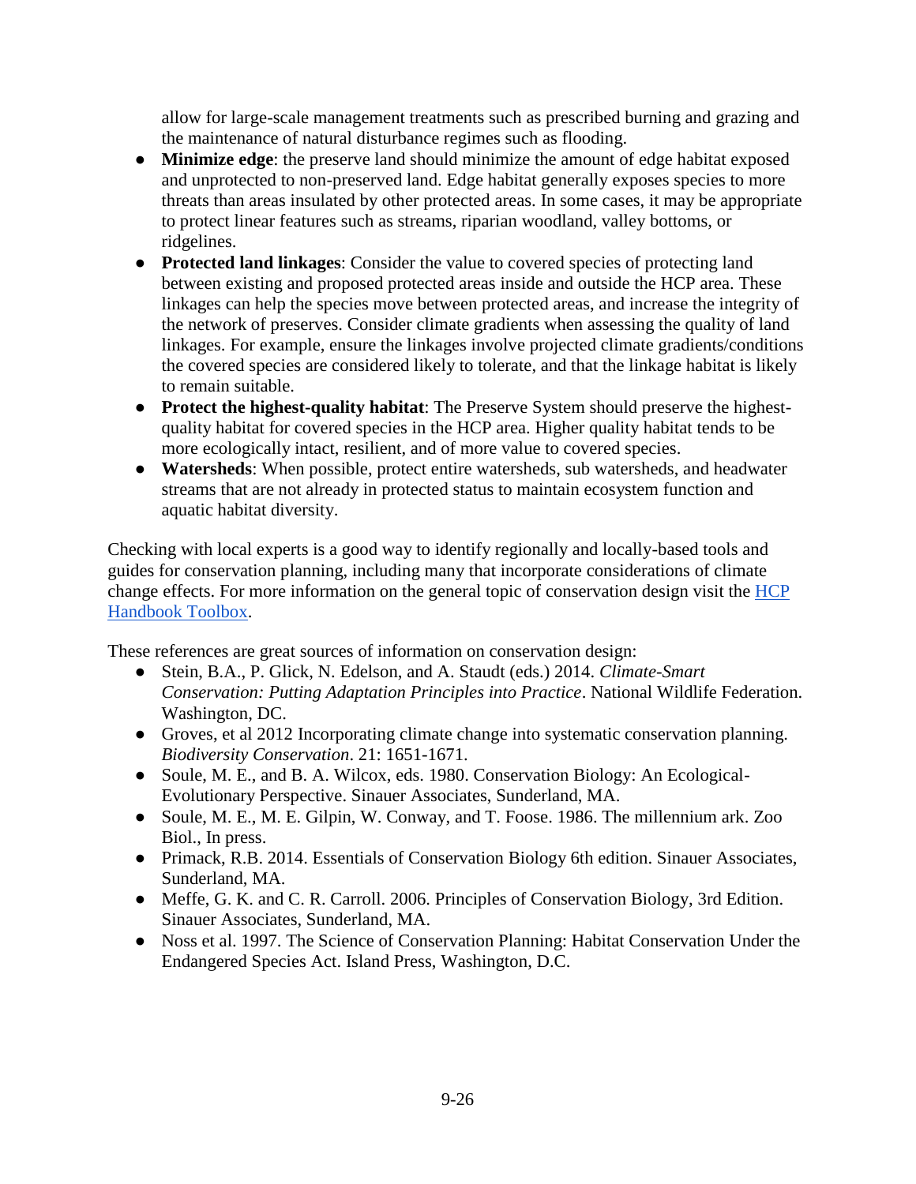allow for large-scale management treatments such as prescribed burning and grazing and the maintenance of natural disturbance regimes such as flooding.

- **Minimize edge**: the preserve land should minimize the amount of edge habitat exposed and unprotected to non-preserved land. Edge habitat generally exposes species to more threats than areas insulated by other protected areas. In some cases, it may be appropriate to protect linear features such as streams, riparian woodland, valley bottoms, or ridgelines.
- **Protected land linkages**: Consider the value to covered species of protecting land between existing and proposed protected areas inside and outside the HCP area. These linkages can help the species move between protected areas, and increase the integrity of the network of preserves. Consider climate gradients when assessing the quality of land linkages. For example, ensure the linkages involve projected climate gradients/conditions the covered species are considered likely to tolerate, and that the linkage habitat is likely to remain suitable.
- **Protect the highest-quality habitat**: The Preserve System should preserve the highest-quality habitat for covered species in the HCP area. Higher quality habitat tends to be more ecologically intact, resilient, and of more value to covered species.
- **Watersheds**: When possible, protect entire watersheds, sub watersheds, and headwater streams that are not already in protected status to maintain ecosystem function and aquatic habitat diversity.

Checking with local experts is a good way to identify regionally and locally-based tools and guides for conservation planning, including many that incorporate considerations of climate change effects. For more information on the general topic of conservation design visit the [HCP Handbook Toolbox](#).

These references are great sources of information on conservation design:

- Stein, B.A., P. Glick, N. Edelson, and A. Staudt (eds.) 2014. *Climate-Smart Conservation: Putting Adaptation Principles into Practice*. National Wildlife Federation. Washington, DC.
- Groves, et al 2012 Incorporating climate change into systematic conservation planning. *Biodiversity Conservation*. 21: 1651-1671.
- Soule, M. E., and B. A. Wilcox, eds. 1980. Conservation Biology: An Ecological-Evolutionary Perspective. Sinauer Associates, Sunderland, MA.
- Soule, M. E., M. E. Gilpin, W. Conway, and T. Foose. 1986. The millennium ark. Zoo Biol., In press.
- Primack, R.B. 2014. Essentials of Conservation Biology 6th edition. Sinauer Associates, Sunderland, MA.
- Meffe, G. K. and C. R. Carroll. 2006. Principles of Conservation Biology, 3rd Edition. Sinauer Associates, Sunderland, MA.
- Noss et al. 1997. The Science of Conservation Planning: Habitat Conservation Under the Endangered Species Act. Island Press, Washington, D.C.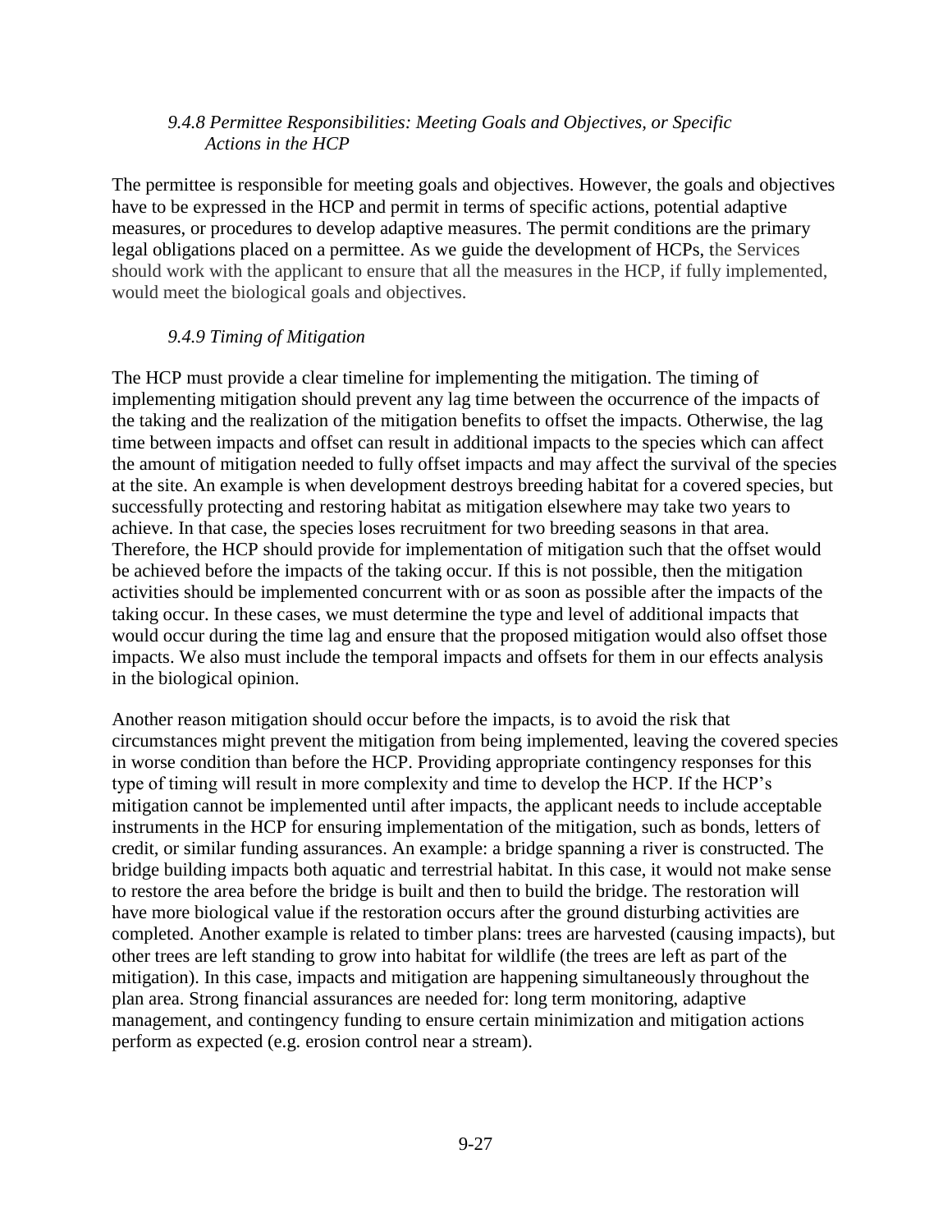#### *9.4.8 Permittee Responsibilities: Meeting Goals and Objectives, or Specific Actions in the HCP*

The permittee is responsible for meeting goals and objectives. However, the goals and objectives have to be expressed in the HCP and permit in terms of specific actions, potential adaptive measures, or procedures to develop adaptive measures. The permit conditions are the primary legal obligations placed on a permittee. As we guide the development of HCPs, the Services should work with the applicant to ensure that all the measures in the HCP, if fully implemented, would meet the biological goals and objectives.

#### *9.4.9 Timing of Mitigation*

The HCP must provide a clear timeline for implementing the mitigation. The timing of implementing mitigation should prevent any lag time between the occurrence of the impacts of the taking and the realization of the mitigation benefits to offset the impacts. Otherwise, the lag time between impacts and offset can result in additional impacts to the species which can affect the amount of mitigation needed to fully offset impacts and may affect the survival of the species at the site. An example is when development destroys breeding habitat for a covered species, but successfully protecting and restoring habitat as mitigation elsewhere may take two years to achieve. In that case, the species loses recruitment for two breeding seasons in that area. Therefore, the HCP should provide for implementation of mitigation such that the offset would be achieved before the impacts of the taking occur. If this is not possible, then the mitigation activities should be implemented concurrent with or as soon as possible after the impacts of the taking occur. In these cases, we must determine the type and level of additional impacts that would occur during the time lag and ensure that the proposed mitigation would also offset those impacts. We also must include the temporal impacts and offsets for them in our effects analysis in the biological opinion.

Another reason mitigation should occur before the impacts, is to avoid the risk that circumstances might prevent the mitigation from being implemented, leaving the covered species in worse condition than before the HCP. Providing appropriate contingency responses for this type of timing will result in more complexity and time to develop the HCP. If the HCP's mitigation cannot be implemented until after impacts, the applicant needs to include acceptable instruments in the HCP for ensuring implementation of the mitigation, such as bonds, letters of credit, or similar funding assurances. An example: a bridge spanning a river is constructed. The bridge building impacts both aquatic and terrestrial habitat. In this case, it would not make sense to restore the area before the bridge is built and then to build the bridge. The restoration will have more biological value if the restoration occurs after the ground disturbing activities are completed. Another example is related to timber plans: trees are harvested (causing impacts), but other trees are left standing to grow into habitat for wildlife (the trees are left as part of the mitigation). In this case, impacts and mitigation are happening simultaneously throughout the plan area. Strong financial assurances are needed for: long term monitoring, adaptive management, and contingency funding to ensure certain minimization and mitigation actions perform as expected (e.g. erosion control near a stream).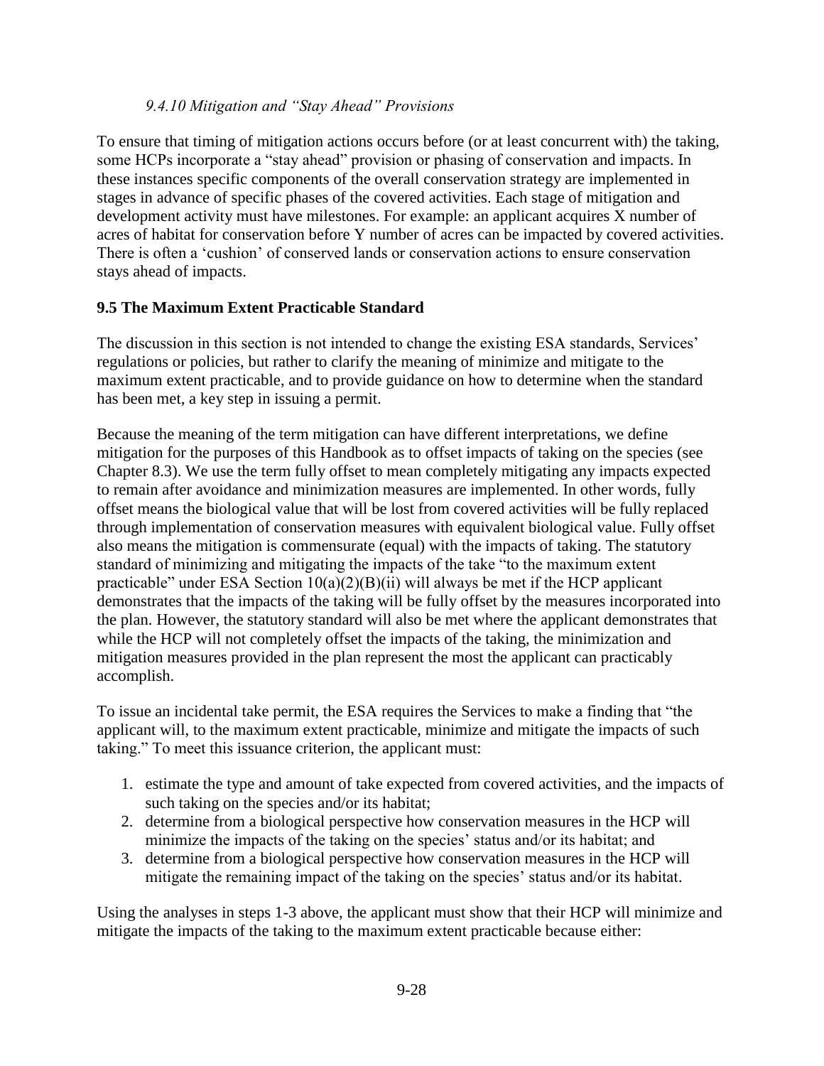#### *9.4.10 Mitigation and "Stay Ahead" Provisions*

To ensure that timing of mitigation actions occurs before (or at least concurrent with) the taking, some HCPs incorporate a "stay ahead" provision or phasing of conservation and impacts. In these instances specific components of the overall conservation strategy are implemented in stages in advance of specific phases of the covered activities. Each stage of mitigation and development activity must have milestones. For example: an applicant acquires X number of acres of habitat for conservation before Y number of acres can be impacted by covered activities. There is often a 'cushion' of conserved lands or conservation actions to ensure conservation stays ahead of impacts.

### 9.5 The Maximum Extent Practicable Standard

The discussion in this section is not intended to change the existing ESA standards, Services' regulations or policies, but rather to clarify the meaning of minimize and mitigate to the maximum extent practicable, and to provide guidance on how to determine when the standard has been met, a key step in issuing a permit.

Because the meaning of the term mitigation can have different interpretations, we define mitigation for the purposes of this Handbook as to offset impacts of taking on the species (see Chapter 8.3). We use the term fully offset to mean completely mitigating any impacts expected to remain after avoidance and minimization measures are implemented. In other words, fully offset means the biological value that will be lost from covered activities will be fully replaced through implementation of conservation measures with equivalent biological value. Fully offset also means the mitigation is commensurate (equal) with the impacts of taking. The statutory standard of minimizing and mitigating the impacts of the take "to the maximum extent practicable" under ESA Section 10(a)(2)(B)(ii) will always be met if the HCP applicant demonstrates that the impacts of the taking will be fully offset by the measures incorporated into the plan. However, the statutory standard will also be met where the applicant demonstrates that while the HCP will not completely offset the impacts of the taking, the minimization and mitigation measures provided in the plan represent the most the applicant can practicably accomplish.

To issue an incidental take permit, the ESA requires the Services to make a finding that "the applicant will, to the maximum extent practicable, minimize and mitigate the impacts of such taking." To meet this issuance criterion, the applicant must:

1. estimate the type and amount of take expected from covered activities, and the impacts of such taking on the species and/or its habitat;
2. determine from a biological perspective how conservation measures in the HCP will minimize the impacts of the taking on the species' status and/or its habitat; and
3. determine from a biological perspective how conservation measures in the HCP will mitigate the remaining impact of the taking on the species' status and/or its habitat.

Using the analyses in steps 1-3 above, the applicant must show that their HCP will minimize and mitigate the impacts of the taking to the maximum extent practicable because either: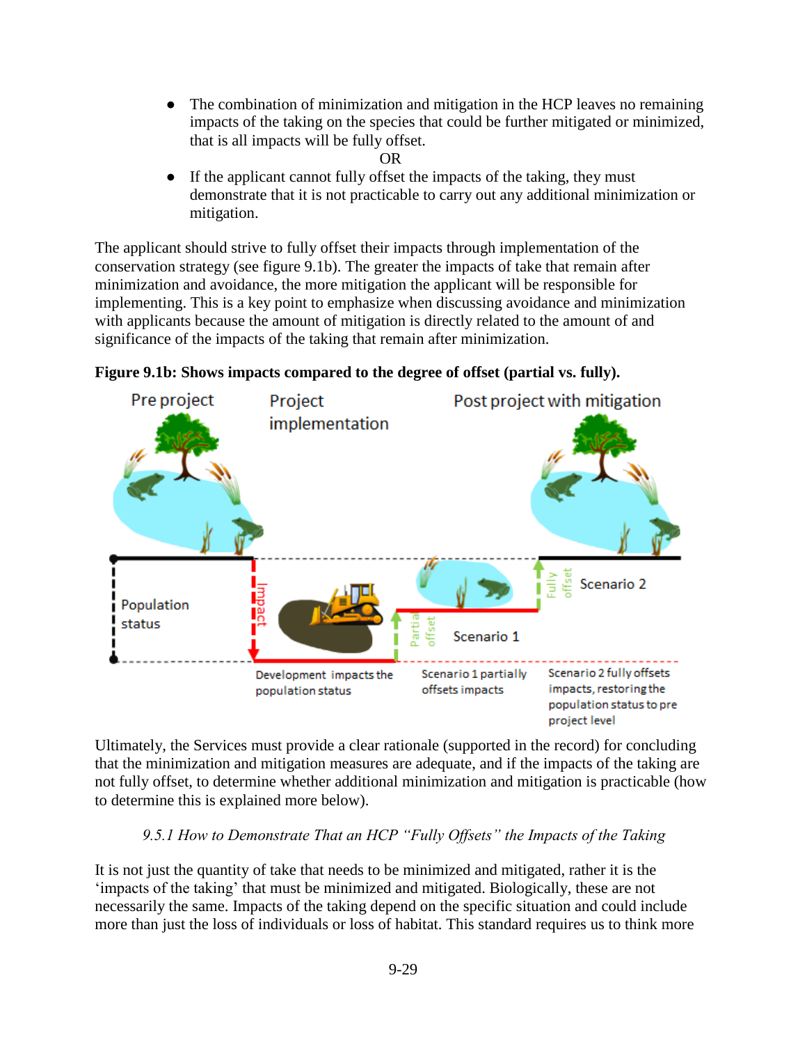- The combination of minimization and mitigation in the HCP leaves no remaining impacts of the taking on the species that could be further mitigated or minimized, that is all impacts will be fully offset.

OR

- If the applicant cannot fully offset the impacts of the taking, they must demonstrate that it is not practicable to carry out any additional minimization or mitigation.

The applicant should strive to fully offset their impacts through implementation of the conservation strategy (see figure 9.1b). The greater the impacts of take that remain after minimization and avoidance, the more mitigation the applicant will be responsible for implementing. This is a key point to emphasize when discussing avoidance and minimization with applicants because the amount of mitigation is directly related to the amount of and significance of the impacts of the taking that remain after minimization.

**Figure 9.1b: Shows impacts compared to the degree of offset (partial vs. fully).**

Pre project | Project implementation | Post project with mitigation

Population status | Impact | Partial offset | Scenario 1 | Fully offset | Scenario 2

Development impacts the population status

Scenario 1 partially offsets impacts

Scenario 2 fully offsets impacts, restoring the population status to pre project level

Ultimately, the Services must provide a clear rationale (supported in the record) for concluding that the minimization and mitigation measures are adequate, and if the impacts of the taking are not fully offset, to determine whether additional minimization and mitigation is practicable (how to determine this is explained more below).

### *9.5.1 How to Demonstrate That an HCP "Fully Offsets" the Impacts of the Taking*

It is not just the quantity of take that needs to be minimized and mitigated, rather it is the 'impacts of the taking' that must be minimized and mitigated. Biologically, these are not necessarily the same. Impacts of the taking depend on the specific situation and could include more than just the loss of individuals or loss of habitat. This standard requires us to think more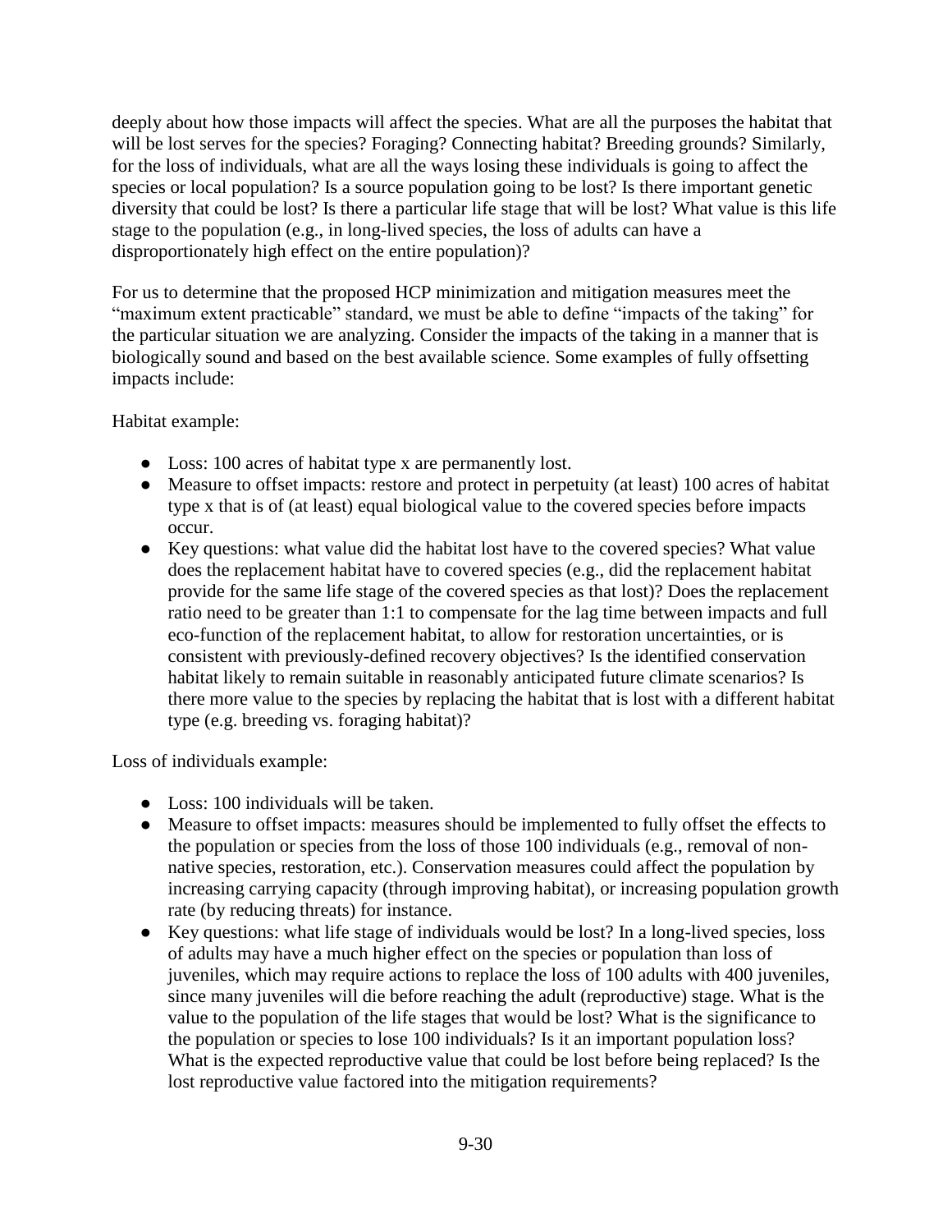deeply about how those impacts will affect the species. What are all the purposes the habitat that will be lost serves for the species? Foraging? Connecting habitat? Breeding grounds? Similarly, for the loss of individuals, what are all the ways losing these individuals is going to affect the species or local population? Is a source population going to be lost? Is there important genetic diversity that could be lost? Is there a particular life stage that will be lost? What value is this life stage to the population (e.g., in long-lived species, the loss of adults can have a disproportionately high effect on the entire population)?

For us to determine that the proposed HCP minimization and mitigation measures meet the "maximum extent practicable" standard, we must be able to define "impacts of the taking" for the particular situation we are analyzing. Consider the impacts of the taking in a manner that is biologically sound and based on the best available science. Some examples of fully offsetting impacts include:

Habitat example:

- Loss: 100 acres of habitat type x are permanently lost.
- Measure to offset impacts: restore and protect in perpetuity (at least) 100 acres of habitat type x that is of (at least) equal biological value to the covered species before impacts occur.
- Key questions: what value did the habitat lost have to the covered species? What value does the replacement habitat have to covered species (e.g., did the replacement habitat provide for the same life stage of the covered species as that lost)? Does the replacement ratio need to be greater than 1:1 to compensate for the lag time between impacts and full eco-function of the replacement habitat, to allow for restoration uncertainties, or is consistent with previously-defined recovery objectives? Is the identified conservation habitat likely to remain suitable in reasonably anticipated future climate scenarios? Is there more value to the species by replacing the habitat that is lost with a different habitat type (e.g. breeding vs. foraging habitat)?

Loss of individuals example:

- Loss: 100 individuals will be taken.
- Measure to offset impacts: measures should be implemented to fully offset the effects to the population or species from the loss of those 100 individuals (e.g., removal of non-native species, restoration, etc.). Conservation measures could affect the population by increasing carrying capacity (through improving habitat), or increasing population growth rate (by reducing threats) for instance.
- Key questions: what life stage of individuals would be lost? In a long-lived species, loss of adults may have a much higher effect on the species or population than loss of juveniles, which may require actions to replace the loss of 100 adults with 400 juveniles, since many juveniles will die before reaching the adult (reproductive) stage. What is the value to the population of the life stages that would be lost? What is the significance to the population or species to lose 100 individuals? Is it an important population loss? What is the expected reproductive value that could be lost before being replaced? Is the lost reproductive value factored into the mitigation requirements?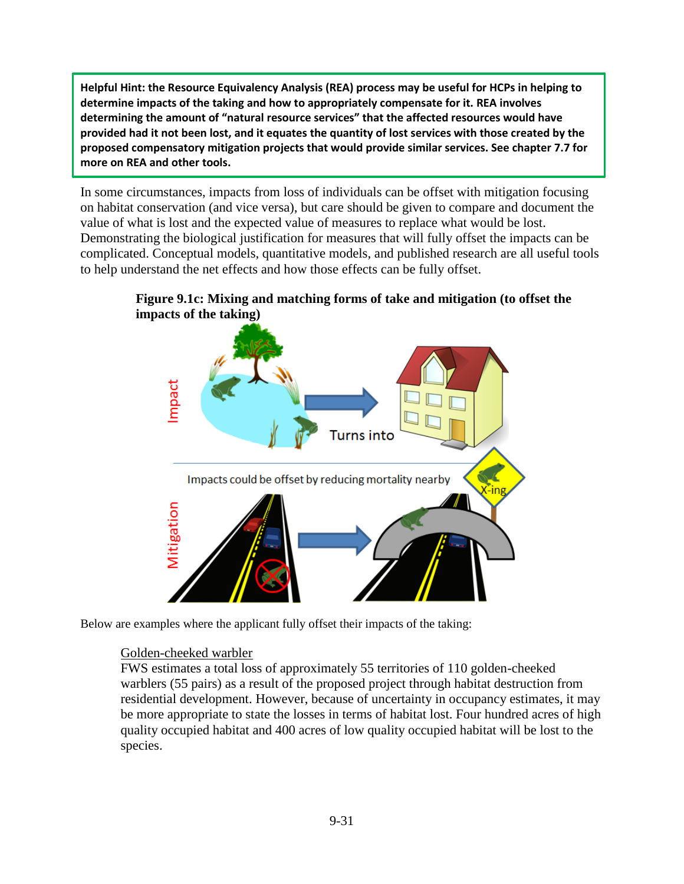**Helpful Hint: the Resource Equivalency Analysis (REA) process may be useful for HCPs in helping to determine impacts of the taking and how to appropriately compensate for it. REA involves determining the amount of "natural resource services" that the affected resources would have provided had it not been lost, and it equates the quantity of lost services with those created by the proposed compensatory mitigation projects that would provide similar services. See chapter 7.7 for more on REA and other tools.**

In some circumstances, impacts from loss of individuals can be offset with mitigation focusing on habitat conservation (and vice versa), but care should be given to compare and document the value of what is lost and the expected value of measures to replace what would be lost. Demonstrating the biological justification for measures that will fully offset the impacts can be complicated. Conceptual models, quantitative models, and published research are all useful tools to help understand the net effects and how those effects can be fully offset.

**Figure 9.1c: Mixing and matching forms of take and mitigation (to offset the impacts of the taking)**

Below are examples where the applicant fully offset their impacts of the taking:

Golden-cheeked warbler
FWS estimates a total loss of approximately 55 territories of 110 golden-cheeked warblers (55 pairs) as a result of the proposed project through habitat destruction from residential development. However, because of uncertainty in occupancy estimates, it may be more appropriate to state the losses in terms of habitat lost. Four hundred acres of high quality occupied habitat and 400 acres of low quality occupied habitat will be lost to the species.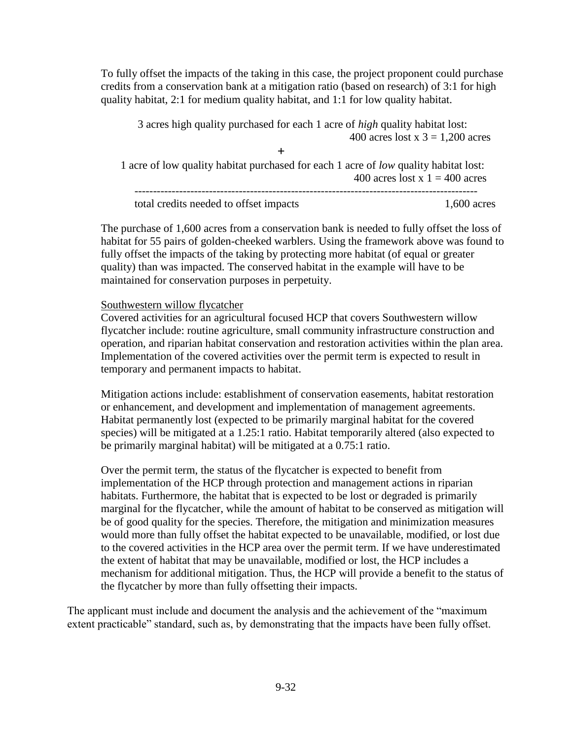To fully offset the impacts of the taking in this case, the project proponent could purchase credits from a conservation bank at a mitigation ratio (based on research) of 3:1 for high quality habitat, 2:1 for medium quality habitat, and 1:1 for low quality habitat.

3 acres high quality purchased for each 1 acre of *high* quality habitat lost:
400 acres lost x 3 = 1,200 acres

+

1 acre of low quality habitat purchased for each 1 acre of *low* quality habitat lost:
400 acres lost x 1 = 400 acres

---

total credits needed to offset impacts 1,600 acres

The purchase of 1,600 acres from a conservation bank is needed to fully offset the loss of habitat for 55 pairs of golden-cheeked warblers. Using the framework above was found to fully offset the impacts of the taking by protecting more habitat (of equal or greater quality) than was impacted. The conserved habitat in the example will have to be maintained for conservation purposes in perpetuity.

Southwestern willow flycatcher

Covered activities for an agricultural focused HCP that covers Southwestern willow flycatcher include: routine agriculture, small community infrastructure construction and operation, and riparian habitat conservation and restoration activities within the plan area. Implementation of the covered activities over the permit term is expected to result in temporary and permanent impacts to habitat.

Mitigation actions include: establishment of conservation easements, habitat restoration or enhancement, and development and implementation of management agreements. Habitat permanently lost (expected to be primarily marginal habitat for the covered species) will be mitigated at a 1.25:1 ratio. Habitat temporarily altered (also expected to be primarily marginal habitat) will be mitigated at a 0.75:1 ratio.

Over the permit term, the status of the flycatcher is expected to benefit from implementation of the HCP through protection and management actions in riparian habitats. Furthermore, the habitat that is expected to be lost or degraded is primarily marginal for the flycatcher, while the amount of habitat to be conserved as mitigation will be of good quality for the species. Therefore, the mitigation and minimization measures would more than fully offset the habitat expected to be unavailable, modified, or lost due to the covered activities in the HCP area over the permit term. If we have underestimated the extent of habitat that may be unavailable, modified or lost, the HCP includes a mechanism for additional mitigation. Thus, the HCP will provide a benefit to the status of the flycatcher by more than fully offsetting their impacts.

The applicant must include and document the analysis and the achievement of the "maximum extent practicable" standard, such as, by demonstrating that the impacts have been fully offset.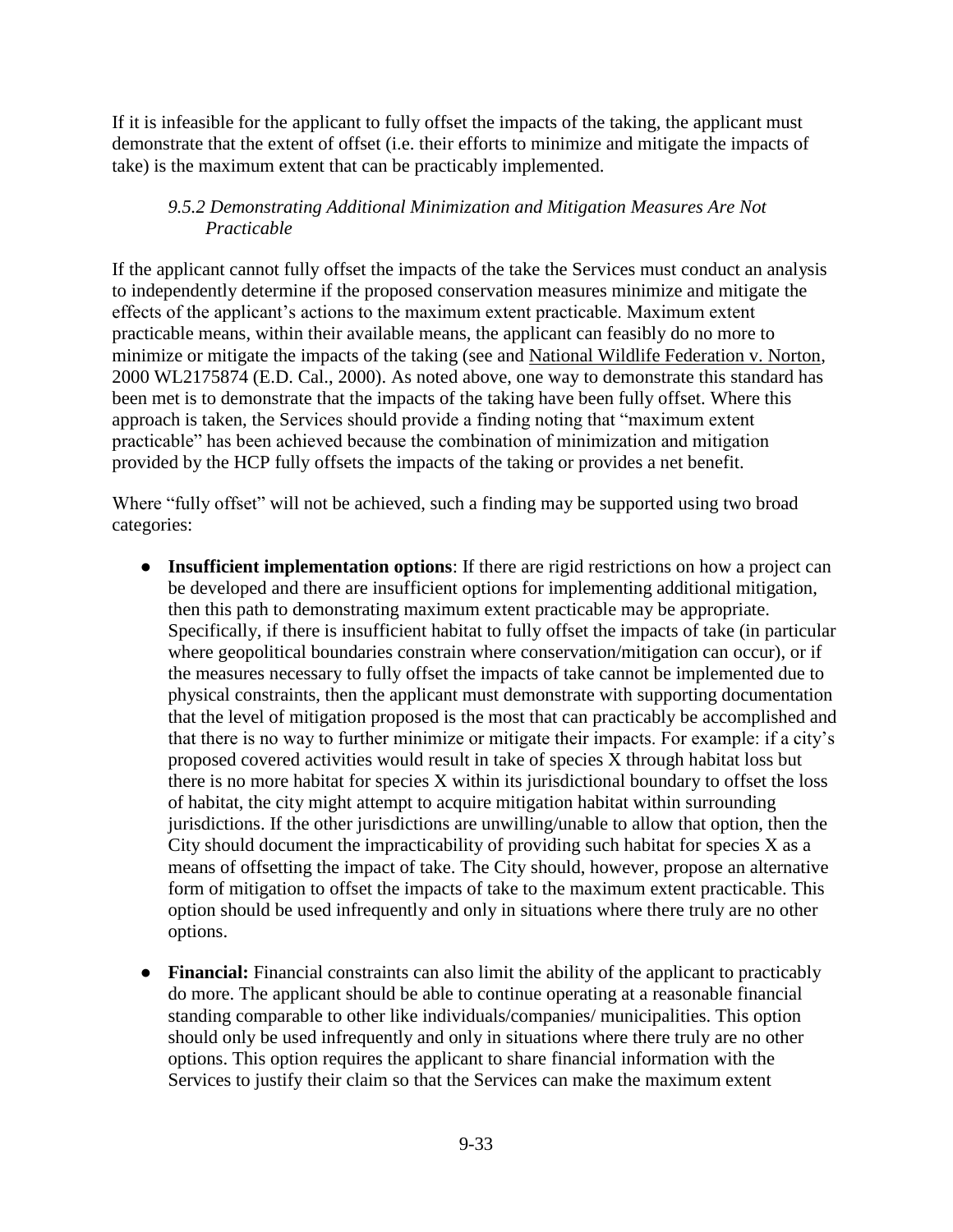If it is infeasible for the applicant to fully offset the impacts of the taking, the applicant must demonstrate that the extent of offset (i.e. their efforts to minimize and mitigate the impacts of take) is the maximum extent that can be practicably implemented.

#### *9.5.2 Demonstrating Additional Minimization and Mitigation Measures Are Not Practicable*

If the applicant cannot fully offset the impacts of the take the Services must conduct an analysis to independently determine if the proposed conservation measures minimize and mitigate the effects of the applicant's actions to the maximum extent practicable. Maximum extent practicable means, within their available means, the applicant can feasibly do no more to minimize or mitigate the impacts of the taking (see and National Wildlife Federation v. Norton, 2000 WL2175874 (E.D. Cal., 2000). As noted above, one way to demonstrate this standard has been met is to demonstrate that the impacts of the taking have been fully offset. Where this approach is taken, the Services should provide a finding noting that "maximum extent practicable" has been achieved because the combination of minimization and mitigation provided by the HCP fully offsets the impacts of the taking or provides a net benefit.

Where "fully offset" will not be achieved, such a finding may be supported using two broad categories:

- **Insufficient implementation options**: If there are rigid restrictions on how a project can be developed and there are insufficient options for implementing additional mitigation, then this path to demonstrating maximum extent practicable may be appropriate. Specifically, if there is insufficient habitat to fully offset the impacts of take (in particular where geopolitical boundaries constrain where conservation/mitigation can occur), or if the measures necessary to fully offset the impacts of take cannot be implemented due to physical constraints, then the applicant must demonstrate with supporting documentation that the level of mitigation proposed is the most that can practicably be accomplished and that there is no way to further minimize or mitigate their impacts. For example: if a city's proposed covered activities would result in take of species X through habitat loss but there is no more habitat for species X within its jurisdictional boundary to offset the loss of habitat, the city might attempt to acquire mitigation habitat within surrounding jurisdictions. If the other jurisdictions are unwilling/unable to allow that option, then the City should document the impracticability of providing such habitat for species X as a means of offsetting the impact of take. The City should, however, propose an alternative form of mitigation to offset the impacts of take to the maximum extent practicable. This option should be used infrequently and only in situations where there truly are no other options.
- **Financial:** Financial constraints can also limit the ability of the applicant to practicably do more. The applicant should be able to continue operating at a reasonable financial standing comparable to other like individuals/companies/ municipalities. This option should only be used infrequently and only in situations where there truly are no other options. This option requires the applicant to share financial information with the Services to justify their claim so that the Services can make the maximum extent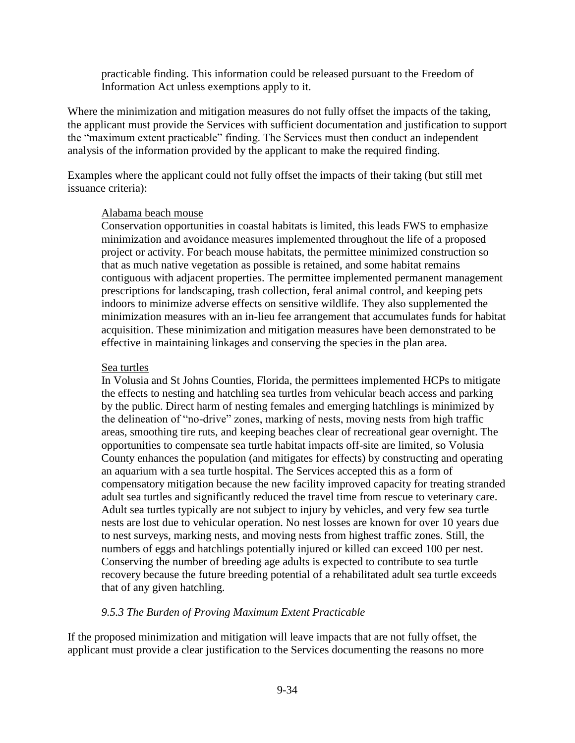practicable finding. This information could be released pursuant to the Freedom of Information Act unless exemptions apply to it.

Where the minimization and mitigation measures do not fully offset the impacts of the taking, the applicant must provide the Services with sufficient documentation and justification to support the "maximum extent practicable" finding. The Services must then conduct an independent analysis of the information provided by the applicant to make the required finding.

Examples where the applicant could not fully offset the impacts of their taking (but still met issuance criteria):

Alabama beach mouse

Conservation opportunities in coastal habitats is limited, this leads FWS to emphasize minimization and avoidance measures implemented throughout the life of a proposed project or activity. For beach mouse habitats, the permittee minimized construction so that as much native vegetation as possible is retained, and some habitat remains contiguous with adjacent properties. The permittee implemented permanent management prescriptions for landscaping, trash collection, feral animal control, and keeping pets indoors to minimize adverse effects on sensitive wildlife. They also supplemented the minimization measures with an in-lieu fee arrangement that accumulates funds for habitat acquisition. These minimization and mitigation measures have been demonstrated to be effective in maintaining linkages and conserving the species in the plan area.

Sea turtles

In Volusia and St Johns Counties, Florida, the permittees implemented HCPs to mitigate the effects to nesting and hatchling sea turtles from vehicular beach access and parking by the public. Direct harm of nesting females and emerging hatchlings is minimized by the delineation of "no-drive" zones, marking of nests, moving nests from high traffic areas, smoothing tire ruts, and keeping beaches clear of recreational gear overnight. The opportunities to compensate sea turtle habitat impacts off-site are limited, so Volusia County enhances the population (and mitigates for effects) by constructing and operating an aquarium with a sea turtle hospital. The Services accepted this as a form of compensatory mitigation because the new facility improved capacity for treating stranded adult sea turtles and significantly reduced the travel time from rescue to veterinary care. Adult sea turtles typically are not subject to injury by vehicles, and very few sea turtle nests are lost due to vehicular operation. No nest losses are known for over 10 years due to nest surveys, marking nests, and moving nests from highest traffic zones. Still, the numbers of eggs and hatchlings potentially injured or killed can exceed 100 per nest. Conserving the number of breeding age adults is expected to contribute to sea turtle recovery because the future breeding potential of a rehabilitated adult sea turtle exceeds that of any given hatchling.

### *9.5.3 The Burden of Proving Maximum Extent Practicable*

If the proposed minimization and mitigation will leave impacts that are not fully offset, the applicant must provide a clear justification to the Services documenting the reasons no more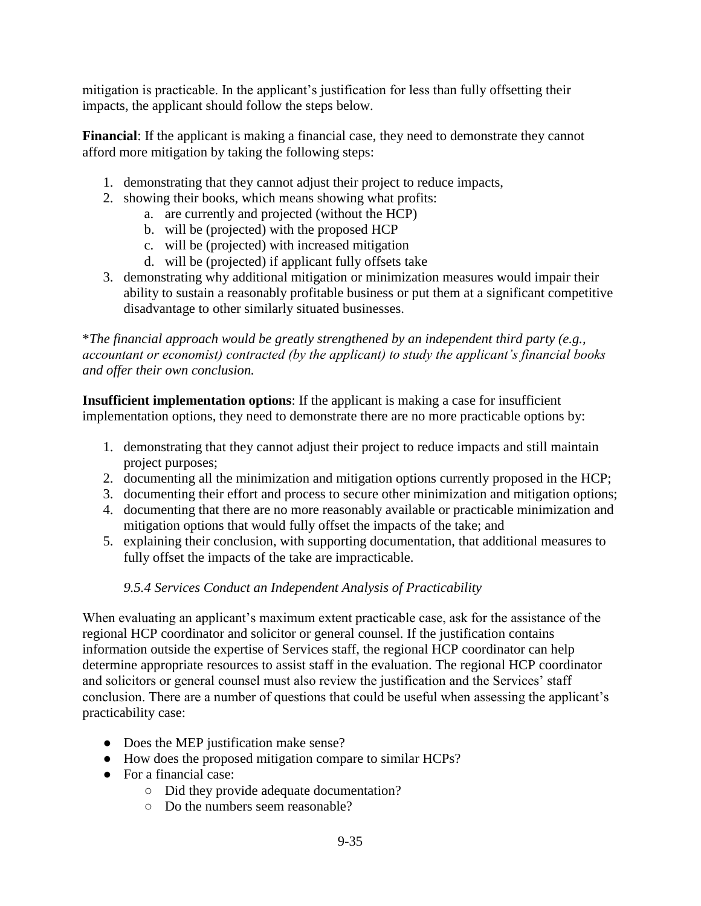mitigation is practicable. In the applicant's justification for less than fully offsetting their impacts, the applicant should follow the steps below.

**Financial**: If the applicant is making a financial case, they need to demonstrate they cannot afford more mitigation by taking the following steps:

1. demonstrating that they cannot adjust their project to reduce impacts,
2. showing their books, which means showing what profits:
    a. are currently and projected (without the HCP)
    b. will be (projected) with the proposed HCP
    c. will be (projected) with increased mitigation
    d. will be (projected) if applicant fully offsets take
3. demonstrating why additional mitigation or minimization measures would impair their ability to sustain a reasonably profitable business or put them at a significant competitive disadvantage to other similarly situated businesses.

*\*The financial approach would be greatly strengthened by an independent third party (e.g., accountant or economist) contracted (by the applicant) to study the applicant's financial books and offer their own conclusion.*

**Insufficient implementation options**: If the applicant is making a case for insufficient implementation options, they need to demonstrate there are no more practicable options by:

1. demonstrating that they cannot adjust their project to reduce impacts and still maintain project purposes;
2. documenting all the minimization and mitigation options currently proposed in the HCP;
3. documenting their effort and process to secure other minimization and mitigation options;
4. documenting that there are no more reasonably available or practicable minimization and mitigation options that would fully offset the impacts of the take; and
5. explaining their conclusion, with supporting documentation, that additional measures to fully offset the impacts of the take are impracticable.

### *9.5.4 Services Conduct an Independent Analysis of Practicability*

When evaluating an applicant's maximum extent practicable case, ask for the assistance of the regional HCP coordinator and solicitor or general counsel. If the justification contains information outside the expertise of Services staff, the regional HCP coordinator can help determine appropriate resources to assist staff in the evaluation. The regional HCP coordinator and solicitors or general counsel must also review the justification and the Services' staff conclusion. There are a number of questions that could be useful when assessing the applicant's practicability case:

- Does the MEP justification make sense?
- How does the proposed mitigation compare to similar HCPs?
- For a financial case:
    - Did they provide adequate documentation?
    - Do the numbers seem reasonable?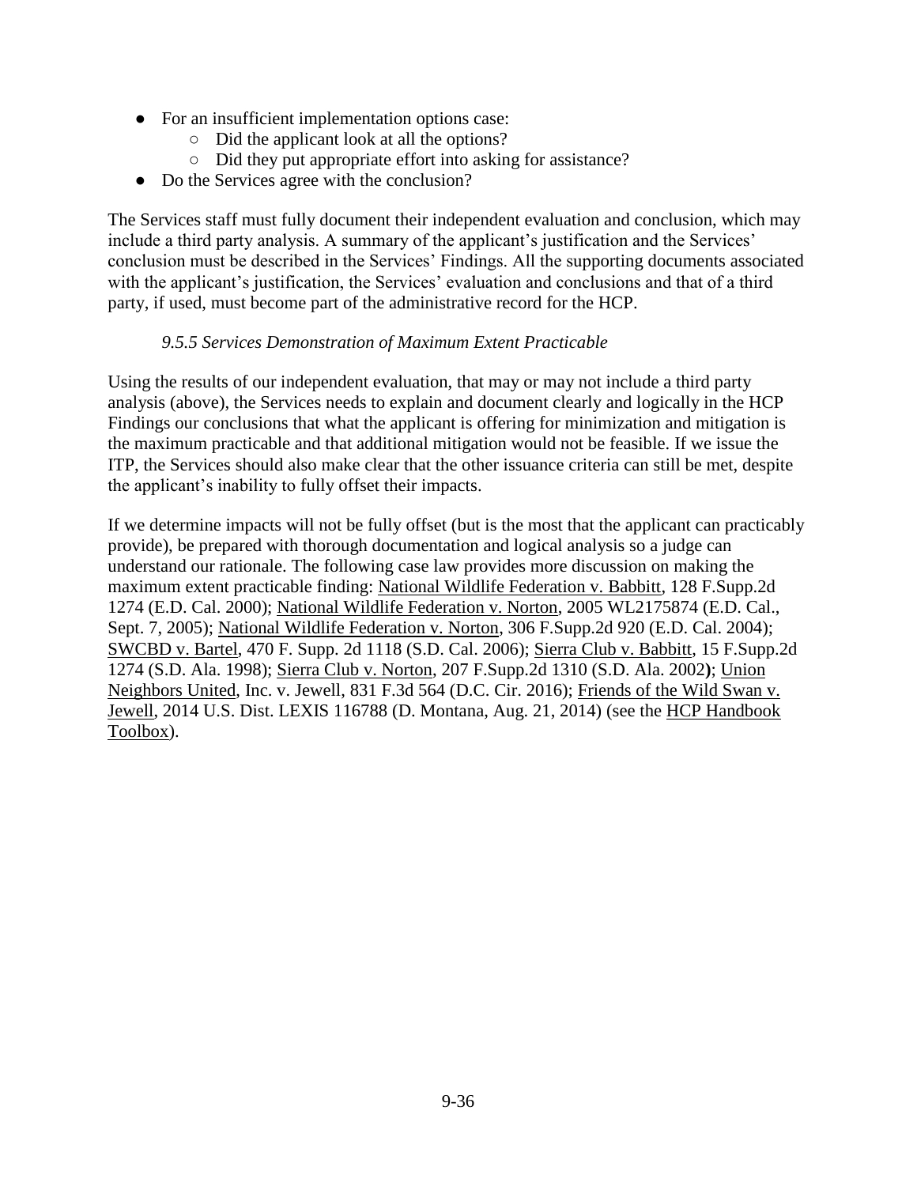- For an insufficient implementation options case:
  - Did the applicant look at all the options?
  - Did they put appropriate effort into asking for assistance?
- Do the Services agree with the conclusion?

The Services staff must fully document their independent evaluation and conclusion, which may include a third party analysis. A summary of the applicant's justification and the Services' conclusion must be described in the Services' Findings. All the supporting documents associated with the applicant's justification, the Services' evaluation and conclusions and that of a third party, if used, must become part of the administrative record for the HCP.

#### *9.5.5 Services Demonstration of Maximum Extent Practicable*

Using the results of our independent evaluation, that may or may not include a third party analysis (above), the Services needs to explain and document clearly and logically in the HCP Findings our conclusions that what the applicant is offering for minimization and mitigation is the maximum practicable and that additional mitigation would not be feasible. If we issue the ITP, the Services should also make clear that the other issuance criteria can still be met, despite the applicant's inability to fully offset their impacts.

If we determine impacts will not be fully offset (but is the most that the applicant can practicably provide), be prepared with thorough documentation and logical analysis so a judge can understand our rationale. The following case law provides more discussion on making the maximum extent practicable finding: National Wildlife Federation v. Babbitt, 128 F.Supp.2d 1274 (E.D. Cal. 2000); National Wildlife Federation v. Norton, 2005 WL2175874 (E.D. Cal., Sept. 7, 2005); National Wildlife Federation v. Norton, 306 F.Supp.2d 920 (E.D. Cal. 2004); SWCBD v. Bartel, 470 F. Supp. 2d 1118 (S.D. Cal. 2006); Sierra Club v. Babbitt, 15 F.Supp.2d 1274 (S.D. Ala. 1998); Sierra Club v. Norton, 207 F.Supp.2d 1310 (S.D. Ala. 2002); Union Neighbors United, Inc. v. Jewell, 831 F.3d 564 (D.C. Cir. 2016); Friends of the Wild Swan v. Jewell, 2014 U.S. Dist. LEXIS 116788 (D. Montana, Aug. 21, 2014) (see the HCP Handbook Toolbox).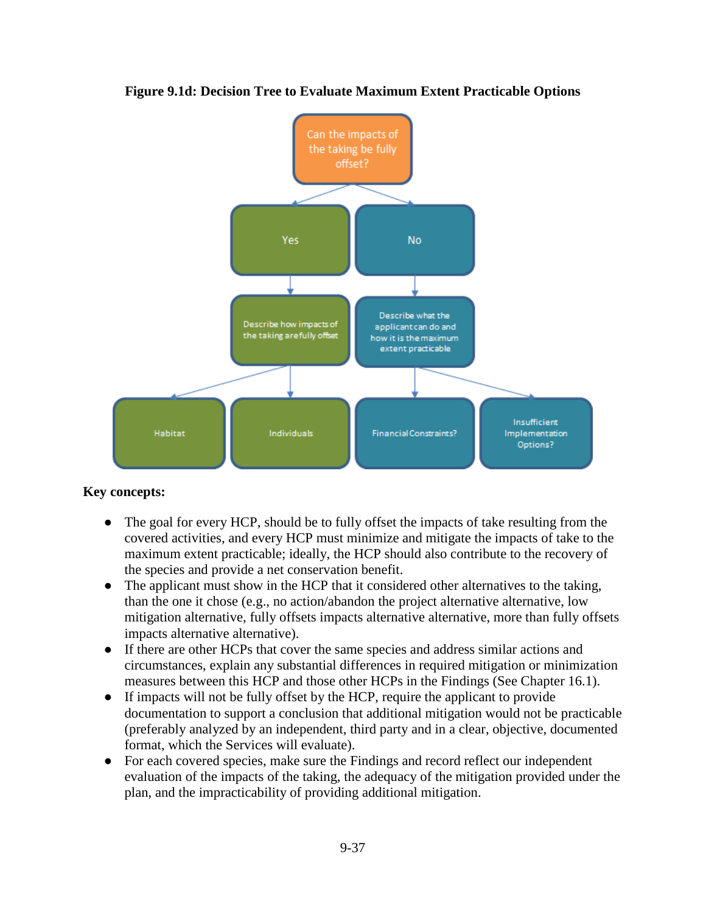**Figure 9.1d: Decision Tree to Evaluate Maximum Extent Practicable Options**

Can the impacts of the taking be fully offset?

- Yes
  - Describe how impacts of the taking are fully offset
    - Habitat
    - Individuals
- No
  - Describe what the applicant can do and how it is the maximum extent practicable
    - Financial Constraints?
    - Insufficient Implementation Options?

**Key concepts:**

- The goal for every HCP, should be to fully offset the impacts of take resulting from the covered activities, and every HCP must minimize and mitigate the impacts of take to the maximum extent practicable; ideally, the HCP should also contribute to the recovery of the species and provide a net conservation benefit.
- The applicant must show in the HCP that it considered other alternatives to the taking, than the one it chose (e.g., no action/abandon the project alternative alternative, low mitigation alternative, fully offsets impacts alternative alternative, more than fully offsets impacts alternative alternative).
- If there are other HCPs that cover the same species and address similar actions and circumstances, explain any substantial differences in required mitigation or minimization measures between this HCP and those other HCPs in the Findings (See Chapter 16.1).
- If impacts will not be fully offset by the HCP, require the applicant to provide documentation to support a conclusion that additional mitigation would not be practicable (preferably analyzed by an independent, third party and in a clear, objective, documented format, which the Services will evaluate).
- For each covered species, make sure the Findings and record reflect our independent evaluation of the impacts of the taking, the adequacy of the mitigation provided under the plan, and the impracticability of providing additional mitigation.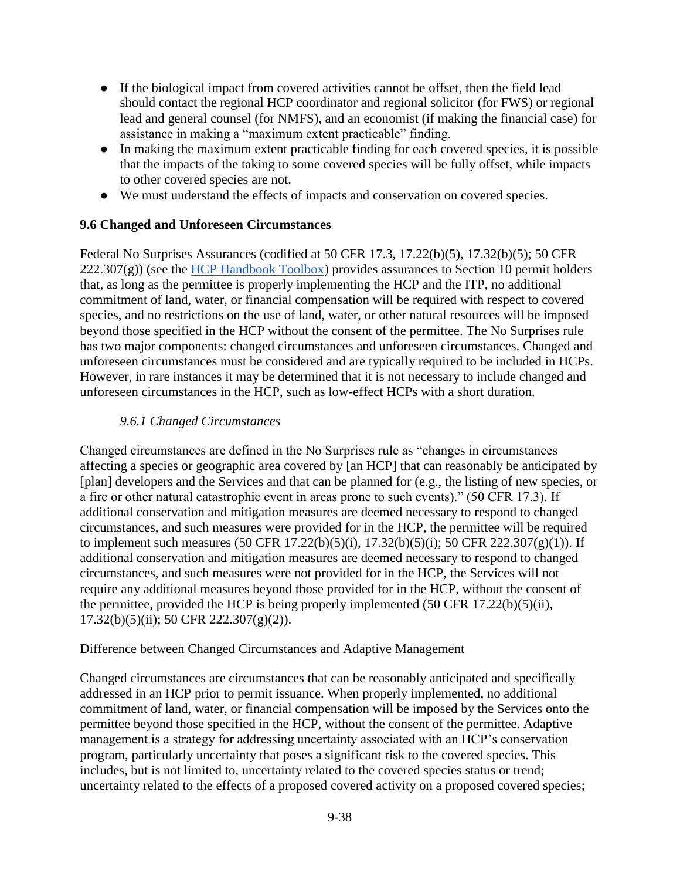- If the biological impact from covered activities cannot be offset, then the field lead should contact the regional HCP coordinator and regional solicitor (for FWS) or regional lead and general counsel (for NMFS), and an economist (if making the financial case) for assistance in making a "maximum extent practicable" finding.
- In making the maximum extent practicable finding for each covered species, it is possible that the impacts of the taking to some covered species will be fully offset, while impacts to other covered species are not.
- We must understand the effects of impacts and conservation on covered species.

## 9.6 Changed and Unforeseen Circumstances

Federal No Surprises Assurances (codified at 50 CFR 17.3, 17.22(b)(5), 17.32(b)(5); 50 CFR 222.307(g)) (see the HCP Handbook Toolbox) provides assurances to Section 10 permit holders that, as long as the permittee is properly implementing the HCP and the ITP, no additional commitment of land, water, or financial compensation will be required with respect to covered species, and no restrictions on the use of land, water, or other natural resources will be imposed beyond those specified in the HCP without the consent of the permittee. The No Surprises rule has two major components: changed circumstances and unforeseen circumstances. Changed and unforeseen circumstances must be considered and are typically required to be included in HCPs. However, in rare instances it may be determined that it is not necessary to include changed and unforeseen circumstances in the HCP, such as low-effect HCPs with a short duration.

### *9.6.1 Changed Circumstances*

Changed circumstances are defined in the No Surprises rule as "changes in circumstances affecting a species or geographic area covered by [an HCP] that can reasonably be anticipated by [plan] developers and the Services and that can be planned for (e.g., the listing of new species, or a fire or other natural catastrophic event in areas prone to such events)." (50 CFR 17.3). If additional conservation and mitigation measures are deemed necessary to respond to changed circumstances, and such measures were provided for in the HCP, the permittee will be required to implement such measures (50 CFR 17.22(b)(5)(i), 17.32(b)(5)(i); 50 CFR 222.307(g)(1)). If additional conservation and mitigation measures are deemed necessary to respond to changed circumstances, and such measures were not provided for in the HCP, the Services will not require any additional measures beyond those provided for in the HCP, without the consent of the permittee, provided the HCP is being properly implemented (50 CFR 17.22(b)(5)(ii), 17.32(b)(5)(ii); 50 CFR 222.307(g)(2)).

Difference between Changed Circumstances and Adaptive Management

Changed circumstances are circumstances that can be reasonably anticipated and specifically addressed in an HCP prior to permit issuance. When properly implemented, no additional commitment of land, water, or financial compensation will be imposed by the Services onto the permittee beyond those specified in the HCP, without the consent of the permittee. Adaptive management is a strategy for addressing uncertainty associated with an HCP's conservation program, particularly uncertainty that poses a significant risk to the covered species. This includes, but is not limited to, uncertainty related to the covered species status or trend; uncertainty related to the effects of a proposed covered activity on a proposed covered species;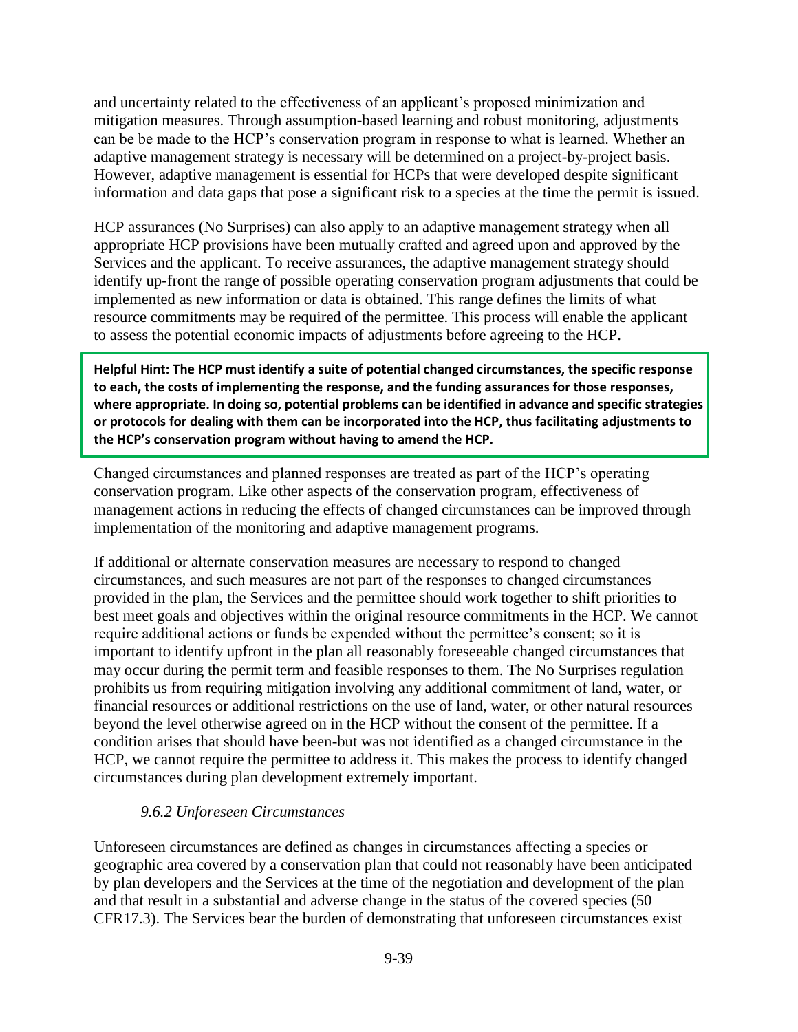and uncertainty related to the effectiveness of an applicant's proposed minimization and mitigation measures. Through assumption-based learning and robust monitoring, adjustments can be be made to the HCP's conservation program in response to what is learned. Whether an adaptive management strategy is necessary will be determined on a project-by-project basis. However, adaptive management is essential for HCPs that were developed despite significant information and data gaps that pose a significant risk to a species at the time the permit is issued.

HCP assurances (No Surprises) can also apply to an adaptive management strategy when all appropriate HCP provisions have been mutually crafted and agreed upon and approved by the Services and the applicant. To receive assurances, the adaptive management strategy should identify up-front the range of possible operating conservation program adjustments that could be implemented as new information or data is obtained. This range defines the limits of what resource commitments may be required of the permittee. This process will enable the applicant to assess the potential economic impacts of adjustments before agreeing to the HCP.

**Helpful Hint: The HCP must identify a suite of potential changed circumstances, the specific response to each, the costs of implementing the response, and the funding assurances for those responses, where appropriate. In doing so, potential problems can be identified in advance and specific strategies or protocols for dealing with them can be incorporated into the HCP, thus facilitating adjustments to the HCP's conservation program without having to amend the HCP.**

Changed circumstances and planned responses are treated as part of the HCP's operating conservation program. Like other aspects of the conservation program, effectiveness of management actions in reducing the effects of changed circumstances can be improved through implementation of the monitoring and adaptive management programs.

If additional or alternate conservation measures are necessary to respond to changed circumstances, and such measures are not part of the responses to changed circumstances provided in the plan, the Services and the permittee should work together to shift priorities to best meet goals and objectives within the original resource commitments in the HCP. We cannot require additional actions or funds be expended without the permittee's consent; so it is important to identify upfront in the plan all reasonably foreseeable changed circumstances that may occur during the permit term and feasible responses to them. The No Surprises regulation prohibits us from requiring mitigation involving any additional commitment of land, water, or financial resources or additional restrictions on the use of land, water, or other natural resources beyond the level otherwise agreed on in the HCP without the consent of the permittee. If a condition arises that should have been-but was not identified as a changed circumstance in the HCP, we cannot require the permittee to address it. This makes the process to identify changed circumstances during plan development extremely important.

### *9.6.2 Unforeseen Circumstances*

Unforeseen circumstances are defined as changes in circumstances affecting a species or geographic area covered by a conservation plan that could not reasonably have been anticipated by plan developers and the Services at the time of the negotiation and development of the plan and that result in a substantial and adverse change in the status of the covered species (50 CFR17.3). The Services bear the burden of demonstrating that unforeseen circumstances exist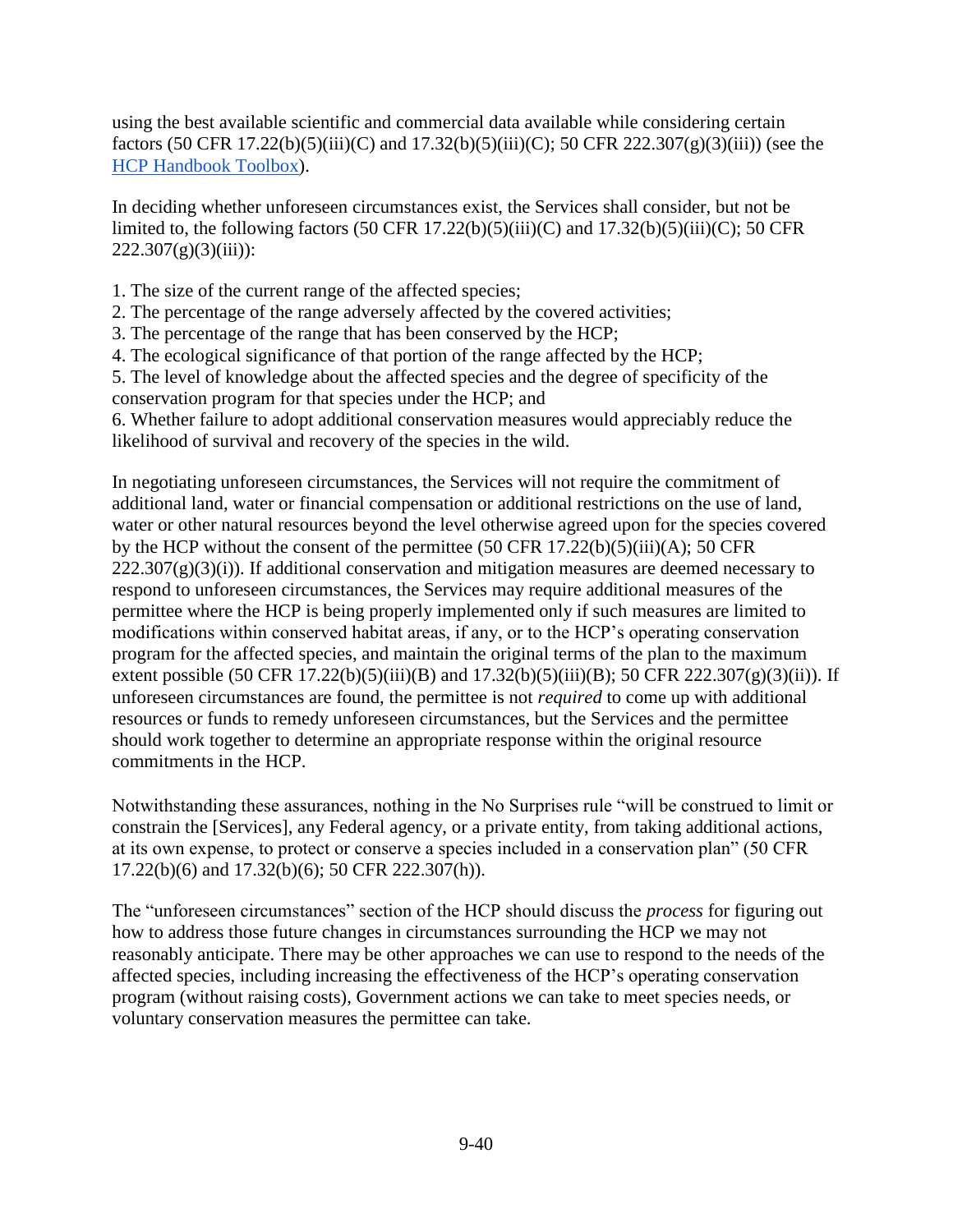using the best available scientific and commercial data available while considering certain factors (50 CFR 17.22(b)(5)(iii)(C) and 17.32(b)(5)(iii)(C); 50 CFR 222.307(g)(3)(iii)) (see the [HCP Handbook Toolbox](HCP Handbook Toolbox)).

In deciding whether unforeseen circumstances exist, the Services shall consider, but not be limited to, the following factors (50 CFR 17.22(b)(5)(iii)(C) and 17.32(b)(5)(iii)(C); 50 CFR 222.307(g)(3)(iii)):

1. The size of the current range of the affected species;
2. The percentage of the range adversely affected by the covered activities;
3. The percentage of the range that has been conserved by the HCP;
4. The ecological significance of that portion of the range affected by the HCP;
5. The level of knowledge about the affected species and the degree of specificity of the conservation program for that species under the HCP; and
6. Whether failure to adopt additional conservation measures would appreciably reduce the likelihood of survival and recovery of the species in the wild.

In negotiating unforeseen circumstances, the Services will not require the commitment of additional land, water or financial compensation or additional restrictions on the use of land, water or other natural resources beyond the level otherwise agreed upon for the species covered by the HCP without the consent of the permittee (50 CFR 17.22(b)(5)(iii)(A); 50 CFR 222.307(g)(3)(i)). If additional conservation and mitigation measures are deemed necessary to respond to unforeseen circumstances, the Services may require additional measures of the permittee where the HCP is being properly implemented only if such measures are limited to modifications within conserved habitat areas, if any, or to the HCP's operating conservation program for the affected species, and maintain the original terms of the plan to the maximum extent possible (50 CFR 17.22(b)(5)(iii)(B) and 17.32(b)(5)(iii)(B); 50 CFR 222.307(g)(3)(ii)). If unforeseen circumstances are found, the permittee is not *required* to come up with additional resources or funds to remedy unforeseen circumstances, but the Services and the permittee should work together to determine an appropriate response within the original resource commitments in the HCP.

Notwithstanding these assurances, nothing in the No Surprises rule "will be construed to limit or constrain the [Services], any Federal agency, or a private entity, from taking additional actions, at its own expense, to protect or conserve a species included in a conservation plan" (50 CFR 17.22(b)(6) and 17.32(b)(6); 50 CFR 222.307(h)).

The "unforeseen circumstances" section of the HCP should discuss the *process* for figuring out how to address those future changes in circumstances surrounding the HCP we may not reasonably anticipate. There may be other approaches we can use to respond to the needs of the affected species, including increasing the effectiveness of the HCP's operating conservation program (without raising costs), Government actions we can take to meet species needs, or voluntary conservation measures the permittee can take.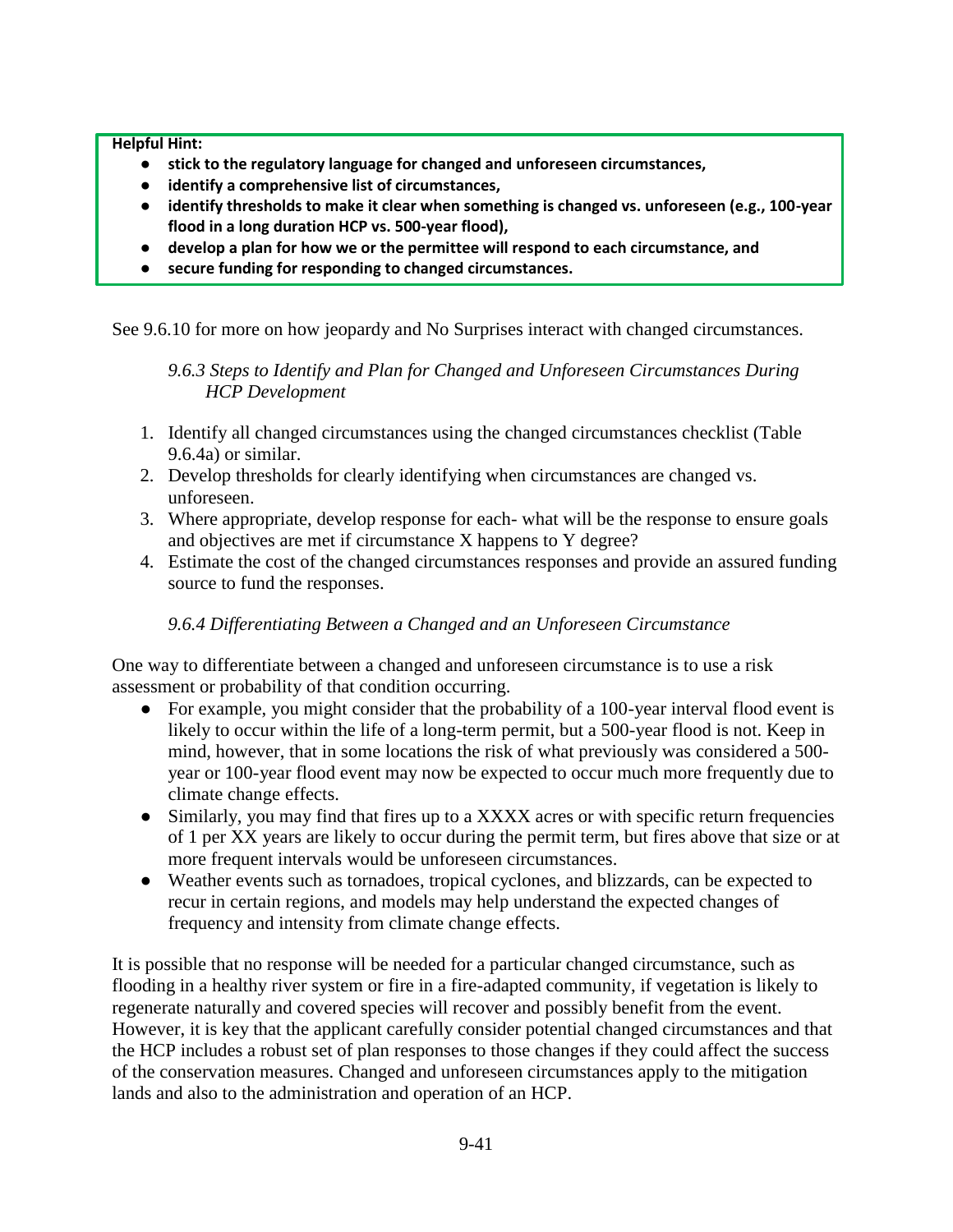**Helpful Hint:**

- **stick to the regulatory language for changed and unforeseen circumstances,**
- **identify a comprehensive list of circumstances,**
- **identify thresholds to make it clear when something is changed vs. unforeseen (e.g., 100-year flood in a long duration HCP vs. 500-year flood),**
- **develop a plan for how we or the permittee will respond to each circumstance, and**
- **secure funding for responding to changed circumstances.**

See 9.6.10 for more on how jeopardy and No Surprises interact with changed circumstances.

### *9.6.3 Steps to Identify and Plan for Changed and Unforeseen Circumstances During HCP Development*

1. Identify all changed circumstances using the changed circumstances checklist (Table 9.6.4a) or similar.
2. Develop thresholds for clearly identifying when circumstances are changed vs. unforeseen.
3. Where appropriate, develop response for each- what will be the response to ensure goals and objectives are met if circumstance X happens to Y degree?
4. Estimate the cost of the changed circumstances responses and provide an assured funding source to fund the responses.

### *9.6.4 Differentiating Between a Changed and an Unforeseen Circumstance*

One way to differentiate between a changed and unforeseen circumstance is to use a risk assessment or probability of that condition occurring.

- For example, you might consider that the probability of a 100-year interval flood event is likely to occur within the life of a long-term permit, but a 500-year flood is not. Keep in mind, however, that in some locations the risk of what previously was considered a 500-year or 100-year flood event may now be expected to occur much more frequently due to climate change effects.
- Similarly, you may find that fires up to a XXXX acres or with specific return frequencies of 1 per XX years are likely to occur during the permit term, but fires above that size or at more frequent intervals would be unforeseen circumstances.
- Weather events such as tornadoes, tropical cyclones, and blizzards, can be expected to recur in certain regions, and models may help understand the expected changes of frequency and intensity from climate change effects.

It is possible that no response will be needed for a particular changed circumstance, such as flooding in a healthy river system or fire in a fire-adapted community, if vegetation is likely to regenerate naturally and covered species will recover and possibly benefit from the event. However, it is key that the applicant carefully consider potential changed circumstances and that the HCP includes a robust set of plan responses to those changes if they could affect the success of the conservation measures. Changed and unforeseen circumstances apply to the mitigation lands and also to the administration and operation of an HCP.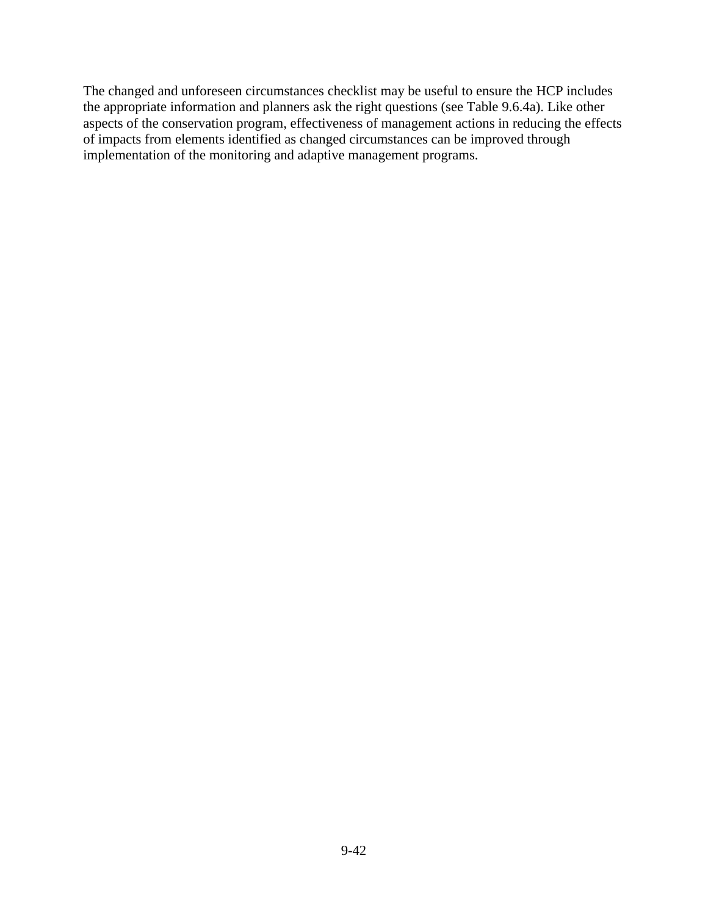The changed and unforeseen circumstances checklist may be useful to ensure the HCP includes the appropriate information and planners ask the right questions (see Table 9.6.4a). Like other aspects of the conservation program, effectiveness of management actions in reducing the effects of impacts from elements identified as changed circumstances can be improved through implementation of the monitoring and adaptive management programs.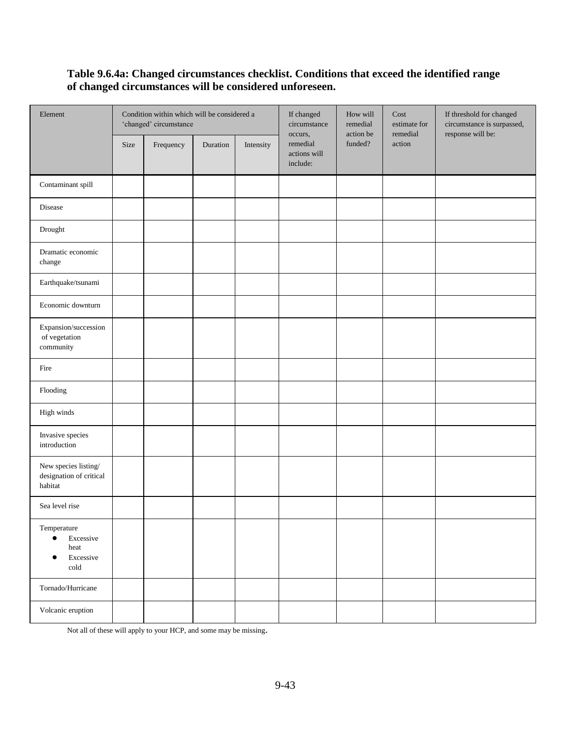**Table 9.6.4a: Changed circumstances checklist. Conditions that exceed the identified range of changed circumstances will be considered unforeseen.**

| Element | Condition within which will be considered a 'changed' circumstance | | | | If changed circumstance occurs, remedial actions will include: | How will remedial action be funded? | Cost estimate for remedial action | If threshold for changed circumstance is surpassed, response will be: |
|---|---|---|---|---|---|---|---|---|
| | Size | Frequency | Duration | Intensity | | | | |
| Contaminant spill | | | | | | | | |
| Disease | | | | | | | | |
| Drought | | | | | | | | |
| Dramatic economic change | | | | | | | | |
| Earthquake/tsunami | | | | | | | | |
| Economic downturn | | | | | | | | |
| Expansion/succession of vegetation community | | | | | | | | |
| Fire | | | | | | | | |
| Flooding | | | | | | | | |
| High winds | | | | | | | | |
| Invasive species introduction | | | | | | | | |
| New species listing/ designation of critical habitat | | | | | | | | |
| Sea level rise | | | | | | | | |
| Temperature<br>• Excessive heat<br>• Excessive cold | | | | | | | | |
| Tornado/Hurricane | | | | | | | | |
| Volcanic eruption | | | | | | | | |

Not all of these will apply to your HCP, and some may be missing.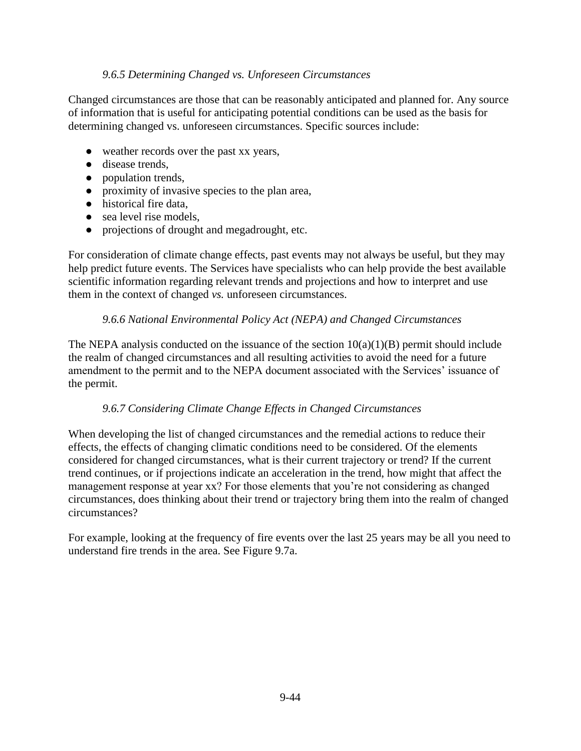### *9.6.5 Determining Changed vs. Unforeseen Circumstances*

Changed circumstances are those that can be reasonably anticipated and planned for. Any source of information that is useful for anticipating potential conditions can be used as the basis for determining changed vs. unforeseen circumstances. Specific sources include:

- weather records over the past xx years,
- disease trends,
- population trends,
- proximity of invasive species to the plan area,
- historical fire data,
- sea level rise models,
- projections of drought and megadrought, etc.

For consideration of climate change effects, past events may not always be useful, but they may help predict future events. The Services have specialists who can help provide the best available scientific information regarding relevant trends and projections and how to interpret and use them in the context of changed *vs.* unforeseen circumstances.

### *9.6.6 National Environmental Policy Act (NEPA) and Changed Circumstances*

The NEPA analysis conducted on the issuance of the section 10(a)(1)(B) permit should include the realm of changed circumstances and all resulting activities to avoid the need for a future amendment to the permit and to the NEPA document associated with the Services' issuance of the permit.

### *9.6.7 Considering Climate Change Effects in Changed Circumstances*

When developing the list of changed circumstances and the remedial actions to reduce their effects, the effects of changing climatic conditions need to be considered. Of the elements considered for changed circumstances, what is their current trajectory or trend? If the current trend continues, or if projections indicate an acceleration in the trend, how might that affect the management response at year xx? For those elements that you're not considering as changed circumstances, does thinking about their trend or trajectory bring them into the realm of changed circumstances?

For example, looking at the frequency of fire events over the last 25 years may be all you need to understand fire trends in the area. See Figure 9.7a.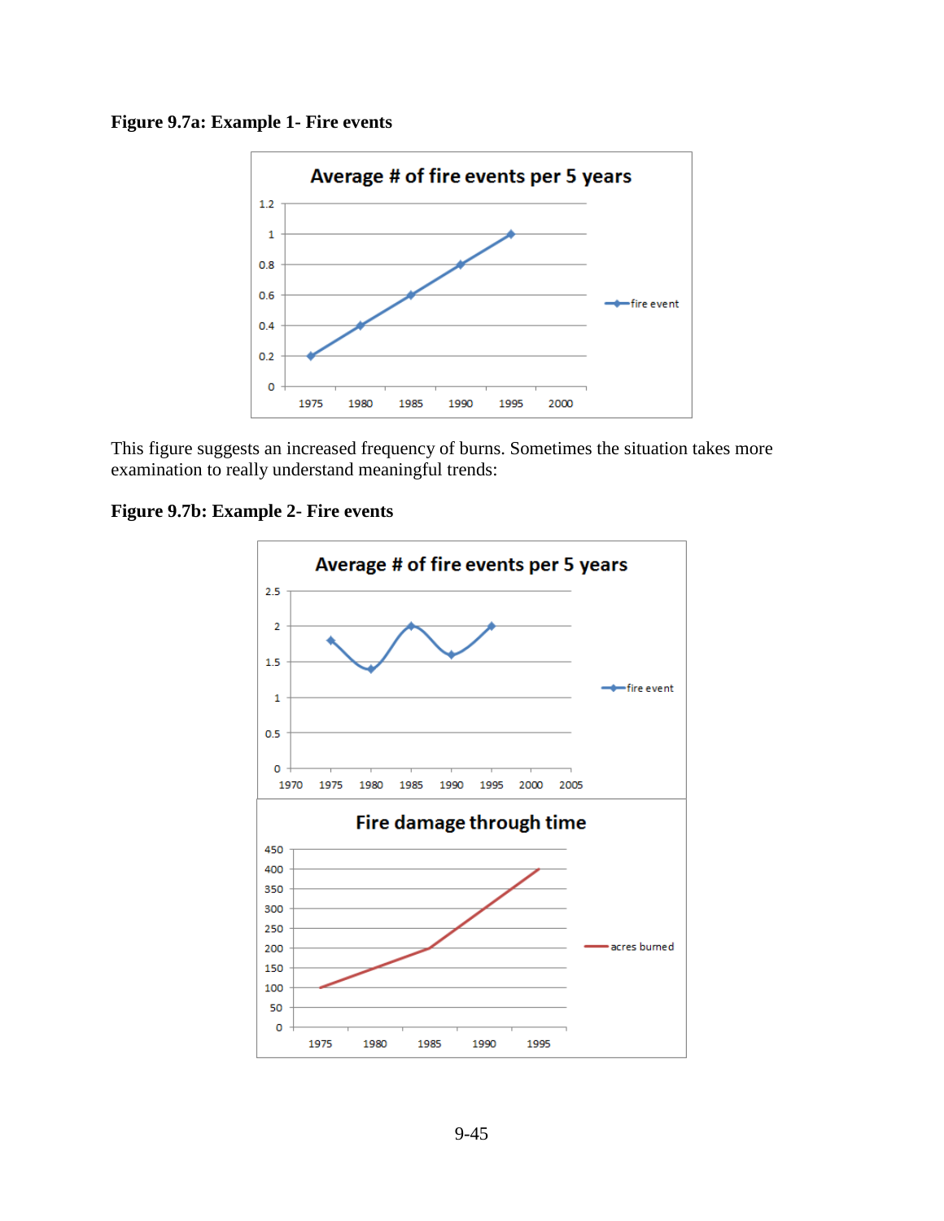**Figure 9.7a: Example 1- Fire events**

This figure suggests an increased frequency of burns. Sometimes the situation takes more examination to really understand meaningful trends:

**Figure 9.7b: Example 2- Fire events**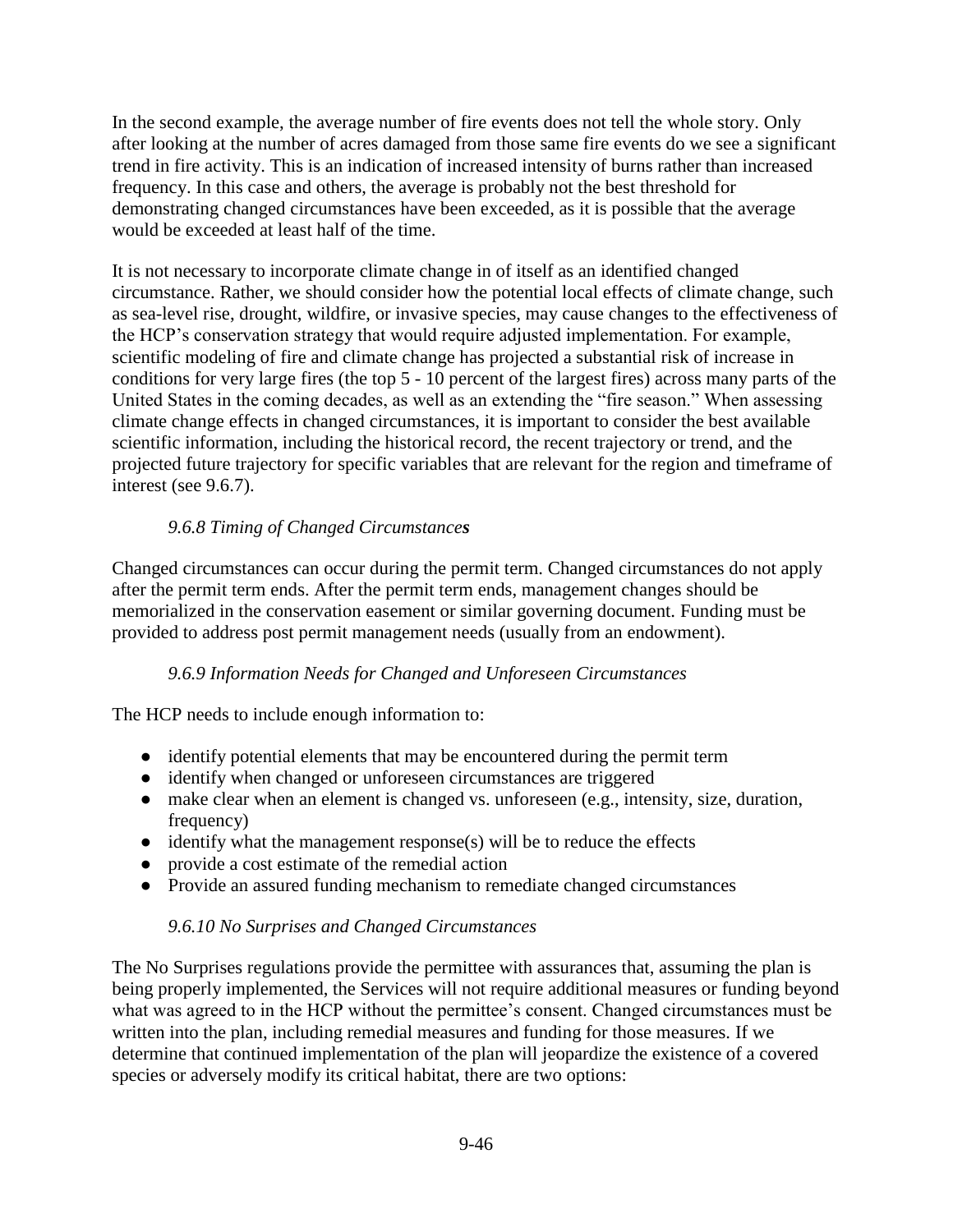In the second example, the average number of fire events does not tell the whole story. Only after looking at the number of acres damaged from those same fire events do we see a significant trend in fire activity. This is an indication of increased intensity of burns rather than increased frequency. In this case and others, the average is probably not the best threshold for demonstrating changed circumstances have been exceeded, as it is possible that the average would be exceeded at least half of the time.

It is not necessary to incorporate climate change in of itself as an identified changed circumstance. Rather, we should consider how the potential local effects of climate change, such as sea-level rise, drought, wildfire, or invasive species, may cause changes to the effectiveness of the HCP's conservation strategy that would require adjusted implementation. For example, scientific modeling of fire and climate change has projected a substantial risk of increase in conditions for very large fires (the top 5 - 10 percent of the largest fires) across many parts of the United States in the coming decades, as well as an extending the "fire season." When assessing climate change effects in changed circumstances, it is important to consider the best available scientific information, including the historical record, the recent trajectory or trend, and the projected future trajectory for specific variables that are relevant for the region and timeframe of interest (see 9.6.7).

### *9.6.8 Timing of Changed Circumstances*

Changed circumstances can occur during the permit term. Changed circumstances do not apply after the permit term ends. After the permit term ends, management changes should be memorialized in the conservation easement or similar governing document. Funding must be provided to address post permit management needs (usually from an endowment).

### *9.6.9 Information Needs for Changed and Unforeseen Circumstances*

The HCP needs to include enough information to:

- identify potential elements that may be encountered during the permit term
- identify when changed or unforeseen circumstances are triggered
- make clear when an element is changed vs. unforeseen (e.g., intensity, size, duration, frequency)
- identify what the management response(s) will be to reduce the effects
- provide a cost estimate of the remedial action
- Provide an assured funding mechanism to remediate changed circumstances

### *9.6.10 No Surprises and Changed Circumstances*

The No Surprises regulations provide the permittee with assurances that, assuming the plan is being properly implemented, the Services will not require additional measures or funding beyond what was agreed to in the HCP without the permittee's consent. Changed circumstances must be written into the plan, including remedial measures and funding for those measures. If we determine that continued implementation of the plan will jeopardize the existence of a covered species or adversely modify its critical habitat, there are two options: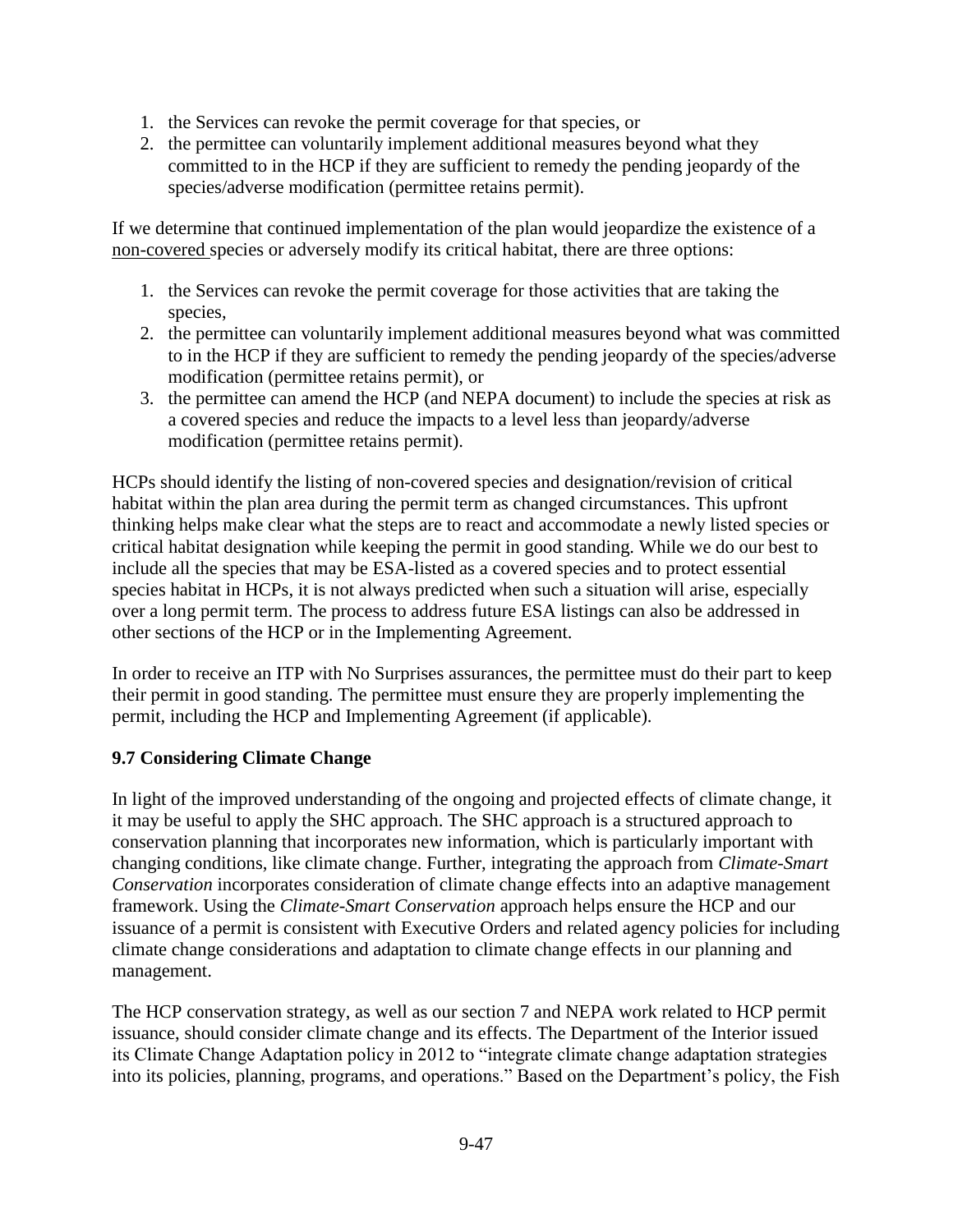1. the Services can revoke the permit coverage for that species, or
2. the permittee can voluntarily implement additional measures beyond what they committed to in the HCP if they are sufficient to remedy the pending jeopardy of the species/adverse modification (permittee retains permit).

If we determine that continued implementation of the plan would jeopardize the existence of a non-covered species or adversely modify its critical habitat, there are three options:

1. the Services can revoke the permit coverage for those activities that are taking the species,
2. the permittee can voluntarily implement additional measures beyond what was committed to in the HCP if they are sufficient to remedy the pending jeopardy of the species/adverse modification (permittee retains permit), or
3. the permittee can amend the HCP (and NEPA document) to include the species at risk as a covered species and reduce the impacts to a level less than jeopardy/adverse modification (permittee retains permit).

HCPs should identify the listing of non-covered species and designation/revision of critical habitat within the plan area during the permit term as changed circumstances. This upfront thinking helps make clear what the steps are to react and accommodate a newly listed species or critical habitat designation while keeping the permit in good standing. While we do our best to include all the species that may be ESA-listed as a covered species and to protect essential species habitat in HCPs, it is not always predicted when such a situation will arise, especially over a long permit term. The process to address future ESA listings can also be addressed in other sections of the HCP or in the Implementing Agreement.

In order to receive an ITP with No Surprises assurances, the permittee must do their part to keep their permit in good standing. The permittee must ensure they are properly implementing the permit, including the HCP and Implementing Agreement (if applicable).

### 9.7 Considering Climate Change

In light of the improved understanding of the ongoing and projected effects of climate change, it it may be useful to apply the SHC approach. The SHC approach is a structured approach to conservation planning that incorporates new information, which is particularly important with changing conditions, like climate change. Further, integrating the approach from *Climate-Smart Conservation* incorporates consideration of climate change effects into an adaptive management framework. Using the *Climate-Smart Conservation* approach helps ensure the HCP and our issuance of a permit is consistent with Executive Orders and related agency policies for including climate change considerations and adaptation to climate change effects in our planning and management.

The HCP conservation strategy, as well as our section 7 and NEPA work related to HCP permit issuance, should consider climate change and its effects. The Department of the Interior issued its Climate Change Adaptation policy in 2012 to "integrate climate change adaptation strategies into its policies, planning, programs, and operations." Based on the Department's policy, the Fish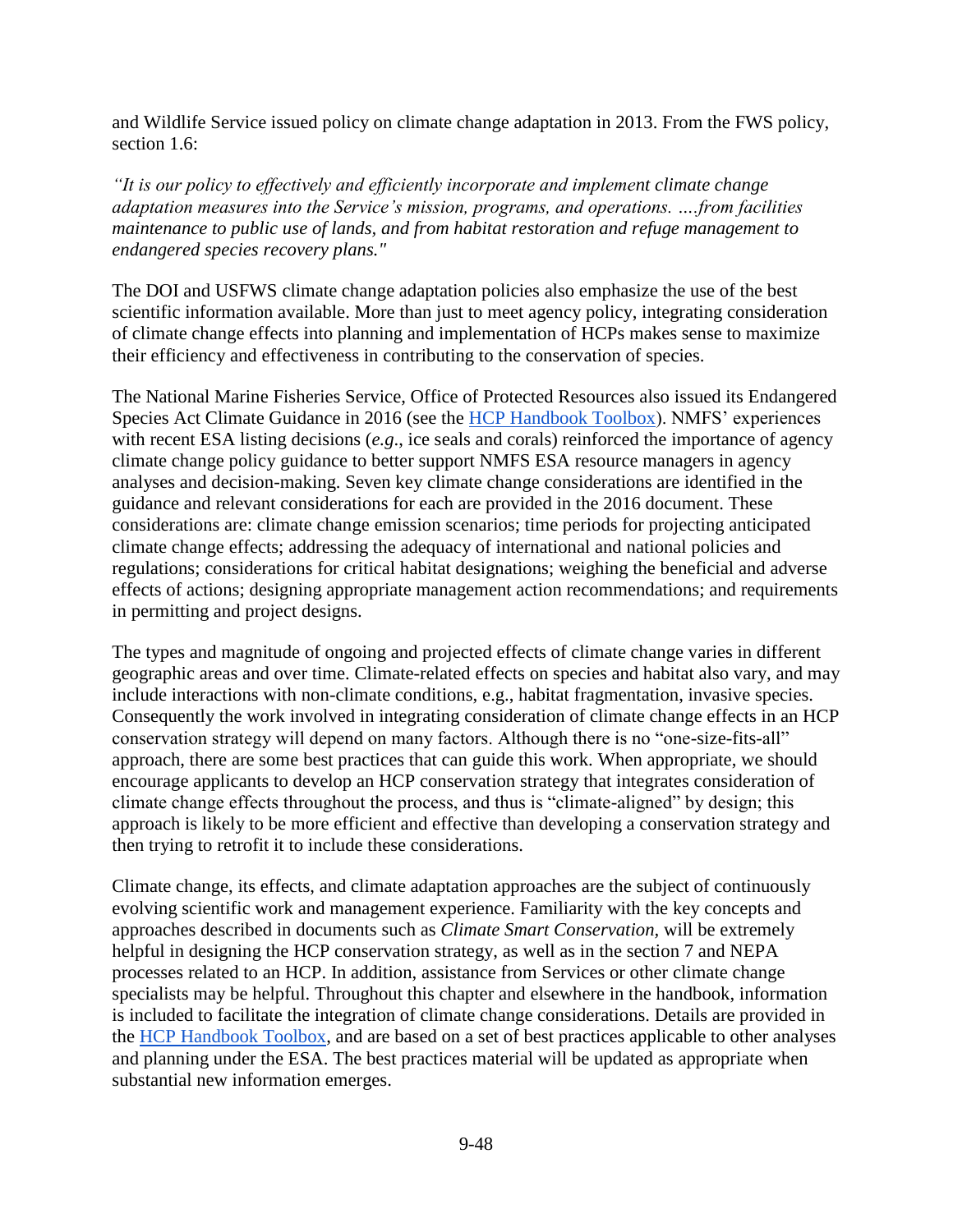and Wildlife Service issued policy on climate change adaptation in 2013. From the FWS policy, section 1.6:

*"It is our policy to effectively and efficiently incorporate and implement climate change adaptation measures into the Service's mission, programs, and operations. ….from facilities maintenance to public use of lands, and from habitat restoration and refuge management to endangered species recovery plans."*

The DOI and USFWS climate change adaptation policies also emphasize the use of the best scientific information available. More than just to meet agency policy, integrating consideration of climate change effects into planning and implementation of HCPs makes sense to maximize their efficiency and effectiveness in contributing to the conservation of species.

The National Marine Fisheries Service, Office of Protected Resources also issued its Endangered Species Act Climate Guidance in 2016 (see the HCP Handbook Toolbox). NMFS' experiences with recent ESA listing decisions (*e.g.*, ice seals and corals) reinforced the importance of agency climate change policy guidance to better support NMFS ESA resource managers in agency analyses and decision-making. Seven key climate change considerations are identified in the guidance and relevant considerations for each are provided in the 2016 document. These considerations are: climate change emission scenarios; time periods for projecting anticipated climate change effects; addressing the adequacy of international and national policies and regulations; considerations for critical habitat designations; weighing the beneficial and adverse effects of actions; designing appropriate management action recommendations; and requirements in permitting and project designs.

The types and magnitude of ongoing and projected effects of climate change varies in different geographic areas and over time. Climate-related effects on species and habitat also vary, and may include interactions with non-climate conditions, e.g., habitat fragmentation, invasive species. Consequently the work involved in integrating consideration of climate change effects in an HCP conservation strategy will depend on many factors. Although there is no "one-size-fits-all" approach, there are some best practices that can guide this work. When appropriate, we should encourage applicants to develop an HCP conservation strategy that integrates consideration of climate change effects throughout the process, and thus is "climate-aligned" by design; this approach is likely to be more efficient and effective than developing a conservation strategy and then trying to retrofit it to include these considerations.

Climate change, its effects, and climate adaptation approaches are the subject of continuously evolving scientific work and management experience. Familiarity with the key concepts and approaches described in documents such as *Climate Smart Conservation,* will be extremely helpful in designing the HCP conservation strategy, as well as in the section 7 and NEPA processes related to an HCP. In addition, assistance from Services or other climate change specialists may be helpful. Throughout this chapter and elsewhere in the handbook, information is included to facilitate the integration of climate change considerations. Details are provided in the HCP Handbook Toolbox, and are based on a set of best practices applicable to other analyses and planning under the ESA. The best practices material will be updated as appropriate when substantial new information emerges.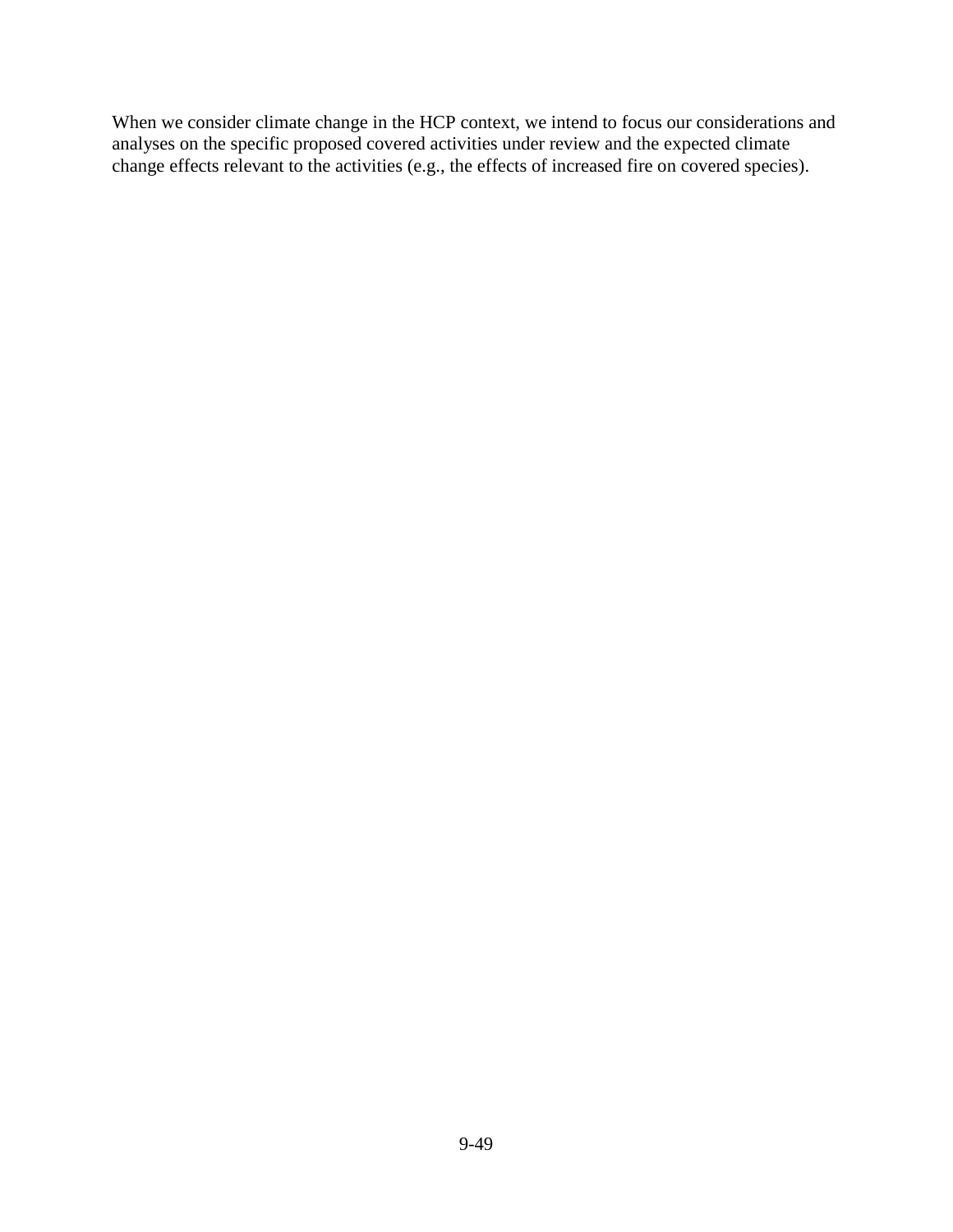When we consider climate change in the HCP context, we intend to focus our considerations and analyses on the specific proposed covered activities under review and the expected climate change effects relevant to the activities (e.g., the effects of increased fire on covered species).